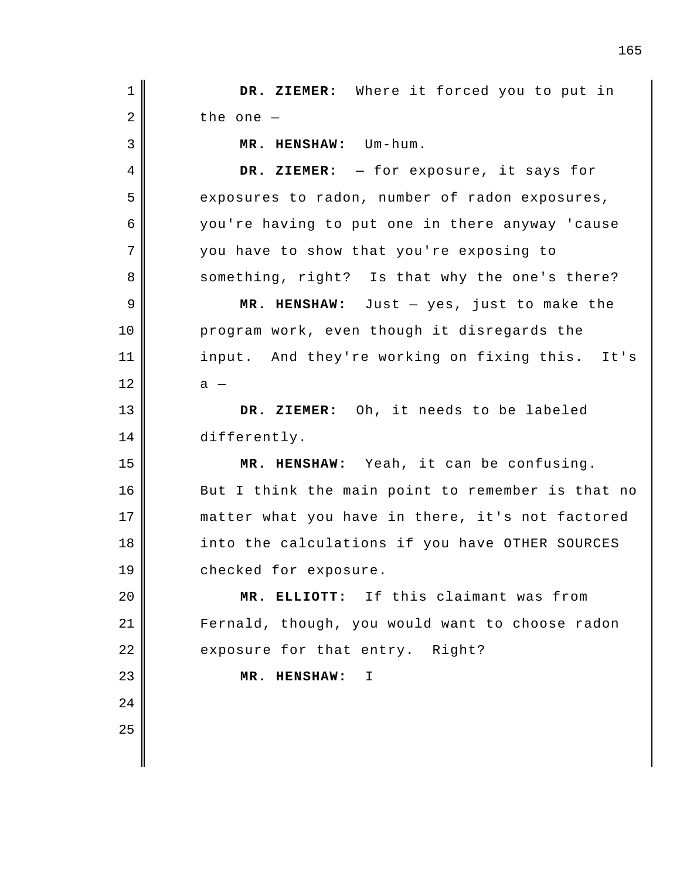**DR. ZIEMER:** Where it forced you to put in the one —

**MR. HENSHAW:** Um-hum.

**DR. ZIEMER:** — for exposure, it says for exposures to radon, number of radon exposures, you're having to put one in there anyway 'cause you have to show that you're exposing to something, right? Is that why the one's there?

**MR. HENSHAW:** Just — yes, just to make the program work, even though it disregards the input. And they're working on fixing this. It's a —

**DR. ZIEMER:** Oh, it needs to be labeled differently.

**MR. HENSHAW:** Yeah, it can be confusing. But I think the main point to remember is that no matter what you have in there, it's not factored into the calculations if you have OTHER SOURCES checked for exposure.

**MR. ELLIOTT:** If this claimant was from Fernald, though, you would want to choose radon exposure for that entry. Right?

**MR. HENSHAW:** I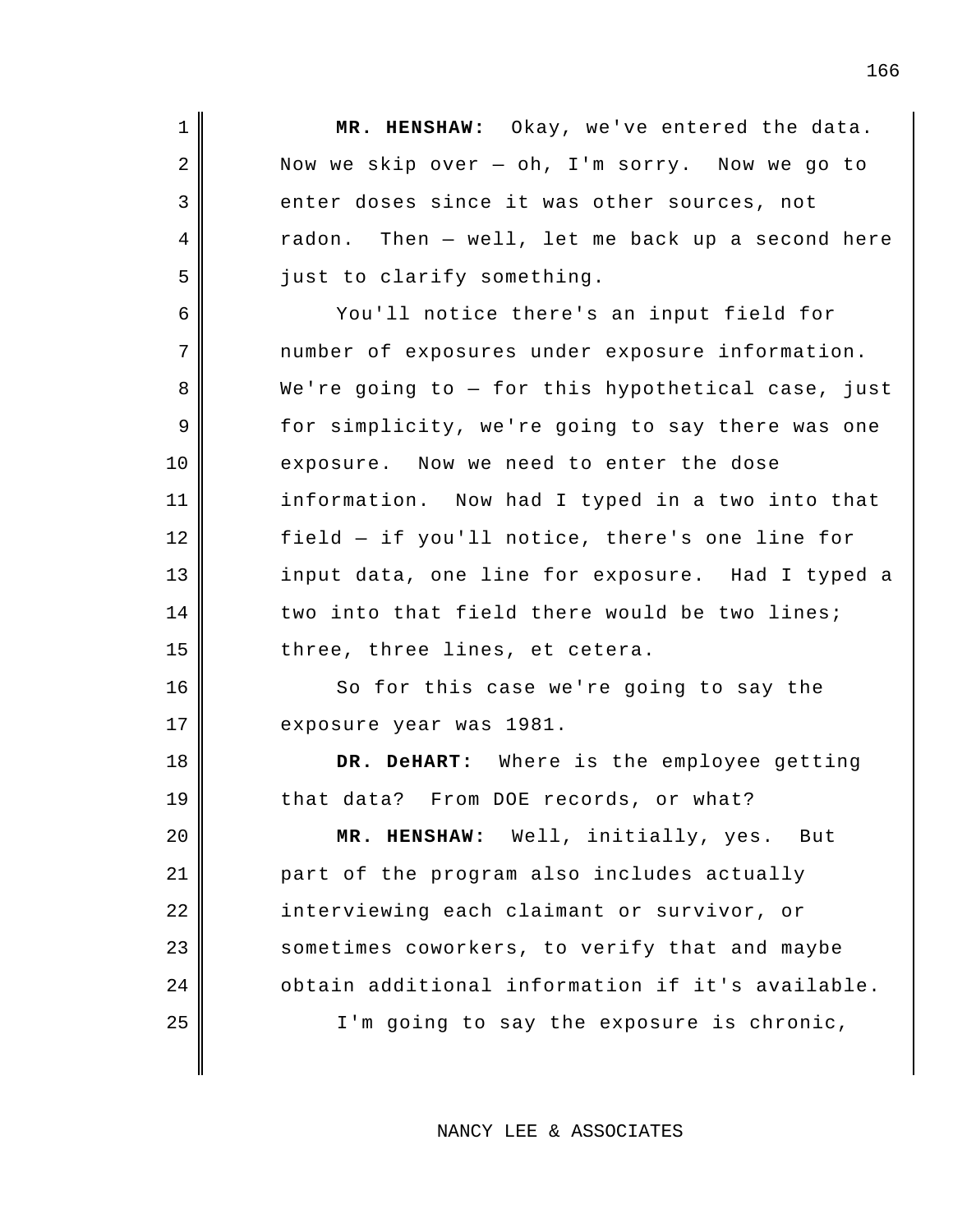**MR. HENSHAW:** Okay, we've entered the data. Now we skip over — oh, I'm sorry. Now we go to enter doses since it was other sources, not radon. Then — well, let me back up a second here just to clarify something.

You'll notice there's an input field for number of exposures under exposure information. We're going to — for this hypothetical case, just for simplicity, we're going to say there was one exposure. Now we need to enter the dose information. Now had I typed in a two into that field — if you'll notice, there's one line for input data, one line for exposure. Had I typed a two into that field there would be two lines; three, three lines, et cetera.

So for this case we're going to say the exposure year was 1981.

**DR. DeHART:** Where is the employee getting that data? From DOE records, or what?

**MR. HENSHAW:** Well, initially, yes. But part of the program also includes actually interviewing each claimant or survivor, or sometimes coworkers, to verify that and maybe obtain additional information if it's available.

I'm going to say the exposure is chronic,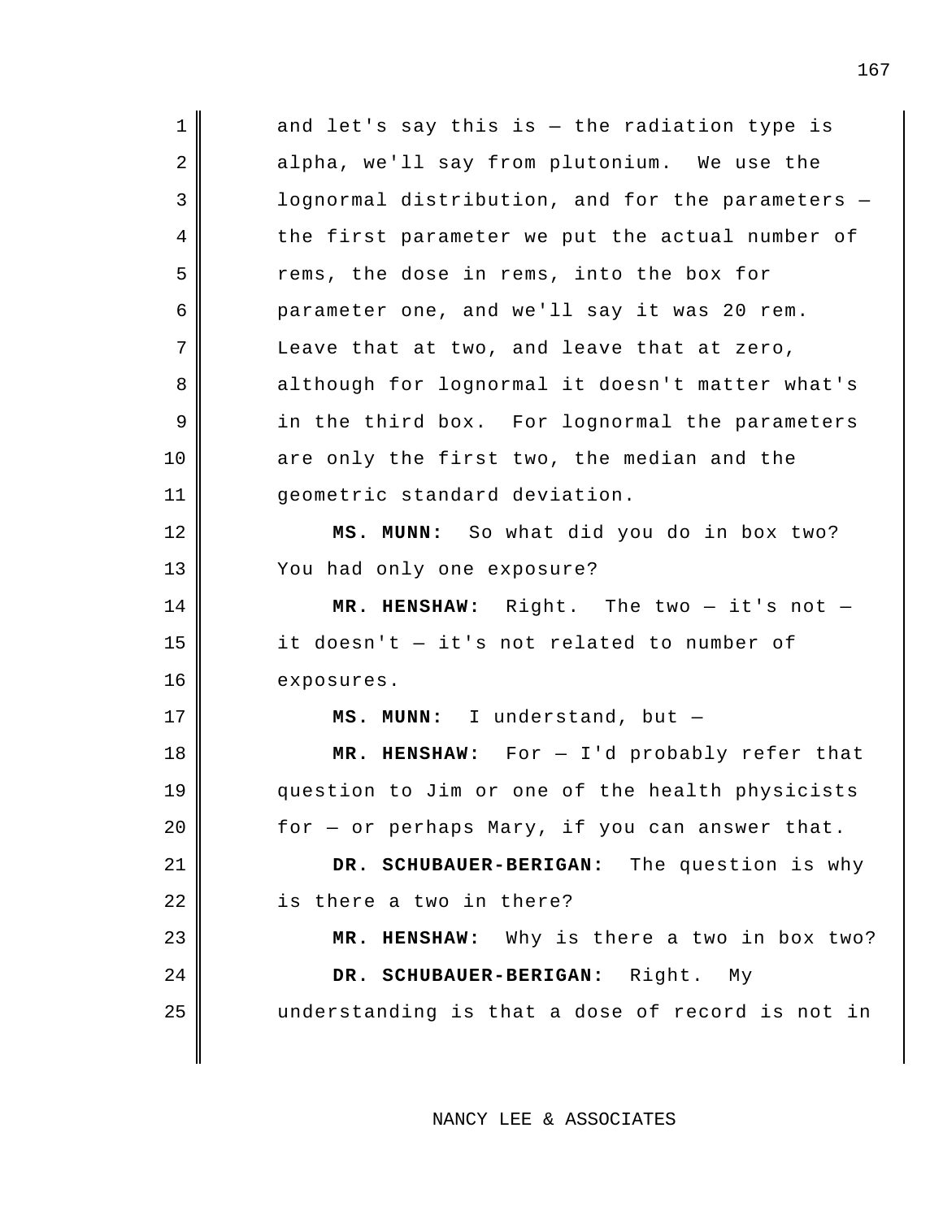and let's say this is — the radiation type is alpha, we'll say from plutonium. We use the lognormal distribution, and for the parameters — the first parameter we put the actual number of rems, the dose in rems, into the box for parameter one, and we'll say it was 20 rem. Leave that at two, and leave that at zero, although for lognormal it doesn't matter what's in the third box. For lognormal the parameters are only the first two, the median and the geometric standard deviation.

**MS. MUNN:** So what did you do in box two? You had only one exposure?

**MR. HENSHAW:** Right. The two — it's not — it doesn't — it's not related to number of exposures.

**MS. MUNN:** I understand, but —

**MR. HENSHAW:** For — I'd probably refer that question to Jim or one of the health physicists for — or perhaps Mary, if you can answer that.

**DR. SCHUBAUER-BERIGAN:** The question is why is there a two in there?

**MR. HENSHAW:** Why is there a two in box two?

**DR. SCHUBAUER-BERIGAN:** Right. My understanding is that a dose of record is not in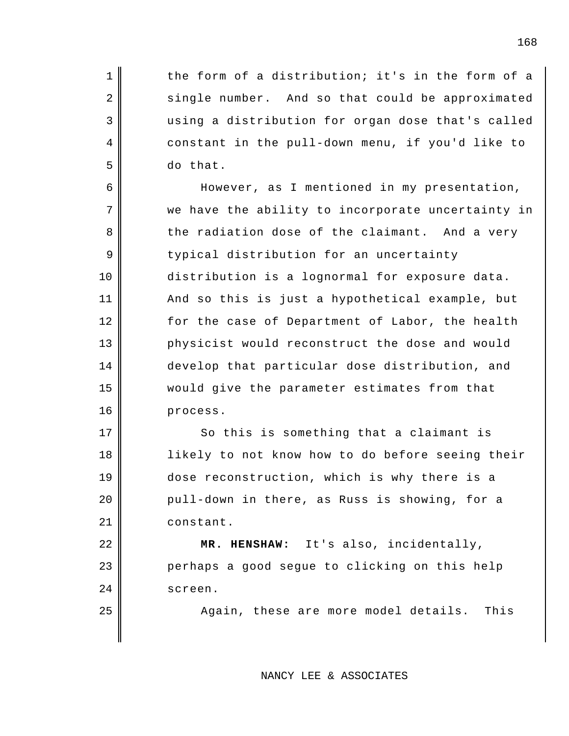the form of a distribution; it's in the form of a single number. And so that could be approximated using a distribution for organ dose that's called constant in the pull-down menu, if you'd like to do that.

However, as I mentioned in my presentation, we have the ability to incorporate uncertainty in the radiation dose of the claimant. And a very typical distribution for an uncertainty distribution is a lognormal for exposure data. And so this is just a hypothetical example, but for the case of Department of Labor, the health physicist would reconstruct the dose and would develop that particular dose distribution, and would give the parameter estimates from that process.

So this is something that a claimant is likely to not know how to do before seeing their dose reconstruction, which is why there is a pull-down in there, as Russ is showing, for a constant.

**MR. HENSHAW:** It's also, incidentally, perhaps a good segue to clicking on this help screen.

Again, these are more model details. This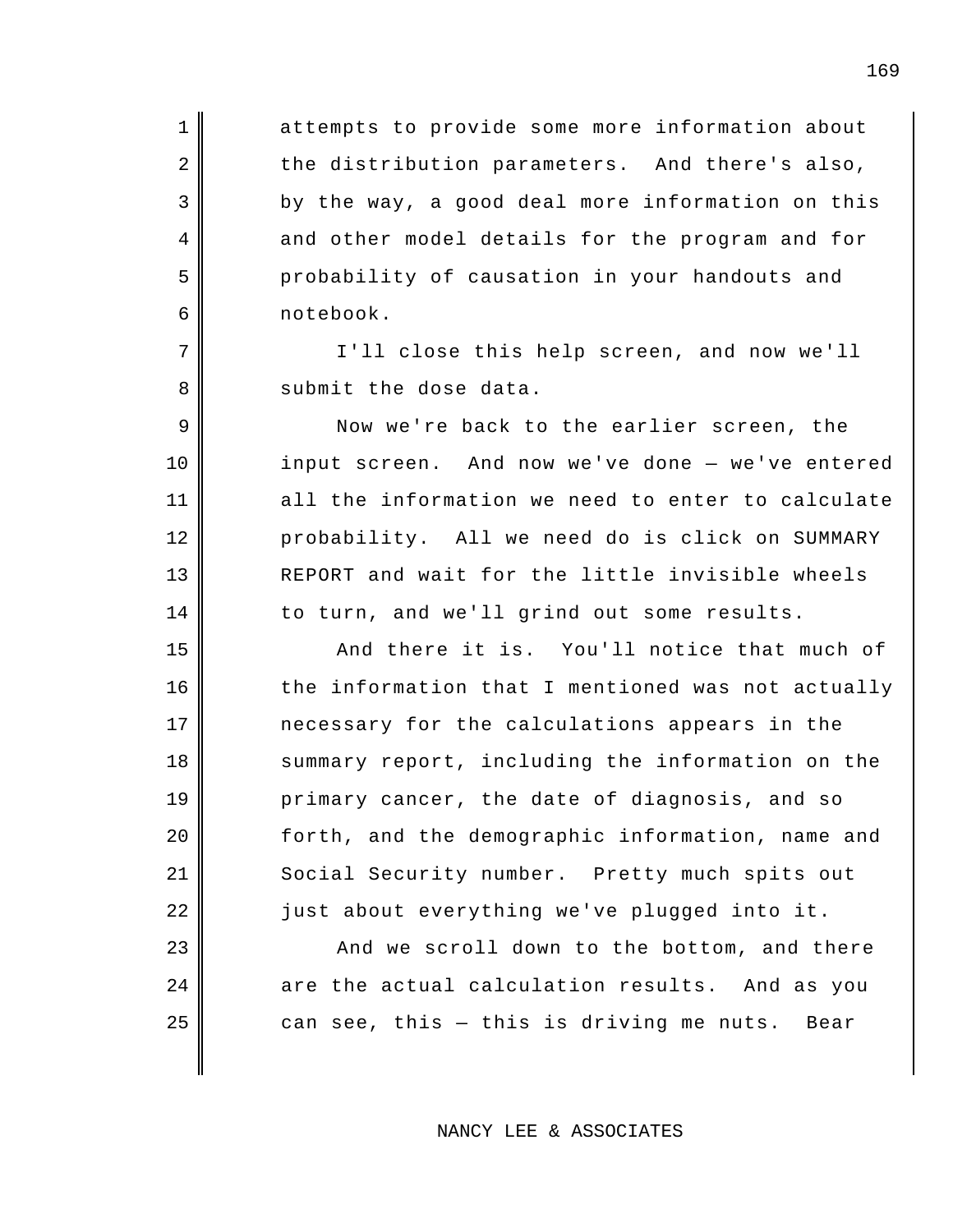attempts to provide some more information about the distribution parameters. And there's also, by the way, a good deal more information on this and other model details for the program and for probability of causation in your handouts and notebook.

I'll close this help screen, and now we'll submit the dose data.

Now we're back to the earlier screen, the input screen. And now we've done — we've entered all the information we need to enter to calculate probability. All we need do is click on SUMMARY REPORT and wait for the little invisible wheels to turn, and we'll grind out some results.

And there it is. You'll notice that much of the information that I mentioned was not actually necessary for the calculations appears in the summary report, including the information on the primary cancer, the date of diagnosis, and so forth, and the demographic information, name and Social Security number. Pretty much spits out just about everything we've plugged into it.

And we scroll down to the bottom, and there are the actual calculation results. And as you can see, this — this is driving me nuts. Bear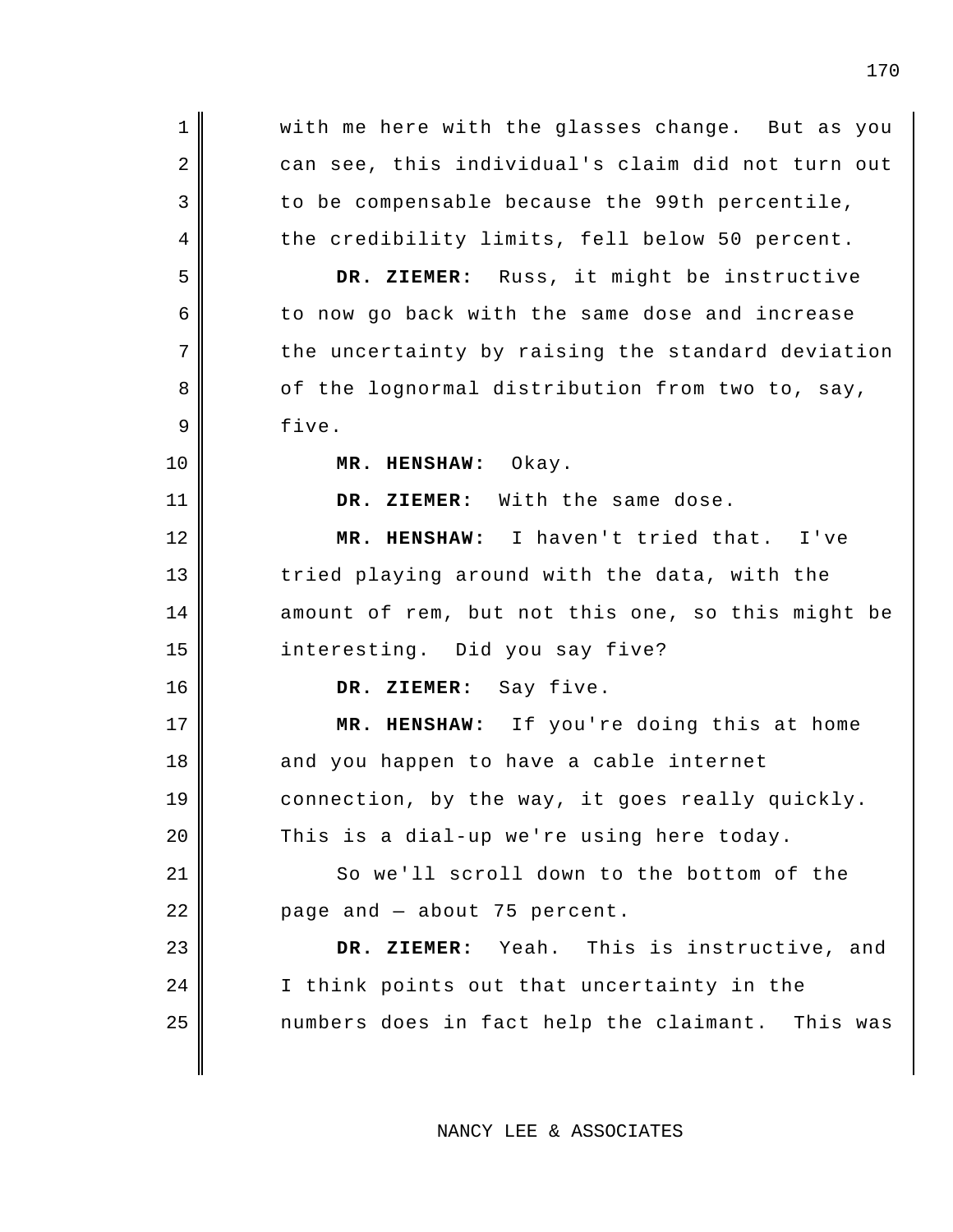with me here with the glasses change. But as you can see, this individual's claim did not turn out to be compensable because the 99th percentile, the credibility limits, fell below 50 percent.

**DR. ZIEMER:** Russ, it might be instructive to now go back with the same dose and increase the uncertainty by raising the standard deviation of the lognormal distribution from two to, say, five.

**MR. HENSHAW:** Okay.

**DR. ZIEMER:** With the same dose.

**MR. HENSHAW:** I haven't tried that. I've tried playing around with the data, with the amount of rem, but not this one, so this might be interesting. Did you say five?

**DR. ZIEMER:** Say five.

**MR. HENSHAW:** If you're doing this at home and you happen to have a cable internet connection, by the way, it goes really quickly. This is a dial-up we're using here today.

So we'll scroll down to the bottom of the page and — about 75 percent.

**DR. ZIEMER:** Yeah. This is instructive, and I think points out that uncertainty in the numbers does in fact help the claimant. This was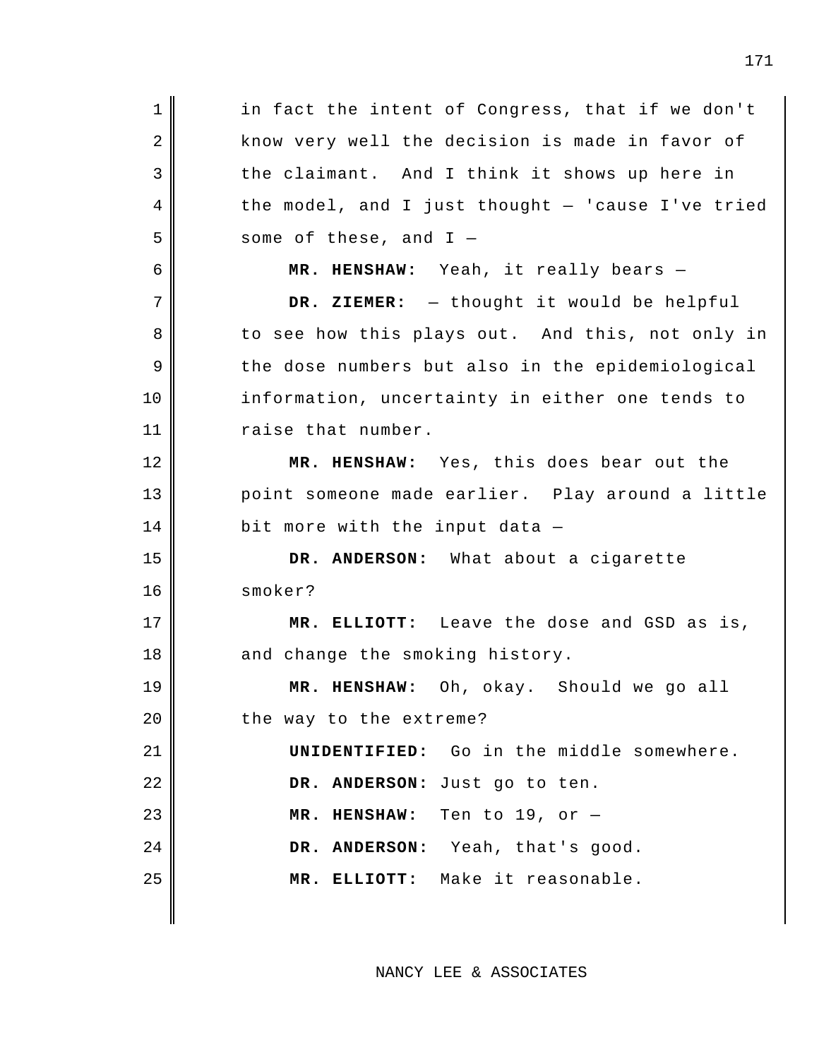in fact the intent of Congress, that if we don't know very well the decision is made in favor of the claimant. And I think it shows up here in the model, and I just thought — 'cause I've tried some of these, and I —

**MR. HENSHAW:** Yeah, it really bears —

**DR. ZIEMER:** — thought it would be helpful to see how this plays out. And this, not only in the dose numbers but also in the epidemiological information, uncertainty in either one tends to raise that number.

**MR. HENSHAW:** Yes, this does bear out the point someone made earlier. Play around a little bit more with the input data —

**DR. ANDERSON:** What about a cigarette smoker?

**MR. ELLIOTT:** Leave the dose and GSD as is, and change the smoking history.

**MR. HENSHAW:** Oh, okay. Should we go all the way to the extreme?

**UNIDENTIFIED:** Go in the middle somewhere.

**DR. ANDERSON:** Just go to ten.

**MR. HENSHAW:** Ten to 19, or —

**DR. ANDERSON:** Yeah, that's good.

**MR. ELLIOTT:** Make it reasonable.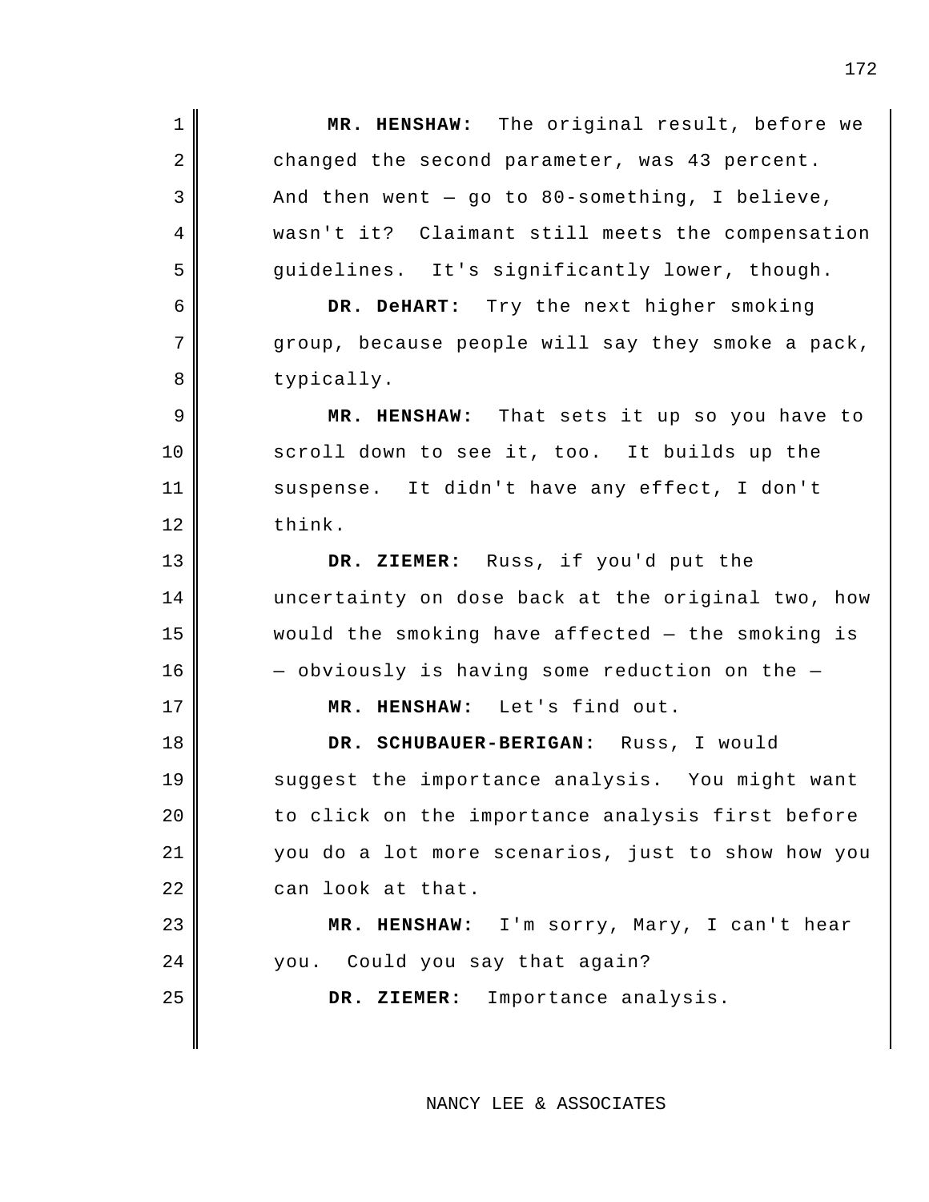**MR. HENSHAW:** The original result, before we changed the second parameter, was 43 percent. And then went — go to 80-something, I believe, wasn't it? Claimant still meets the compensation guidelines. It's significantly lower, though.

**DR. DeHART:** Try the next higher smoking group, because people will say they smoke a pack, typically.

**MR. HENSHAW:** That sets it up so you have to scroll down to see it, too. It builds up the suspense. It didn't have any effect, I don't think.

**DR. ZIEMER:** Russ, if you'd put the uncertainty on dose back at the original two, how would the smoking have affected — the smoking is — obviously is having some reduction on the —

**MR. HENSHAW:** Let's find out.

**DR. SCHUBAUER-BERIGAN:** Russ, I would suggest the importance analysis. You might want to click on the importance analysis first before you do a lot more scenarios, just to show how you can look at that.

**MR. HENSHAW:** I'm sorry, Mary, I can't hear you. Could you say that again?

**DR. ZIEMER:** Importance analysis.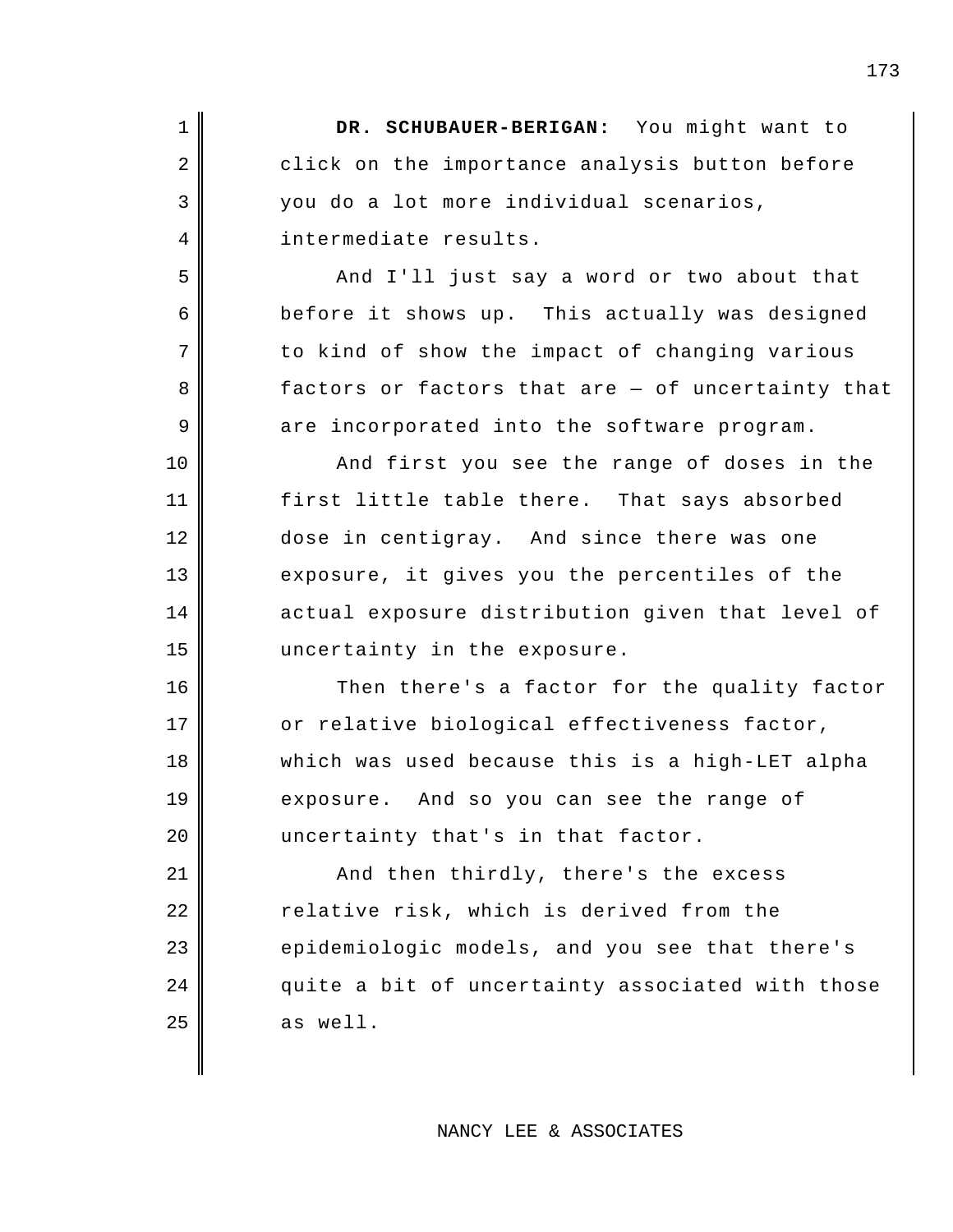**DR. SCHUBAUER-BERIGAN:** You might want to click on the importance analysis button before you do a lot more individual scenarios, intermediate results.

And I'll just say a word or two about that before it shows up. This actually was designed to kind of show the impact of changing various factors or factors that are — of uncertainty that are incorporated into the software program.

And first you see the range of doses in the first little table there. That says absorbed dose in centigray. And since there was one exposure, it gives you the percentiles of the actual exposure distribution given that level of uncertainty in the exposure.

Then there's a factor for the quality factor or relative biological effectiveness factor, which was used because this is a high-LET alpha exposure. And so you can see the range of uncertainty that's in that factor.

And then thirdly, there's the excess relative risk, which is derived from the epidemiologic models, and you see that there's quite a bit of uncertainty associated with those as well.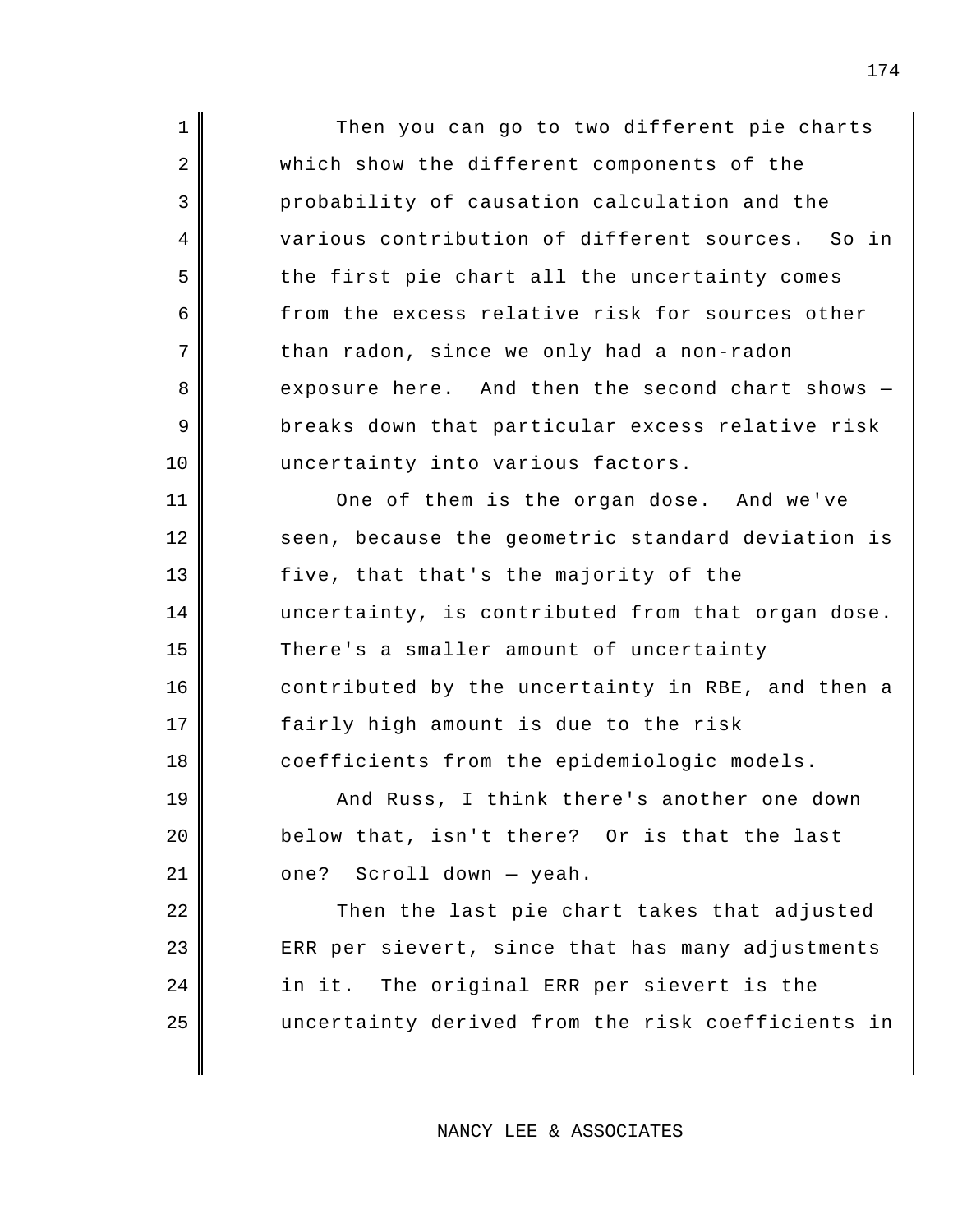Then you can go to two different pie charts which show the different components of the probability of causation calculation and the various contribution of different sources. So in the first pie chart all the uncertainty comes from the excess relative risk for sources other than radon, since we only had a non-radon exposure here. And then the second chart shows — breaks down that particular excess relative risk uncertainty into various factors.

One of them is the organ dose. And we've seen, because the geometric standard deviation is five, that that's the majority of the uncertainty, is contributed from that organ dose. There's a smaller amount of uncertainty contributed by the uncertainty in RBE, and then a fairly high amount is due to the risk coefficients from the epidemiologic models.

And Russ, I think there's another one down below that, isn't there? Or is that the last one? Scroll down — yeah.

Then the last pie chart takes that adjusted ERR per sievert, since that has many adjustments in it. The original ERR per sievert is the uncertainty derived from the risk coefficients in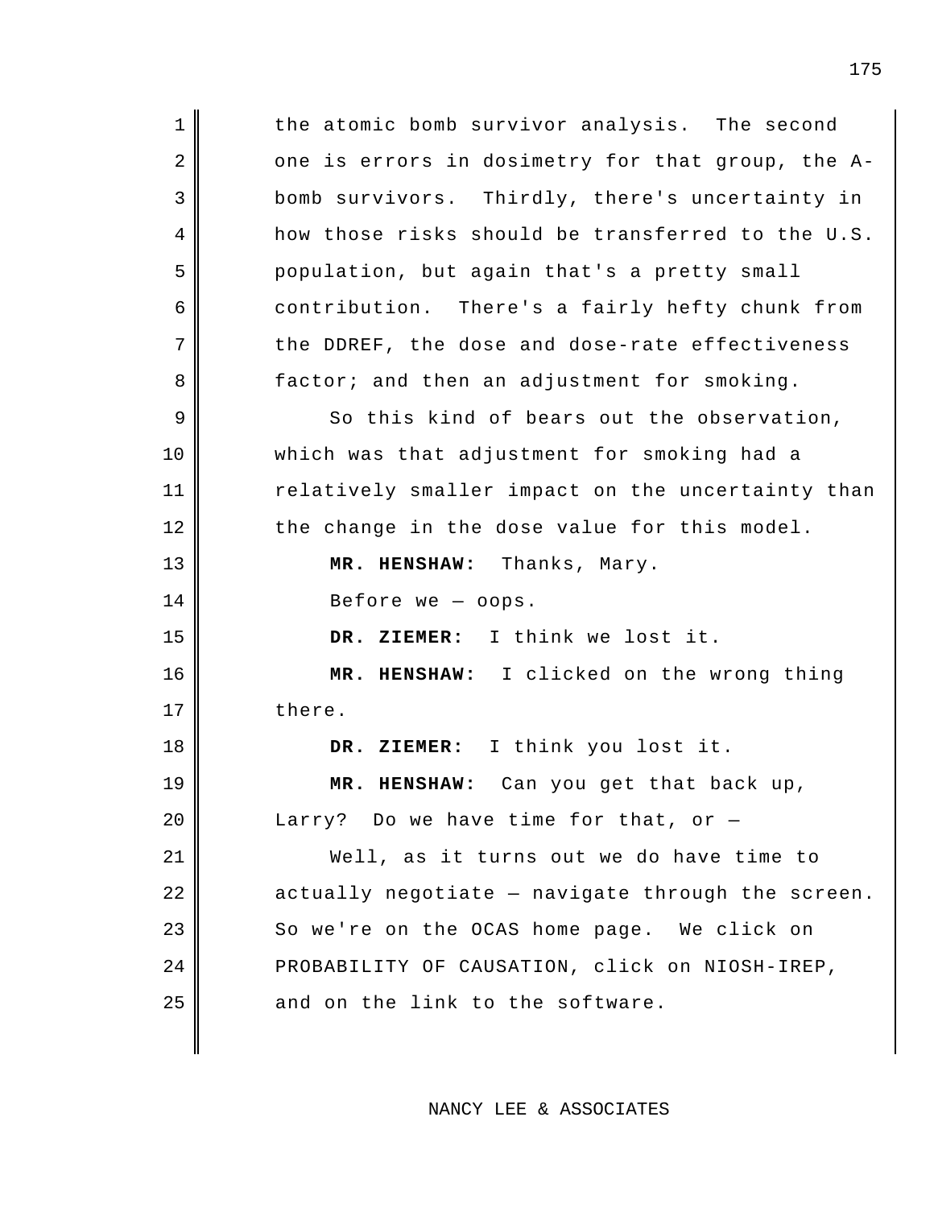the atomic bomb survivor analysis. The second one is errors in dosimetry for that group, the A-bomb survivors. Thirdly, there's uncertainty in how those risks should be transferred to the U.S. population, but again that's a pretty small contribution. There's a fairly hefty chunk from the DDREF, the dose and dose-rate effectiveness factor; and then an adjustment for smoking.

So this kind of bears out the observation, which was that adjustment for smoking had a relatively smaller impact on the uncertainty than the change in the dose value for this model.

**MR. HENSHAW:** Thanks, Mary.

Before we — oops.

**DR. ZIEMER:** I think we lost it.

**MR. HENSHAW:** I clicked on the wrong thing there.

**DR. ZIEMER:** I think you lost it.

**MR. HENSHAW:** Can you get that back up, Larry? Do we have time for that, or —

Well, as it turns out we do have time to actually negotiate — navigate through the screen. So we're on the OCAS home page. We click on PROBABILITY OF CAUSATION, click on NIOSH-IREP, and on the link to the software.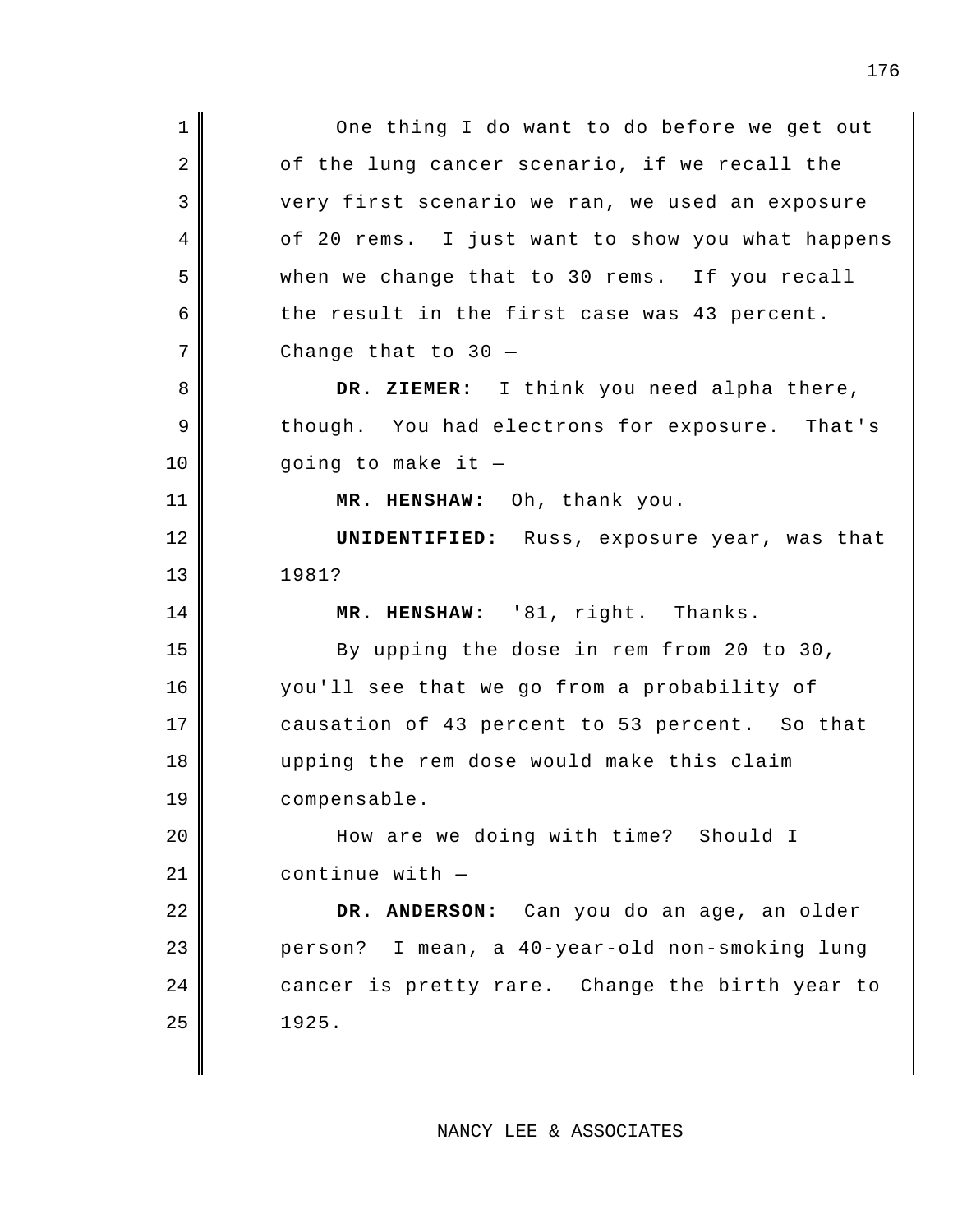One thing I do want to do before we get out of the lung cancer scenario, if we recall the very first scenario we ran, we used an exposure of 20 rems. I just want to show you what happens when we change that to 30 rems. If you recall the result in the first case was 43 percent. Change that to 30 —

**DR. ZIEMER:** I think you need alpha there, though. You had electrons for exposure. That's going to make it —

**MR. HENSHAW:** Oh, thank you.

**UNIDENTIFIED:** Russ, exposure year, was that 1981?

**MR. HENSHAW:** '81, right. Thanks.

By upping the dose in rem from 20 to 30, you'll see that we go from a probability of causation of 43 percent to 53 percent. So that upping the rem dose would make this claim compensable.

How are we doing with time? Should I continue with —

**DR. ANDERSON:** Can you do an age, an older person? I mean, a 40-year-old non-smoking lung cancer is pretty rare. Change the birth year to 1925.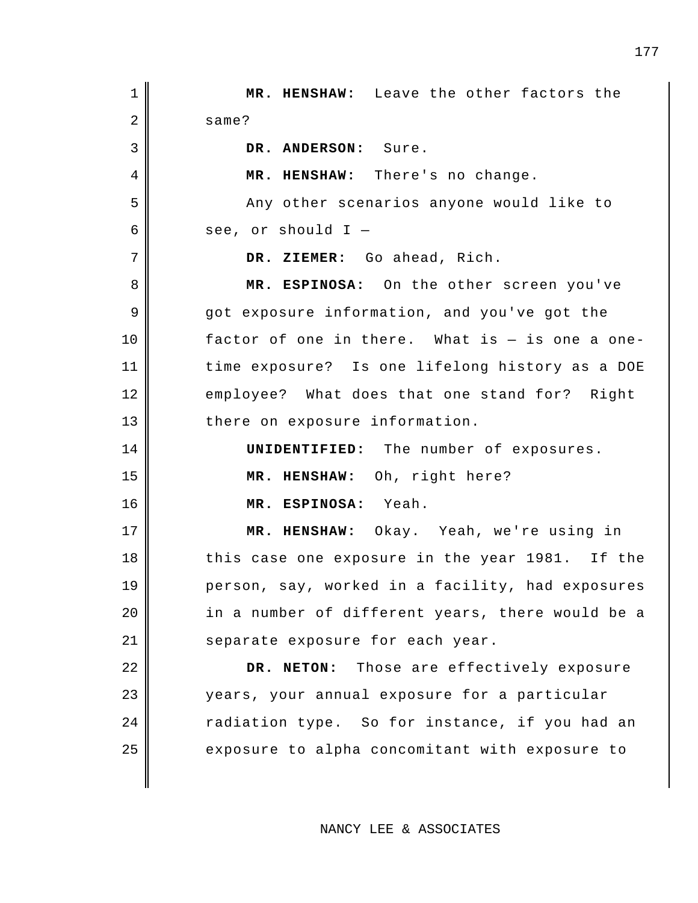**MR. HENSHAW:** Leave the other factors the same?

**DR. ANDERSON:** Sure.

**MR. HENSHAW:** There's no change.

Any other scenarios anyone would like to see, or should I —

**DR. ZIEMER:** Go ahead, Rich.

**MR. ESPINOSA:** On the other screen you've got exposure information, and you've got the factor of one in there. What is — is one a one-time exposure? Is one lifelong history as a DOE employee? What does that one stand for? Right there on exposure information.

**UNIDENTIFIED:** The number of exposures.

**MR. HENSHAW:** Oh, right here?

**MR. ESPINOSA:** Yeah.

**MR. HENSHAW:** Okay. Yeah, we're using in this case one exposure in the year 1981. If the person, say, worked in a facility, had exposures in a number of different years, there would be a separate exposure for each year.

**DR. NETON:** Those are effectively exposure years, your annual exposure for a particular radiation type. So for instance, if you had an exposure to alpha concomitant with exposure to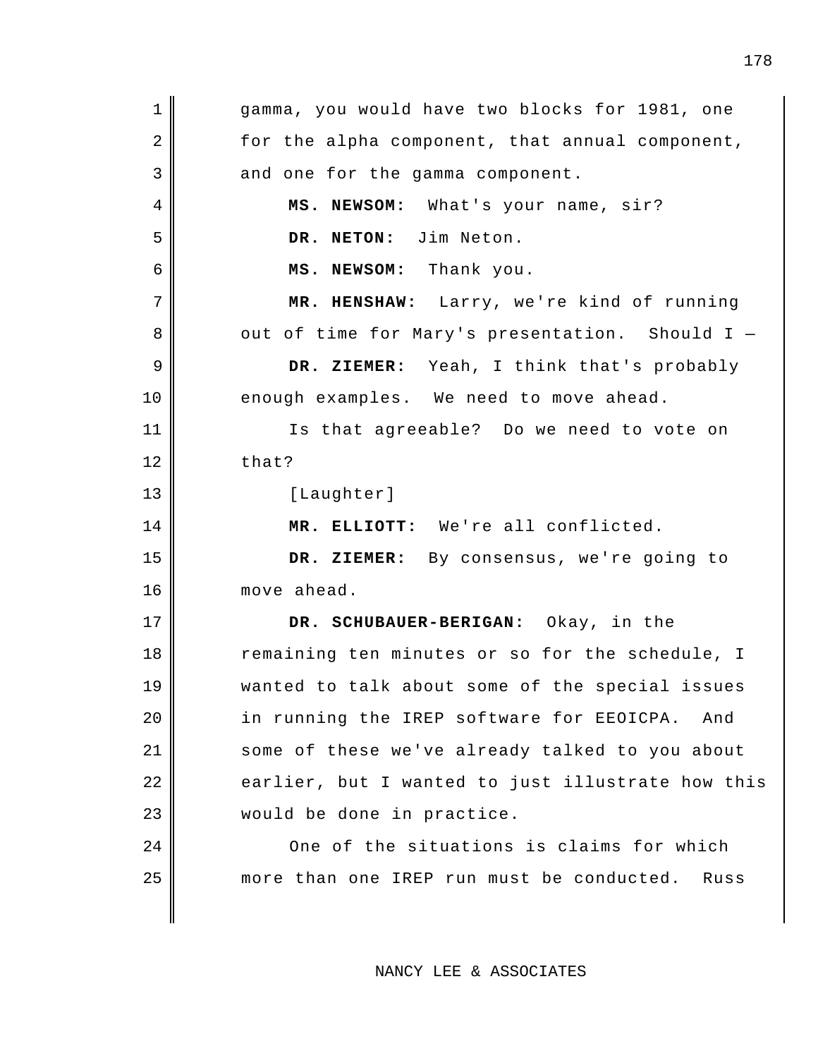gamma, you would have two blocks for 1981, one for the alpha component, that annual component, and one for the gamma component.

**MS. NEWSOM:** What's your name, sir?

**DR. NETON:** Jim Neton.

**MS. NEWSOM:** Thank you.

**MR. HENSHAW:** Larry, we're kind of running out of time for Mary's presentation. Should I —

**DR. ZIEMER:** Yeah, I think that's probably enough examples. We need to move ahead.

Is that agreeable? Do we need to vote on that?

[Laughter]

**MR. ELLIOTT:** We're all conflicted.

**DR. ZIEMER:** By consensus, we're going to move ahead.

**DR. SCHUBAUER-BERIGAN:** Okay, in the remaining ten minutes or so for the schedule, I wanted to talk about some of the special issues in running the IREP software for EEOICPA. And some of these we've already talked to you about earlier, but I wanted to just illustrate how this would be done in practice.

One of the situations is claims for which more than one IREP run must be conducted. Russ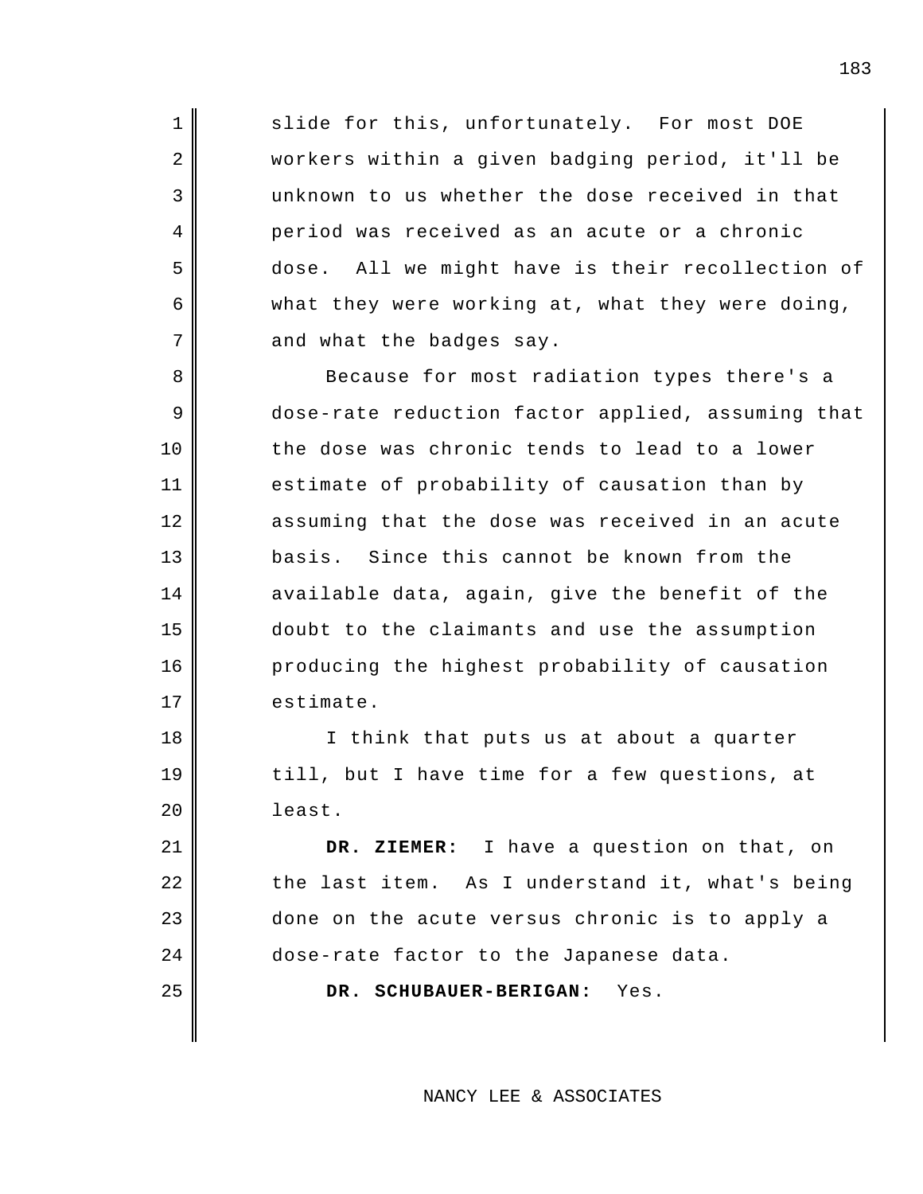slide for this, unfortunately. For most DOE workers within a given badging period, it'll be unknown to us whether the dose received in that period was received as an acute or a chronic dose. All we might have is their recollection of what they were working at, what they were doing, and what the badges say.

Because for most radiation types there's a dose-rate reduction factor applied, assuming that the dose was chronic tends to lead to a lower estimate of probability of causation than by assuming that the dose was received in an acute basis. Since this cannot be known from the available data, again, give the benefit of the doubt to the claimants and use the assumption producing the highest probability of causation estimate.

I think that puts us at about a quarter till, but I have time for a few questions, at least.

**DR. ZIEMER:** I have a question on that, on the last item. As I understand it, what's being done on the acute versus chronic is to apply a dose-rate factor to the Japanese data.

**DR. SCHUBAUER-BERIGAN:** Yes.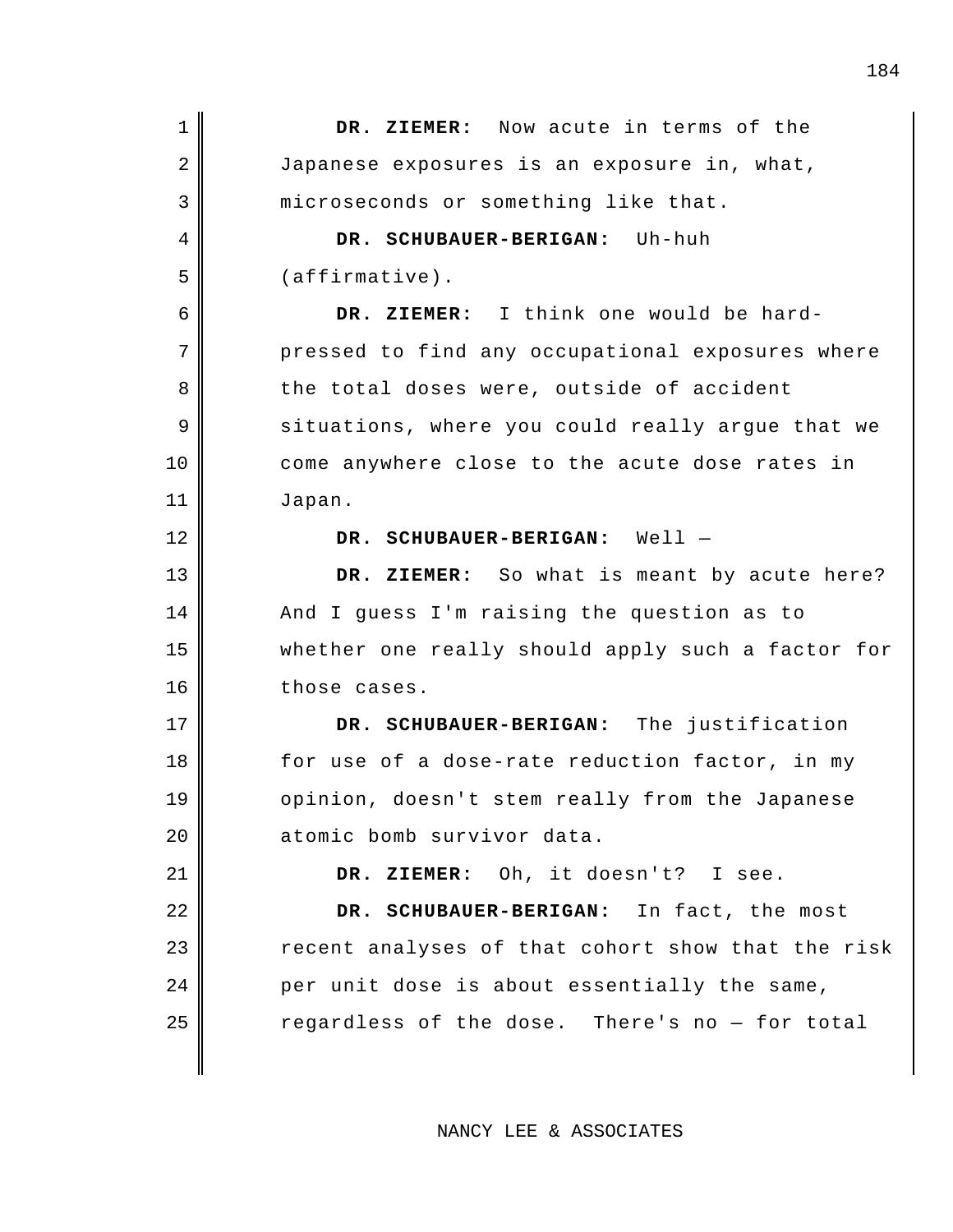**DR. ZIEMER:** Now acute in terms of the Japanese exposures is an exposure in, what, microseconds or something like that.

**DR. SCHUBAUER-BERIGAN:** Uh-huh (affirmative).

**DR. ZIEMER:** I think one would be hard-pressed to find any occupational exposures where the total doses were, outside of accident situations, where you could really argue that we come anywhere close to the acute dose rates in Japan.

**DR. SCHUBAUER-BERIGAN:** Well —

**DR. ZIEMER:** So what is meant by acute here? And I guess I'm raising the question as to whether one really should apply such a factor for those cases.

**DR. SCHUBAUER-BERIGAN:** The justification for use of a dose-rate reduction factor, in my opinion, doesn't stem really from the Japanese atomic bomb survivor data.

**DR. ZIEMER:** Oh, it doesn't? I see.

**DR. SCHUBAUER-BERIGAN:** In fact, the most recent analyses of that cohort show that the risk per unit dose is about essentially the same, regardless of the dose. There's no — for total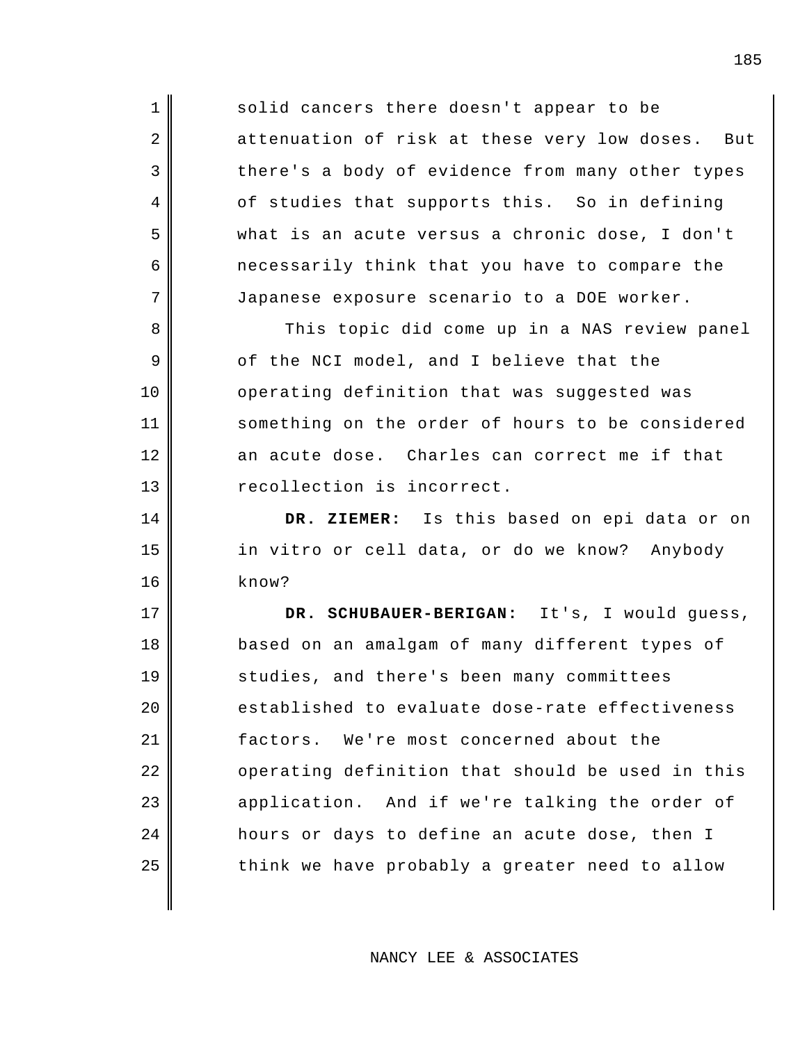solid cancers there doesn't appear to be attenuation of risk at these very low doses. But there's a body of evidence from many other types of studies that supports this. So in defining what is an acute versus a chronic dose, I don't necessarily think that you have to compare the Japanese exposure scenario to a DOE worker.

This topic did come up in a NAS review panel of the NCI model, and I believe that the operating definition that was suggested was something on the order of hours to be considered an acute dose. Charles can correct me if that recollection is incorrect.

**DR. ZIEMER:** Is this based on epi data or on in vitro or cell data, or do we know? Anybody know?

**DR. SCHUBAUER-BERIGAN:** It's, I would guess, based on an amalgam of many different types of studies, and there's been many committees established to evaluate dose-rate effectiveness factors. We're most concerned about the operating definition that should be used in this application. And if we're talking the order of hours or days to define an acute dose, then I think we have probably a greater need to allow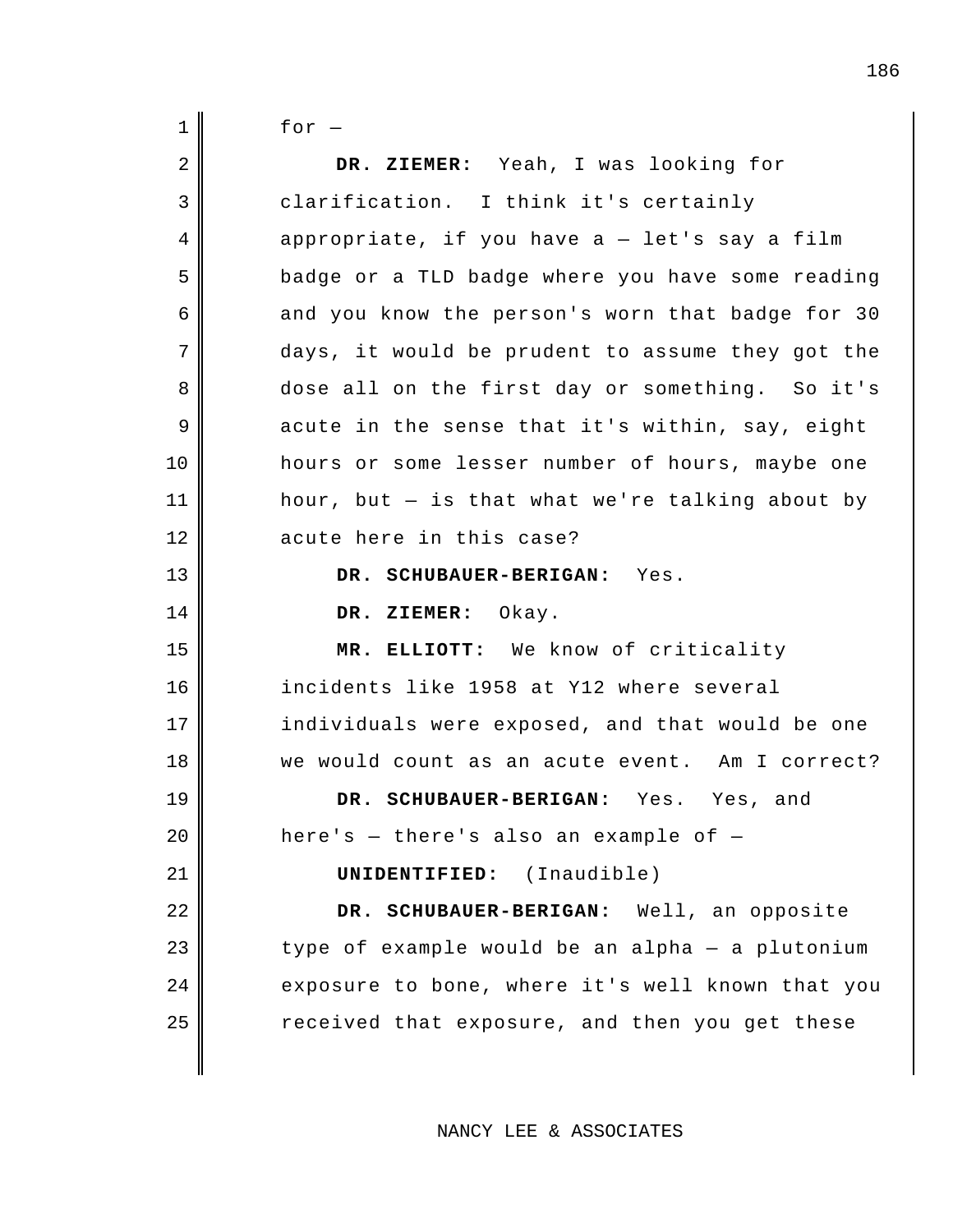for —

**DR. ZIEMER:** Yeah, I was looking for clarification. I think it's certainly appropriate, if you have a — let's say a film badge or a TLD badge where you have some reading and you know the person's worn that badge for 30 days, it would be prudent to assume they got the dose all on the first day or something. So it's acute in the sense that it's within, say, eight hours or some lesser number of hours, maybe one hour, but — is that what we're talking about by acute here in this case?

**DR. SCHUBAUER-BERIGAN:** Yes.

**DR. ZIEMER:** Okay.

**MR. ELLIOTT:** We know of criticality incidents like 1958 at Y12 where several individuals were exposed, and that would be one we would count as an acute event. Am I correct?

**DR. SCHUBAUER-BERIGAN:** Yes. Yes, and here's — there's also an example of —

**UNIDENTIFIED:** (Inaudible)

**DR. SCHUBAUER-BERIGAN:** Well, an opposite type of example would be an alpha — a plutonium exposure to bone, where it's well known that you received that exposure, and then you get these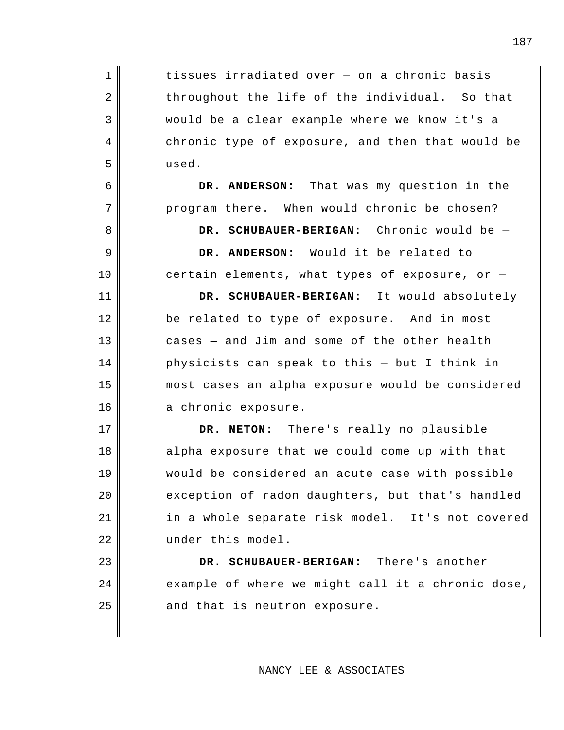tissues irradiated over — on a chronic basis throughout the life of the individual. So that would be a clear example where we know it's a chronic type of exposure, and then that would be used.

**DR. ANDERSON:** That was my question in the program there. When would chronic be chosen?

**DR. SCHUBAUER-BERIGAN:** Chronic would be —

**DR. ANDERSON:** Would it be related to certain elements, what types of exposure, or —

**DR. SCHUBAUER-BERIGAN:** It would absolutely be related to type of exposure. And in most cases — and Jim and some of the other health physicists can speak to this — but I think in most cases an alpha exposure would be considered a chronic exposure.

**DR. NETON:** There's really no plausible alpha exposure that we could come up with that would be considered an acute case with possible exception of radon daughters, but that's handled in a whole separate risk model. It's not covered under this model.

**DR. SCHUBAUER-BERIGAN:** There's another example of where we might call it a chronic dose, and that is neutron exposure.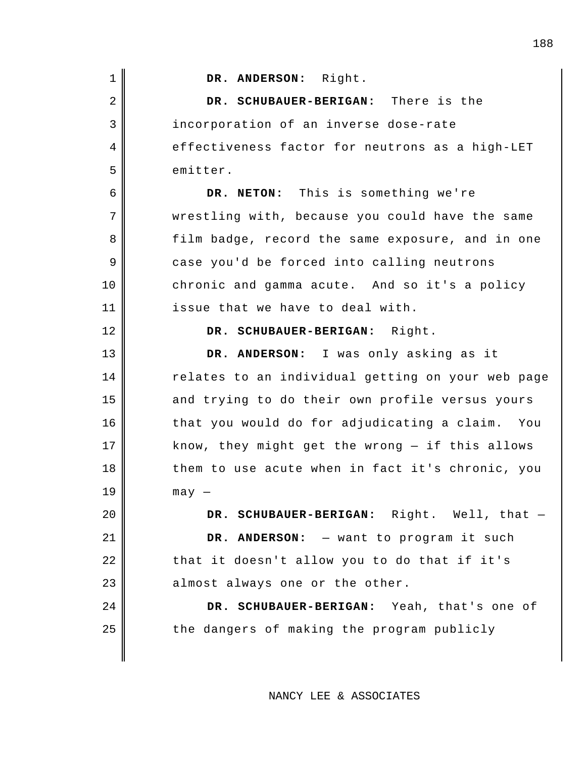**DR. ANDERSON:** Right.

**DR. SCHUBAUER-BERIGAN:** There is the incorporation of an inverse dose-rate effectiveness factor for neutrons as a high-LET emitter.

**DR. NETON:** This is something we're wrestling with, because you could have the same film badge, record the same exposure, and in one case you'd be forced into calling neutrons chronic and gamma acute. And so it's a policy issue that we have to deal with.

**DR. SCHUBAUER-BERIGAN:** Right.

**DR. ANDERSON:** I was only asking as it relates to an individual getting on your web page and trying to do their own profile versus yours that you would do for adjudicating a claim. You know, they might get the wrong — if this allows them to use acute when in fact it's chronic, you may —

**DR. SCHUBAUER-BERIGAN:** Right. Well, that —

**DR. ANDERSON:** — want to program it such that it doesn't allow you to do that if it's almost always one or the other.

**DR. SCHUBAUER-BERIGAN:** Yeah, that's one of the dangers of making the program publicly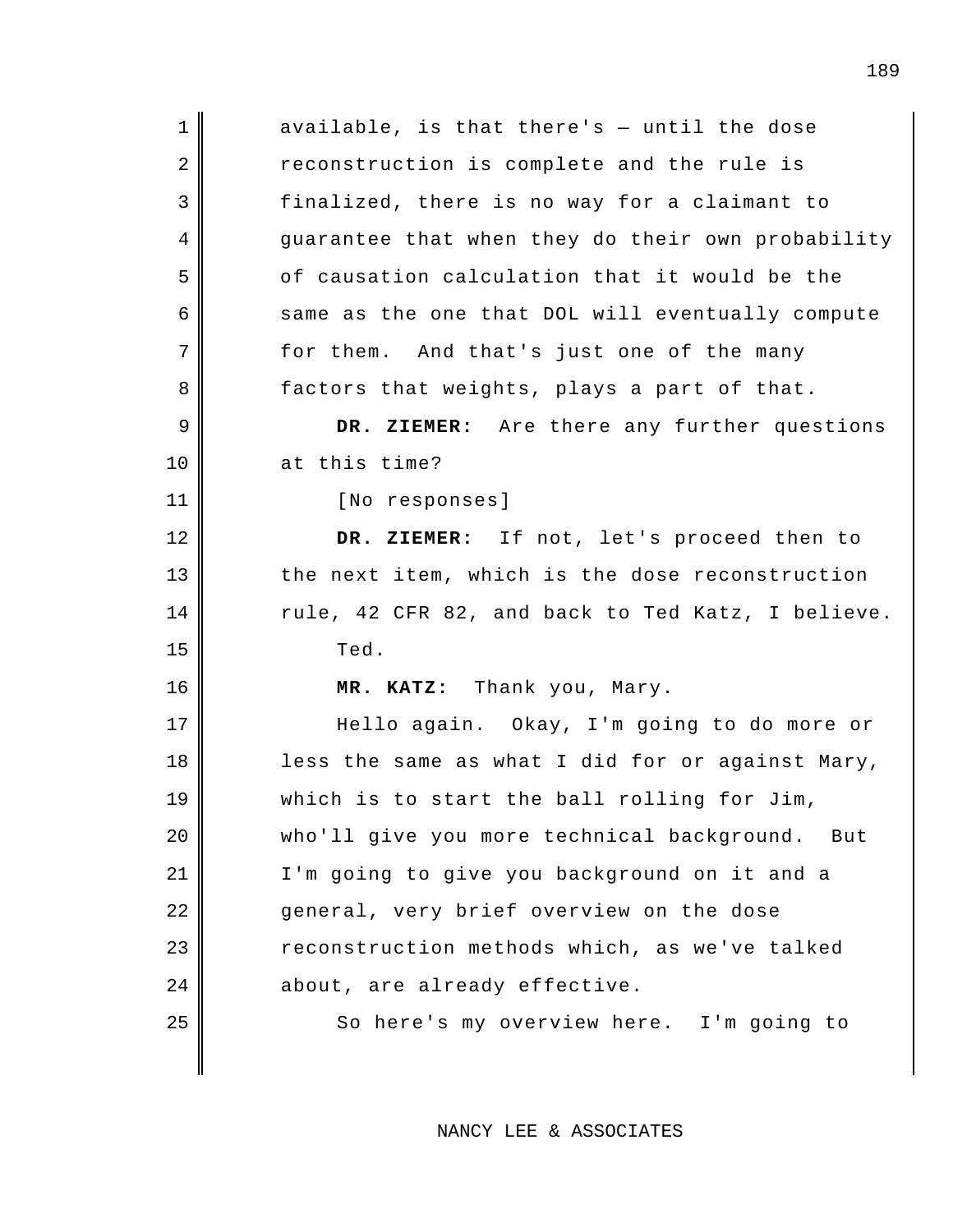available, is that there's — until the dose reconstruction is complete and the rule is finalized, there is no way for a claimant to guarantee that when they do their own probability of causation calculation that it would be the same as the one that DOL will eventually compute for them. And that's just one of the many factors that weights, plays a part of that.

**DR. ZIEMER:** Are there any further questions at this time?

[No responses]

**DR. ZIEMER:** If not, let's proceed then to the next item, which is the dose reconstruction rule, 42 CFR 82, and back to Ted Katz, I believe. Ted.

**MR. KATZ:** Thank you, Mary.

Hello again. Okay, I'm going to do more or less the same as what I did for or against Mary, which is to start the ball rolling for Jim, who'll give you more technical background. But I'm going to give you background on it and a general, very brief overview on the dose reconstruction methods which, as we've talked about, are already effective.

So here's my overview here. I'm going to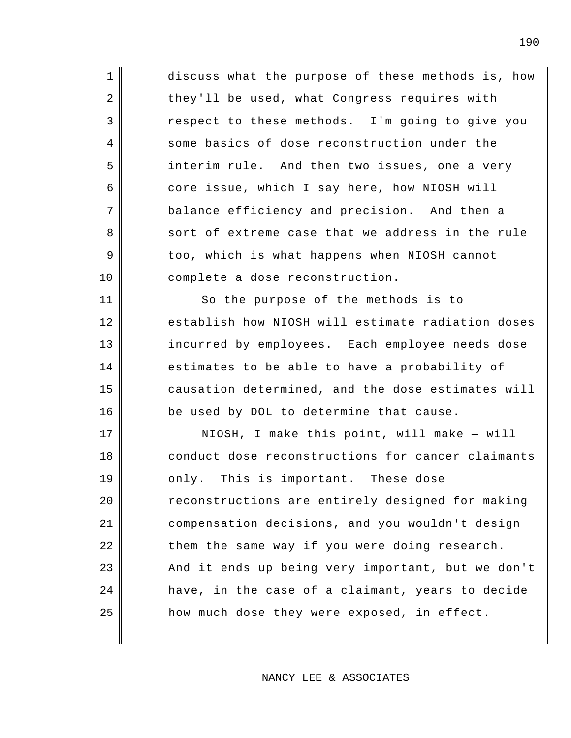discuss what the purpose of these methods is, how they'll be used, what Congress requires with respect to these methods. I'm going to give you some basics of dose reconstruction under the interim rule. And then two issues, one a very core issue, which I say here, how NIOSH will balance efficiency and precision. And then a sort of extreme case that we address in the rule too, which is what happens when NIOSH cannot complete a dose reconstruction.

So the purpose of the methods is to establish how NIOSH will estimate radiation doses incurred by employees. Each employee needs dose estimates to be able to have a probability of causation determined, and the dose estimates will be used by DOL to determine that cause.

NIOSH, I make this point, will make — will conduct dose reconstructions for cancer claimants only. This is important. These dose reconstructions are entirely designed for making compensation decisions, and you wouldn't design them the same way if you were doing research. And it ends up being very important, but we don't have, in the case of a claimant, years to decide how much dose they were exposed, in effect.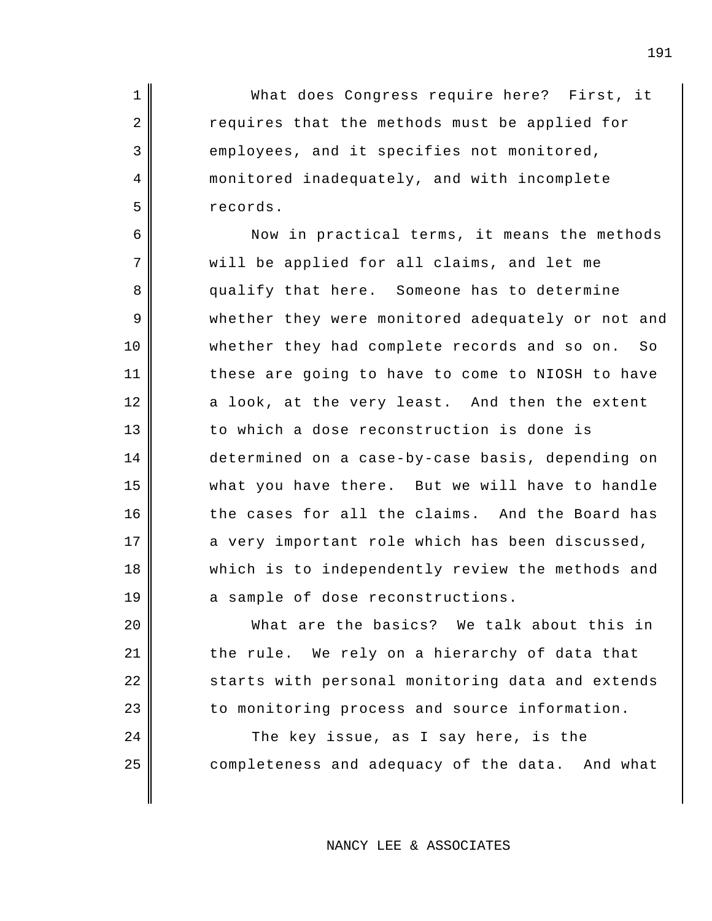What does Congress require here? First, it requires that the methods must be applied for employees, and it specifies not monitored, monitored inadequately, and with incomplete records.

Now in practical terms, it means the methods will be applied for all claims, and let me qualify that here. Someone has to determine whether they were monitored adequately or not and whether they had complete records and so on. So these are going to have to come to NIOSH to have a look, at the very least. And then the extent to which a dose reconstruction is done is determined on a case-by-case basis, depending on what you have there. But we will have to handle the cases for all the claims. And the Board has a very important role which has been discussed, which is to independently review the methods and a sample of dose reconstructions.

What are the basics? We talk about this in the rule. We rely on a hierarchy of data that starts with personal monitoring data and extends to monitoring process and source information.

The key issue, as I say here, is the completeness and adequacy of the data. And what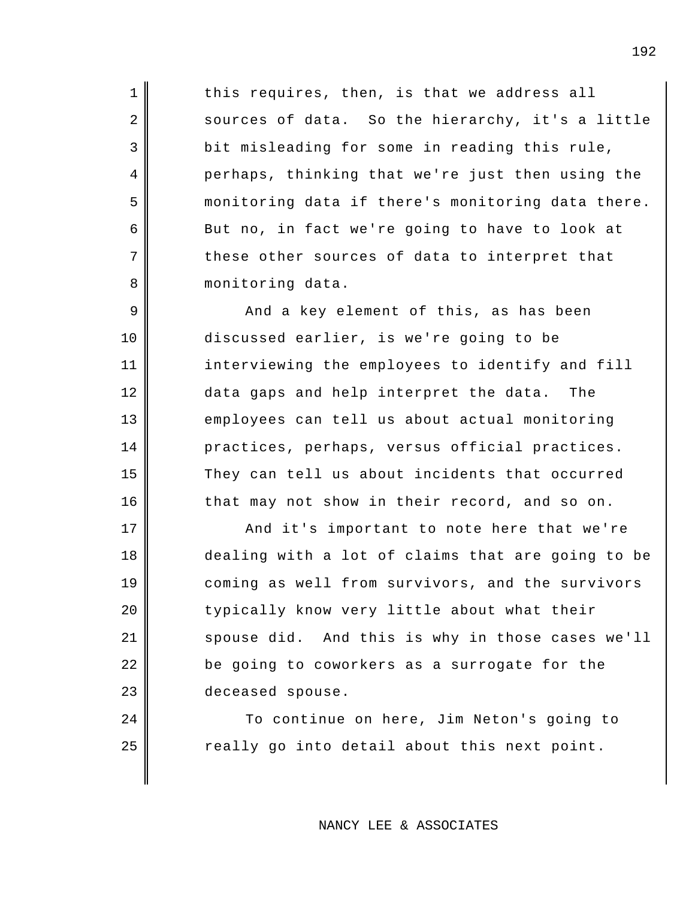this requires, then, is that we address all sources of data. So the hierarchy, it's a little bit misleading for some in reading this rule, perhaps, thinking that we're just then using the monitoring data if there's monitoring data there. But no, in fact we're going to have to look at these other sources of data to interpret that monitoring data.

And a key element of this, as has been discussed earlier, is we're going to be interviewing the employees to identify and fill data gaps and help interpret the data. The employees can tell us about actual monitoring practices, perhaps, versus official practices. They can tell us about incidents that occurred that may not show in their record, and so on.

And it's important to note here that we're dealing with a lot of claims that are going to be coming as well from survivors, and the survivors typically know very little about what their spouse did. And this is why in those cases we'll be going to coworkers as a surrogate for the deceased spouse.

To continue on here, Jim Neton's going to really go into detail about this next point.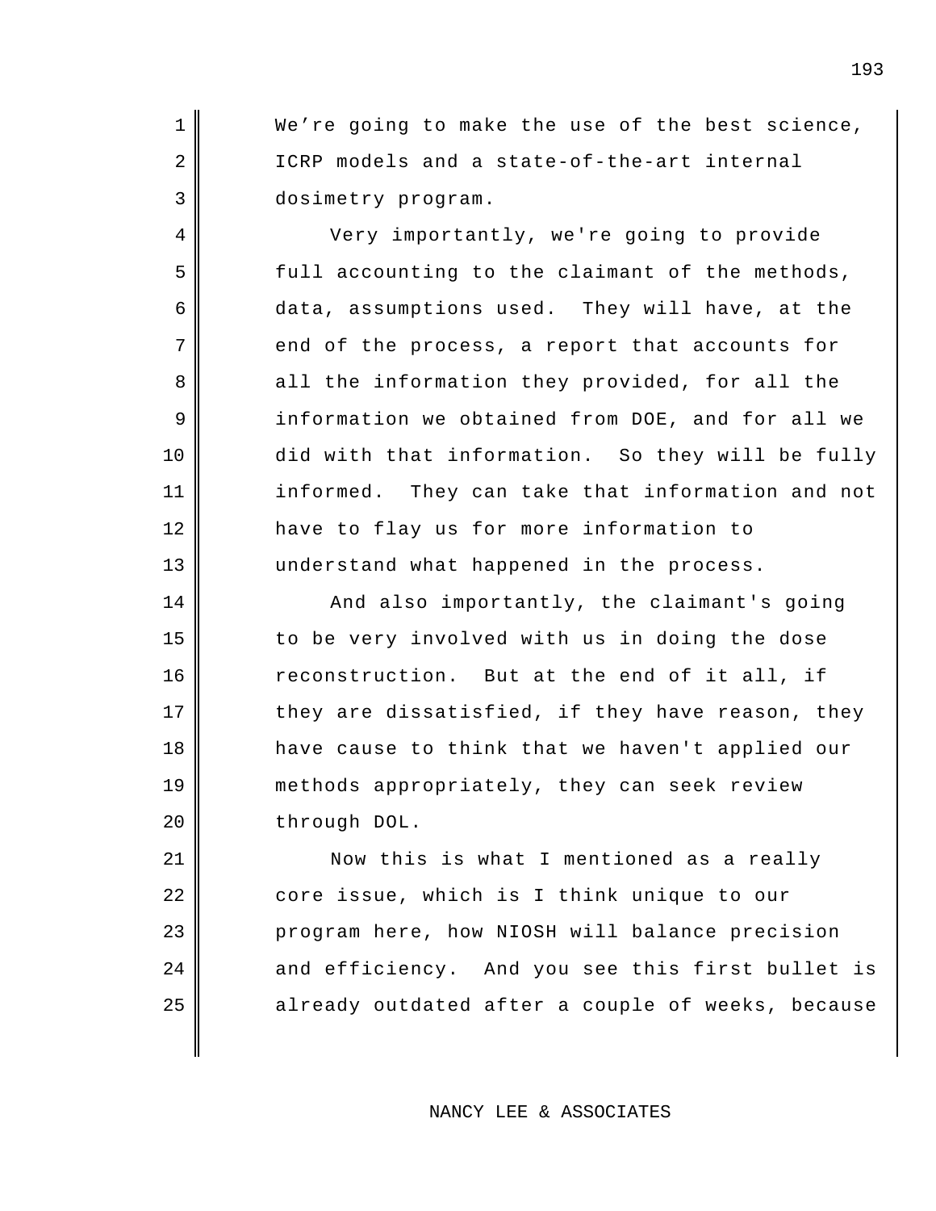We’re going to make the use of the best science, ICRP models and a state-of-the-art internal dosimetry program.

Very importantly, we're going to provide full accounting to the claimant of the methods, data, assumptions used. They will have, at the end of the process, a report that accounts for all the information they provided, for all the information we obtained from DOE, and for all we did with that information. So they will be fully informed. They can take that information and not have to flay us for more information to understand what happened in the process.

And also importantly, the claimant's going to be very involved with us in doing the dose reconstruction. But at the end of it all, if they are dissatisfied, if they have reason, they have cause to think that we haven't applied our methods appropriately, they can seek review through DOL.

Now this is what I mentioned as a really core issue, which is I think unique to our program here, how NIOSH will balance precision and efficiency. And you see this first bullet is already outdated after a couple of weeks, because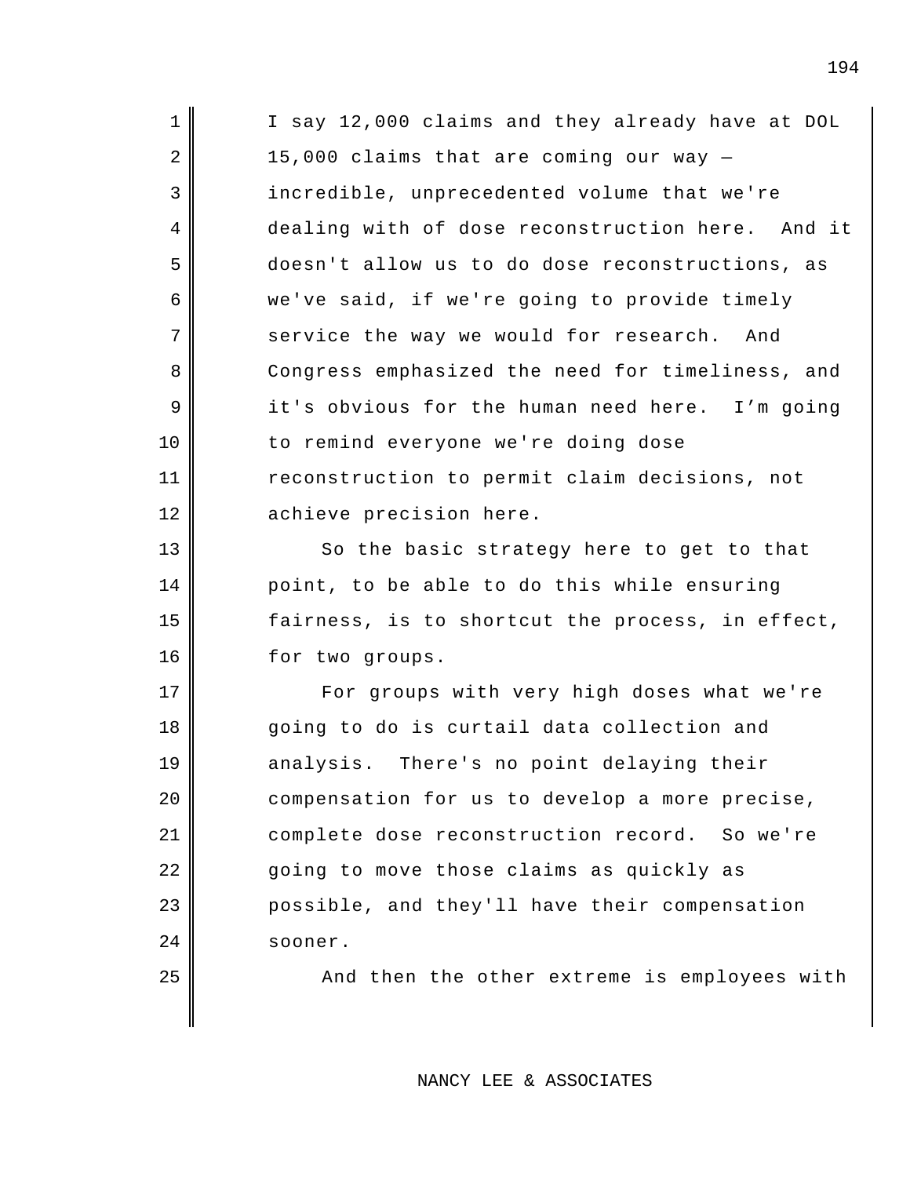I say 12,000 claims and they already have at DOL 15,000 claims that are coming our way — incredible, unprecedented volume that we're dealing with of dose reconstruction here. And it doesn't allow us to do dose reconstructions, as we've said, if we're going to provide timely service the way we would for research. And Congress emphasized the need for timeliness, and it's obvious for the human need here. I'm going to remind everyone we're doing dose reconstruction to permit claim decisions, not achieve precision here.

So the basic strategy here to get to that point, to be able to do this while ensuring fairness, is to shortcut the process, in effect, for two groups.

For groups with very high doses what we're going to do is curtail data collection and analysis. There's no point delaying their compensation for us to develop a more precise, complete dose reconstruction record. So we're going to move those claims as quickly as possible, and they'll have their compensation sooner.

And then the other extreme is employees with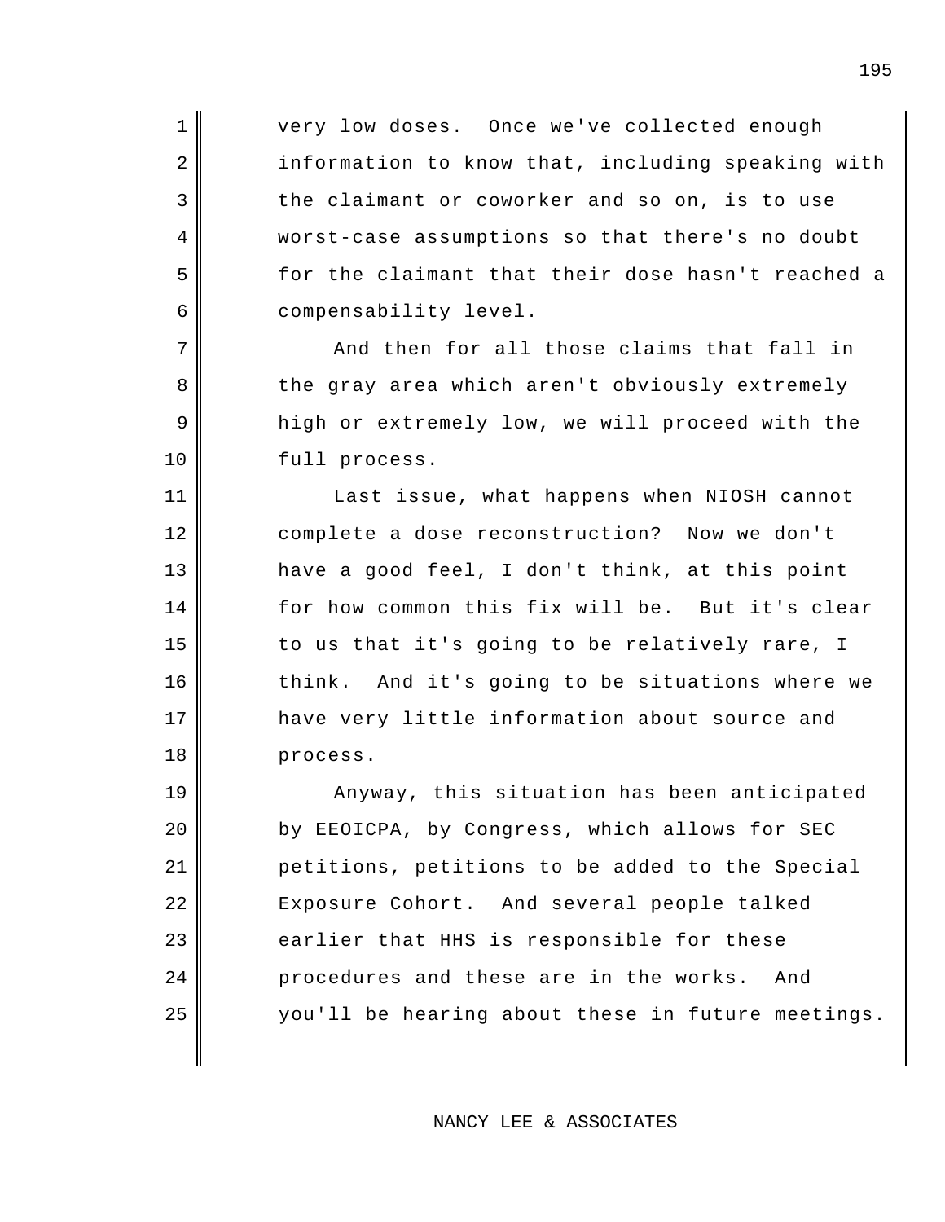very low doses. Once we've collected enough information to know that, including speaking with the claimant or coworker and so on, is to use worst-case assumptions so that there's no doubt for the claimant that their dose hasn't reached a compensability level.

And then for all those claims that fall in the gray area which aren't obviously extremely high or extremely low, we will proceed with the full process.

Last issue, what happens when NIOSH cannot complete a dose reconstruction? Now we don't have a good feel, I don't think, at this point for how common this fix will be. But it's clear to us that it's going to be relatively rare, I think. And it's going to be situations where we have very little information about source and process.

Anyway, this situation has been anticipated by EEOICPA, by Congress, which allows for SEC petitions, petitions to be added to the Special Exposure Cohort. And several people talked earlier that HHS is responsible for these procedures and these are in the works. And you'll be hearing about these in future meetings.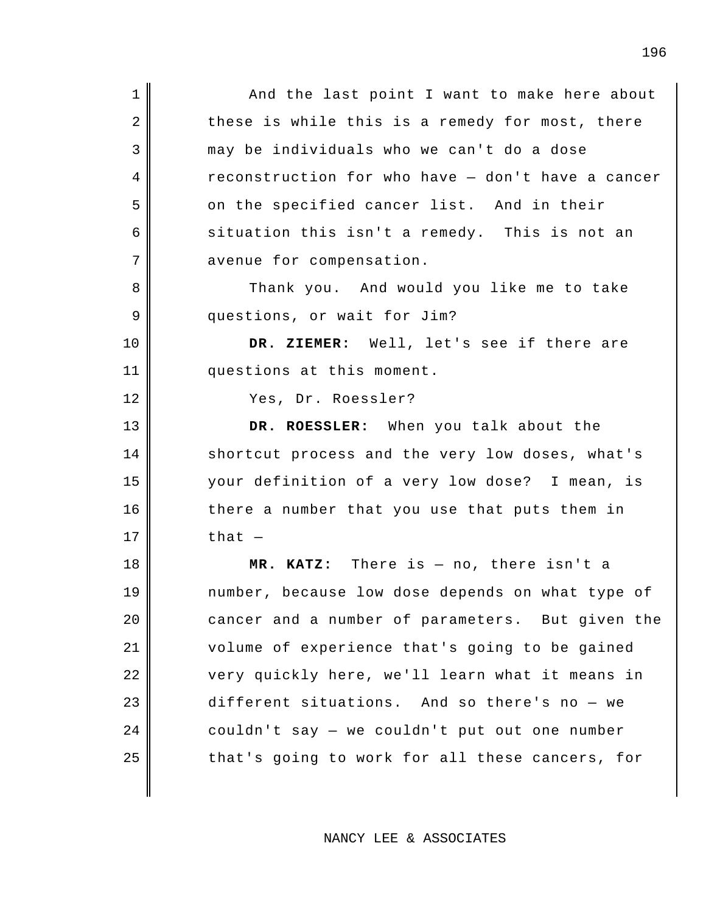And the last point I want to make here about these is while this is a remedy for most, there may be individuals who we can't do a dose reconstruction for who have — don't have a cancer on the specified cancer list. And in their situation this isn't a remedy. This is not an avenue for compensation.

Thank you. And would you like me to take questions, or wait for Jim?

**DR. ZIEMER:** Well, let's see if there are questions at this moment.

Yes, Dr. Roessler?

**DR. ROESSLER:** When you talk about the shortcut process and the very low doses, what's your definition of a very low dose? I mean, is there a number that you use that puts them in that —

**MR. KATZ:** There is — no, there isn't a number, because low dose depends on what type of cancer and a number of parameters. But given the volume of experience that's going to be gained very quickly here, we'll learn what it means in different situations. And so there's no — we couldn't say — we couldn't put out one number that's going to work for all these cancers, for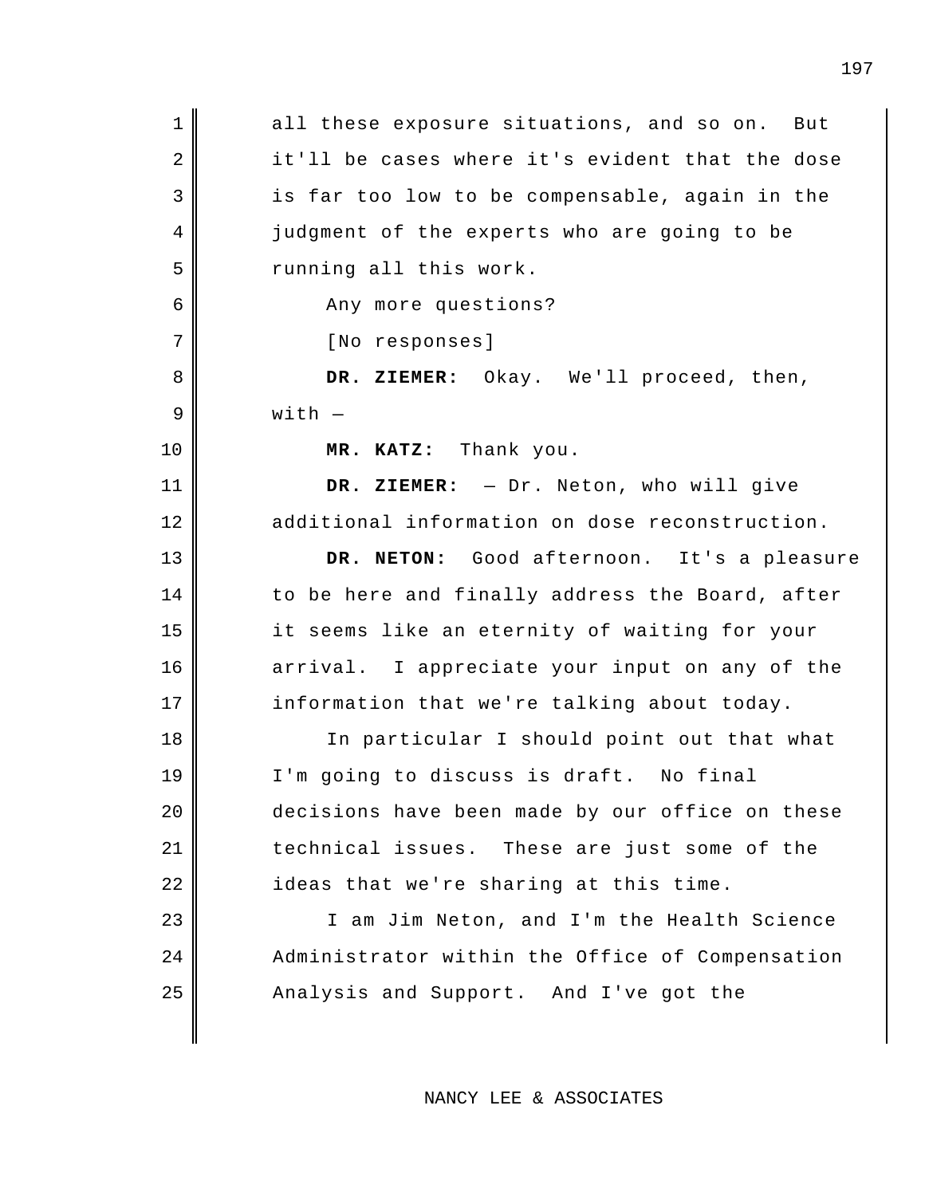all these exposure situations, and so on. But it'll be cases where it's evident that the dose is far too low to be compensable, again in the judgment of the experts who are going to be running all this work.

Any more questions?

[No responses]

**DR. ZIEMER:** Okay. We'll proceed, then, with —

**MR. KATZ:** Thank you.

**DR. ZIEMER:** — Dr. Neton, who will give additional information on dose reconstruction.

**DR. NETON:** Good afternoon. It's a pleasure to be here and finally address the Board, after it seems like an eternity of waiting for your arrival. I appreciate your input on any of the information that we're talking about today.

In particular I should point out that what I'm going to discuss is draft. No final decisions have been made by our office on these technical issues. These are just some of the ideas that we're sharing at this time.

I am Jim Neton, and I'm the Health Science Administrator within the Office of Compensation Analysis and Support. And I've got the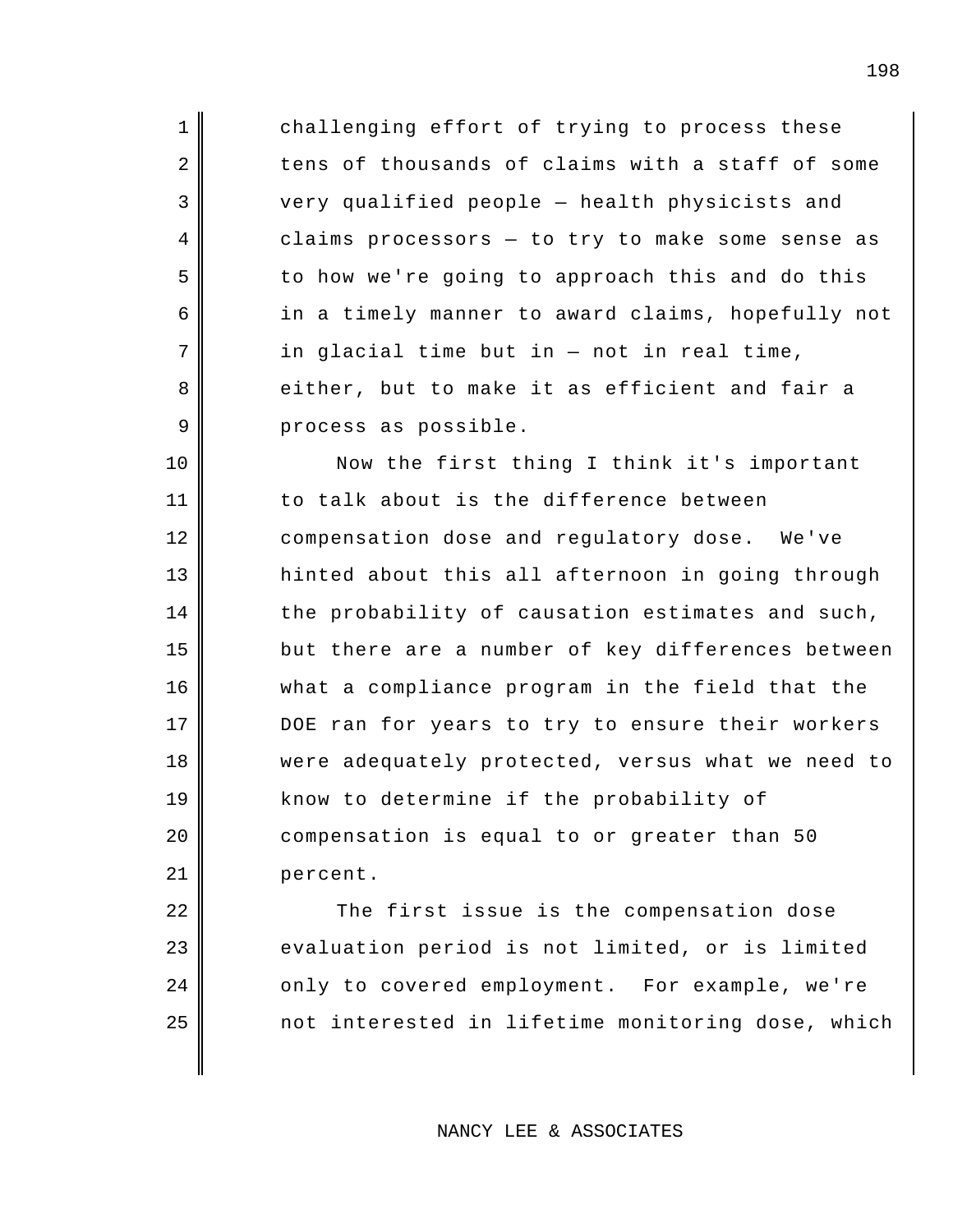challenging effort of trying to process these tens of thousands of claims with a staff of some very qualified people — health physicists and claims processors — to try to make some sense as to how we're going to approach this and do this in a timely manner to award claims, hopefully not in glacial time but in — not in real time, either, but to make it as efficient and fair a process as possible.

Now the first thing I think it's important to talk about is the difference between compensation dose and regulatory dose. We've hinted about this all afternoon in going through the probability of causation estimates and such, but there are a number of key differences between what a compliance program in the field that the DOE ran for years to try to ensure their workers were adequately protected, versus what we need to know to determine if the probability of compensation is equal to or greater than 50 percent.

The first issue is the compensation dose evaluation period is not limited, or is limited only to covered employment. For example, we're not interested in lifetime monitoring dose, which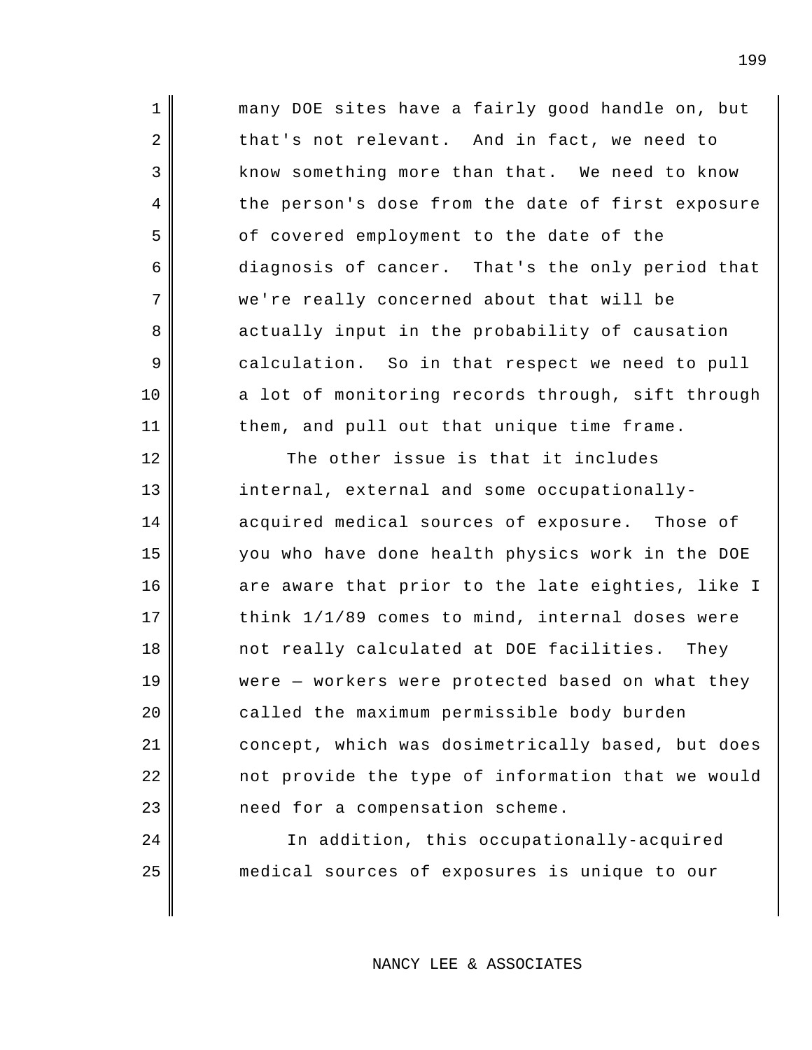many DOE sites have a fairly good handle on, but that's not relevant. And in fact, we need to know something more than that. We need to know the person's dose from the date of first exposure of covered employment to the date of the diagnosis of cancer. That's the only period that we're really concerned about that will be actually input in the probability of causation calculation. So in that respect we need to pull a lot of monitoring records through, sift through them, and pull out that unique time frame.

The other issue is that it includes internal, external and some occupationally-acquired medical sources of exposure. Those of you who have done health physics work in the DOE are aware that prior to the late eighties, like I think 1/1/89 comes to mind, internal doses were not really calculated at DOE facilities. They were — workers were protected based on what they called the maximum permissible body burden concept, which was dosimetrically based, but does not provide the type of information that we would need for a compensation scheme.

In addition, this occupationally-acquired medical sources of exposures is unique to our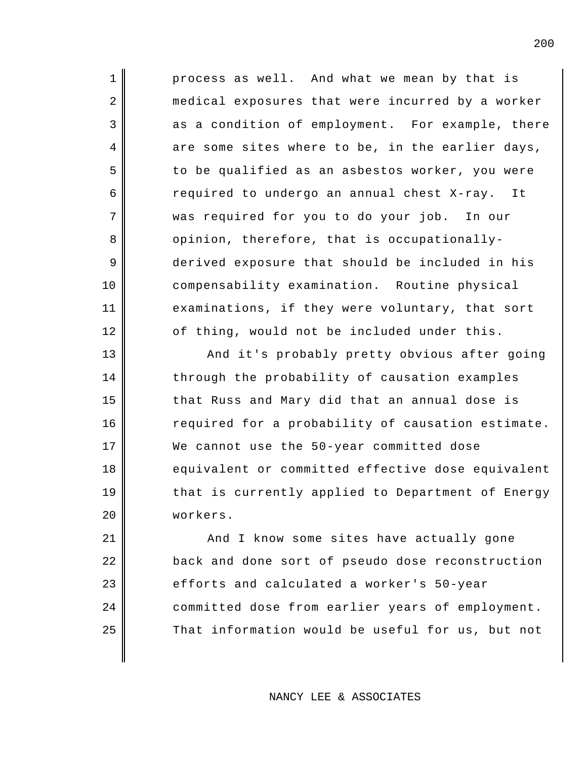process as well. And what we mean by that is medical exposures that were incurred by a worker as a condition of employment. For example, there are some sites where to be, in the earlier days, to be qualified as an asbestos worker, you were required to undergo an annual chest X-ray. It was required for you to do your job. In our opinion, therefore, that is occupationally-derived exposure that should be included in his compensability examination. Routine physical examinations, if they were voluntary, that sort of thing, would not be included under this.

And it's probably pretty obvious after going through the probability of causation examples that Russ and Mary did that an annual dose is required for a probability of causation estimate. We cannot use the 50-year committed dose equivalent or committed effective dose equivalent that is currently applied to Department of Energy workers.

And I know some sites have actually gone back and done sort of pseudo dose reconstruction efforts and calculated a worker's 50-year committed dose from earlier years of employment. That information would be useful for us, but not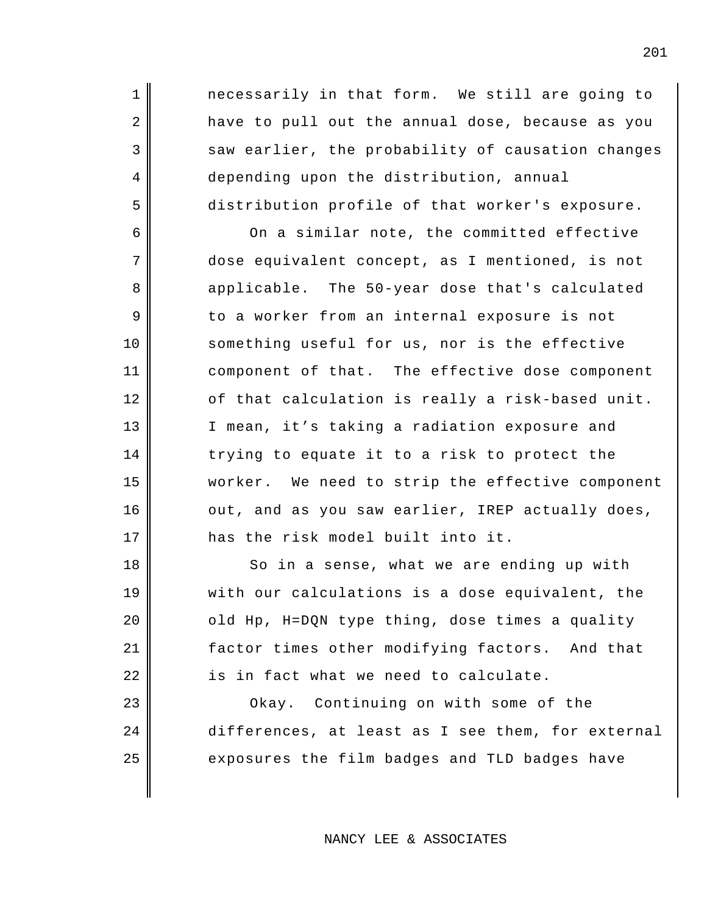necessarily in that form. We still are going to have to pull out the annual dose, because as you saw earlier, the probability of causation changes depending upon the distribution, annual distribution profile of that worker's exposure.

On a similar note, the committed effective dose equivalent concept, as I mentioned, is not applicable. The 50-year dose that's calculated to a worker from an internal exposure is not something useful for us, nor is the effective component of that. The effective dose component of that calculation is really a risk-based unit. I mean, it’s taking a radiation exposure and trying to equate it to a risk to protect the worker. We need to strip the effective component out, and as you saw earlier, IREP actually does, has the risk model built into it.

So in a sense, what we are ending up with with our calculations is a dose equivalent, the old Hp, H=DQN type thing, dose times a quality factor times other modifying factors. And that is in fact what we need to calculate.

Okay. Continuing on with some of the differences, at least as I see them, for external exposures the film badges and TLD badges have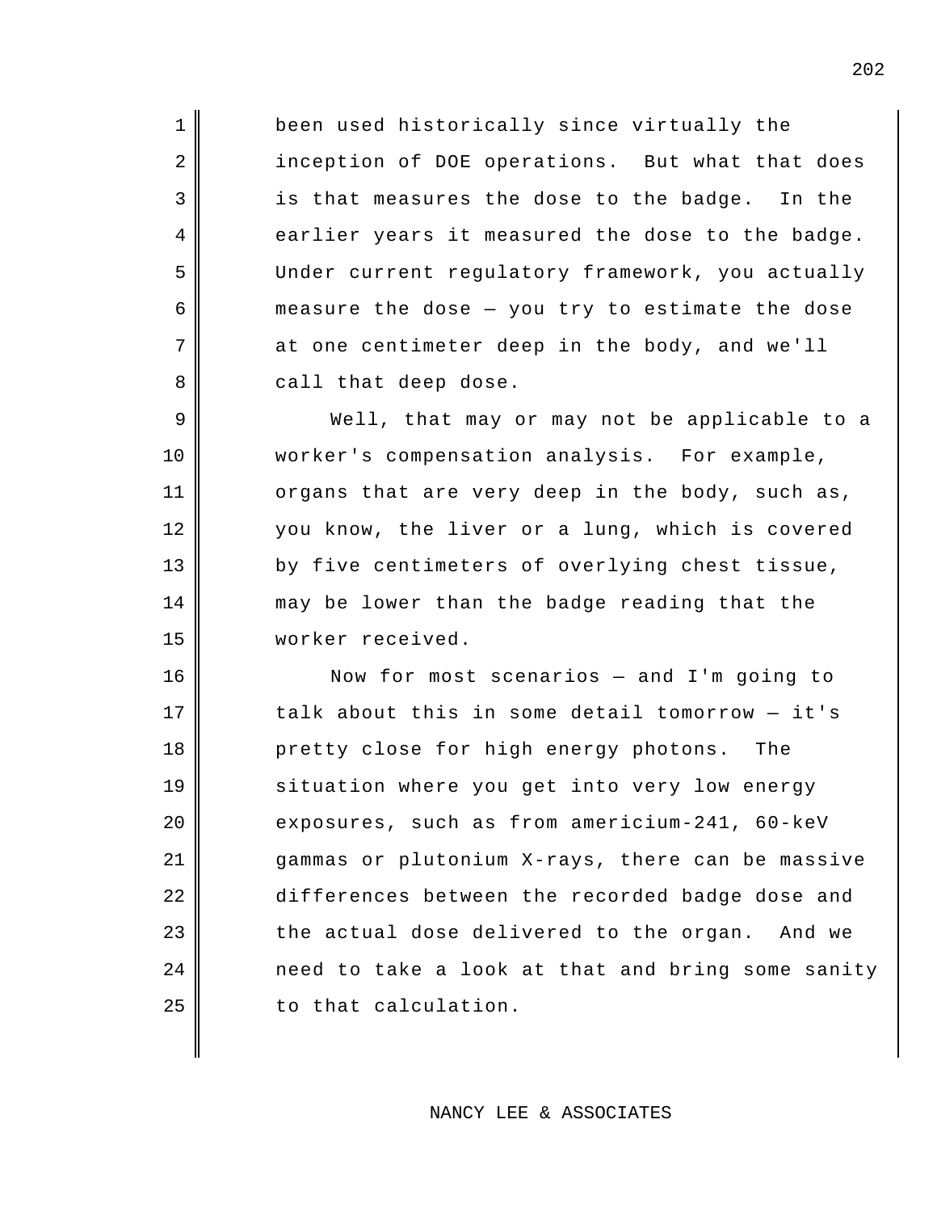been used historically since virtually the inception of DOE operations. But what that does is that measures the dose to the badge. In the earlier years it measured the dose to the badge. Under current regulatory framework, you actually measure the dose — you try to estimate the dose at one centimeter deep in the body, and we'll call that deep dose.

Well, that may or may not be applicable to a worker's compensation analysis. For example, organs that are very deep in the body, such as, you know, the liver or a lung, which is covered by five centimeters of overlying chest tissue, may be lower than the badge reading that the worker received.

Now for most scenarios — and I'm going to talk about this in some detail tomorrow — it's pretty close for high energy photons. The situation where you get into very low energy exposures, such as from americium-241, 60-keV gammas or plutonium X-rays, there can be massive differences between the recorded badge dose and the actual dose delivered to the organ. And we need to take a look at that and bring some sanity to that calculation.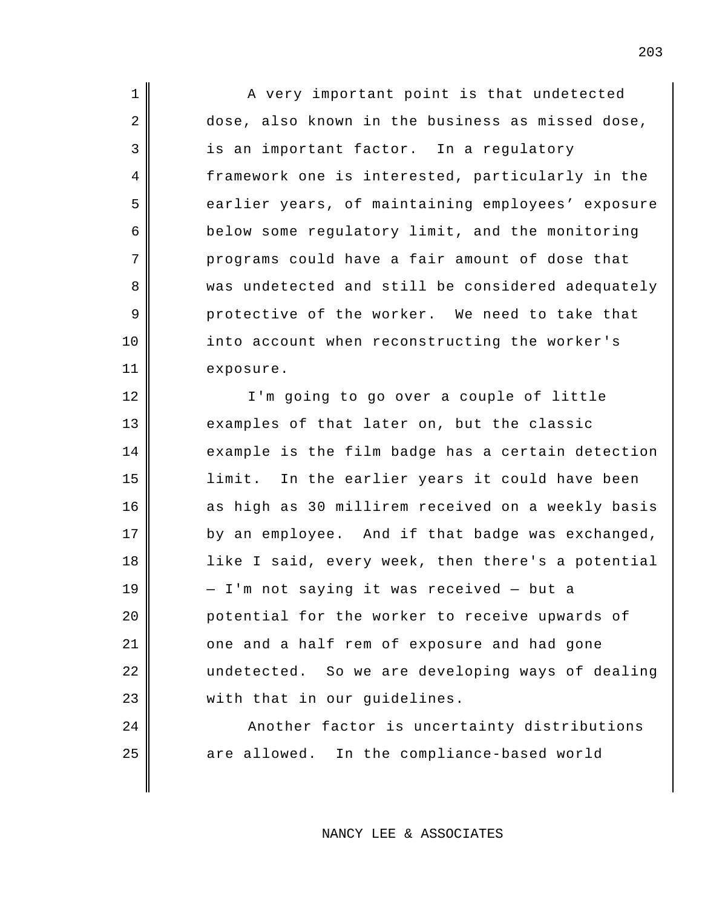A very important point is that undetected dose, also known in the business as missed dose, is an important factor. In a regulatory framework one is interested, particularly in the earlier years, of maintaining employees' exposure below some regulatory limit, and the monitoring programs could have a fair amount of dose that was undetected and still be considered adequately protective of the worker. We need to take that into account when reconstructing the worker's exposure.

I'm going to go over a couple of little examples of that later on, but the classic example is the film badge has a certain detection limit. In the earlier years it could have been as high as 30 millirem received on a weekly basis by an employee. And if that badge was exchanged, like I said, every week, then there's a potential — I'm not saying it was received — but a potential for the worker to receive upwards of one and a half rem of exposure and had gone undetected. So we are developing ways of dealing with that in our guidelines.

Another factor is uncertainty distributions are allowed. In the compliance-based world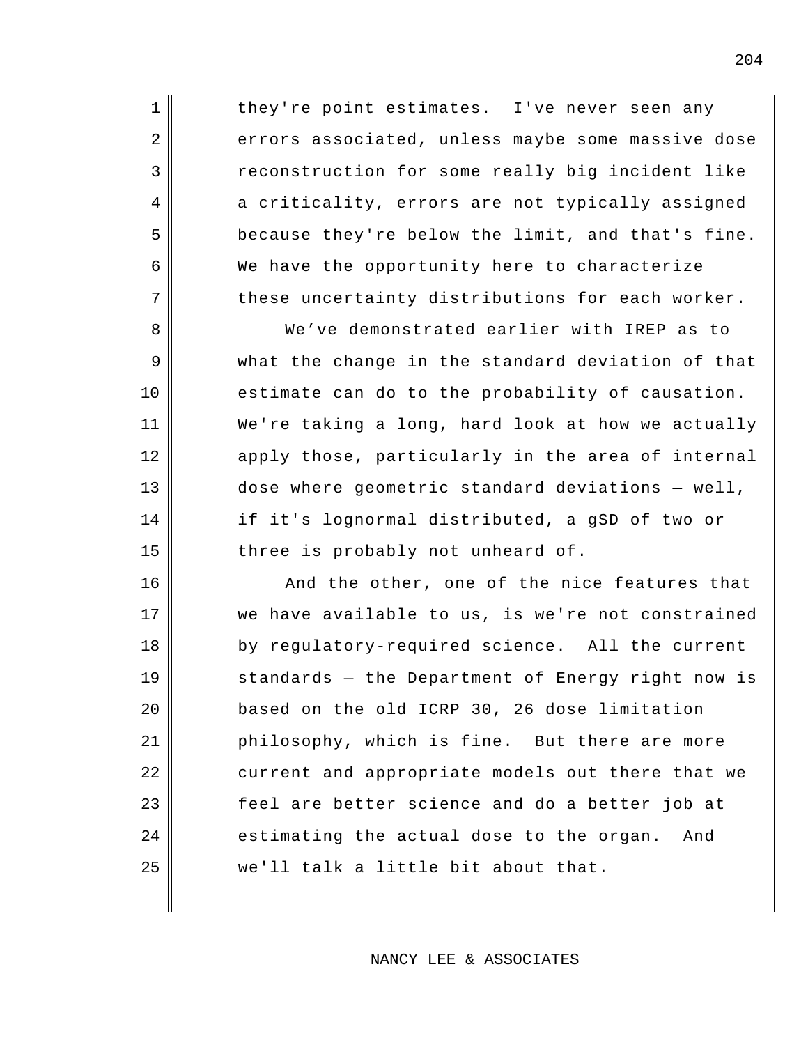they're point estimates. I've never seen any errors associated, unless maybe some massive dose reconstruction for some really big incident like a criticality, errors are not typically assigned because they're below the limit, and that's fine. We have the opportunity here to characterize these uncertainty distributions for each worker.

We've demonstrated earlier with IREP as to what the change in the standard deviation of that estimate can do to the probability of causation. We're taking a long, hard look at how we actually apply those, particularly in the area of internal dose where geometric standard deviations — well, if it's lognormal distributed, a gSD of two or three is probably not unheard of.

And the other, one of the nice features that we have available to us, is we're not constrained by regulatory-required science. All the current standards — the Department of Energy right now is based on the old ICRP 30, 26 dose limitation philosophy, which is fine. But there are more current and appropriate models out there that we feel are better science and do a better job at estimating the actual dose to the organ. And we'll talk a little bit about that.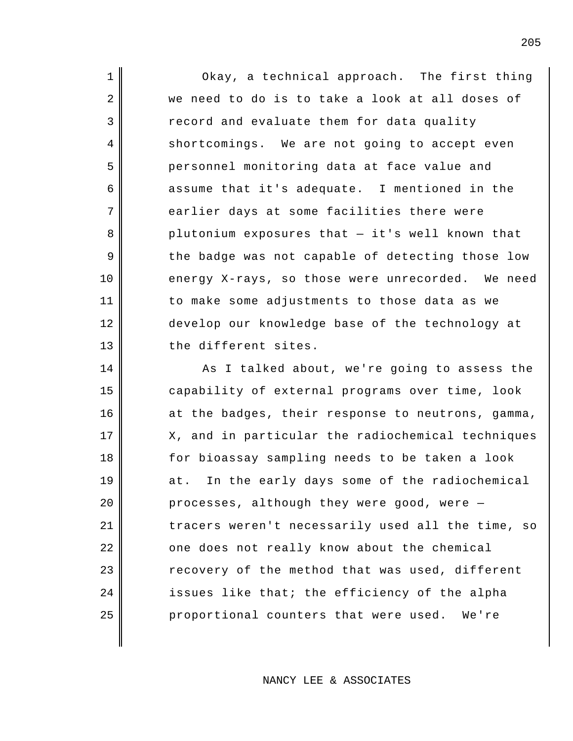Okay, a technical approach. The first thing we need to do is to take a look at all doses of record and evaluate them for data quality shortcomings. We are not going to accept even personnel monitoring data at face value and assume that it's adequate. I mentioned in the earlier days at some facilities there were plutonium exposures that — it's well known that the badge was not capable of detecting those low energy X-rays, so those were unrecorded. We need to make some adjustments to those data as we develop our knowledge base of the technology at the different sites.

As I talked about, we're going to assess the capability of external programs over time, look at the badges, their response to neutrons, gamma, X, and in particular the radiochemical techniques for bioassay sampling needs to be taken a look at. In the early days some of the radiochemical processes, although they were good, were — tracers weren't necessarily used all the time, so one does not really know about the chemical recovery of the method that was used, different issues like that; the efficiency of the alpha proportional counters that were used. We're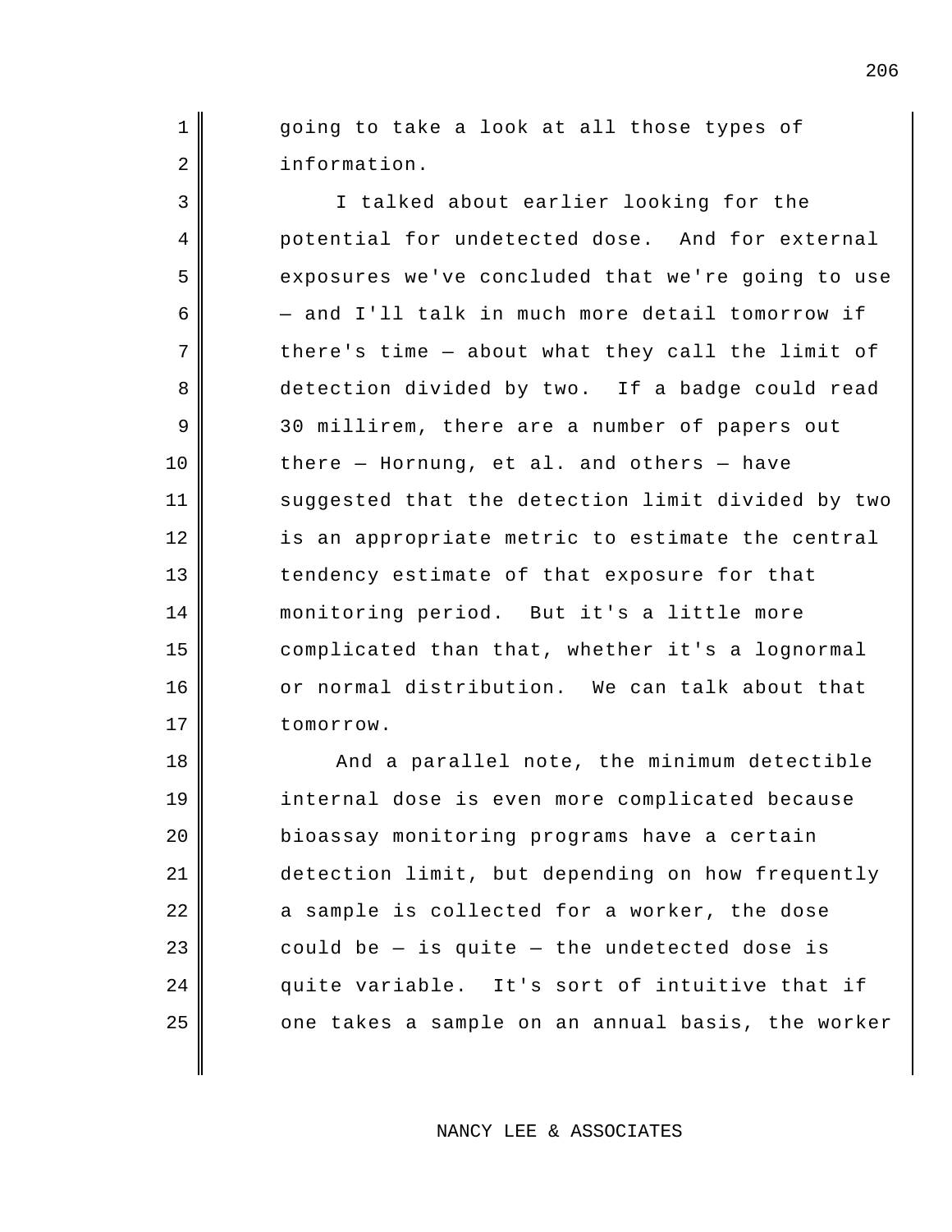going to take a look at all those types of information.

I talked about earlier looking for the potential for undetected dose. And for external exposures we've concluded that we're going to use — and I'll talk in much more detail tomorrow if there's time — about what they call the limit of detection divided by two. If a badge could read 30 millirem, there are a number of papers out there — Hornung, et al. and others — have suggested that the detection limit divided by two is an appropriate metric to estimate the central tendency estimate of that exposure for that monitoring period. But it's a little more complicated than that, whether it's a lognormal or normal distribution. We can talk about that tomorrow.

And a parallel note, the minimum detectible internal dose is even more complicated because bioassay monitoring programs have a certain detection limit, but depending on how frequently a sample is collected for a worker, the dose could be — is quite — the undetected dose is quite variable. It's sort of intuitive that if one takes a sample on an annual basis, the worker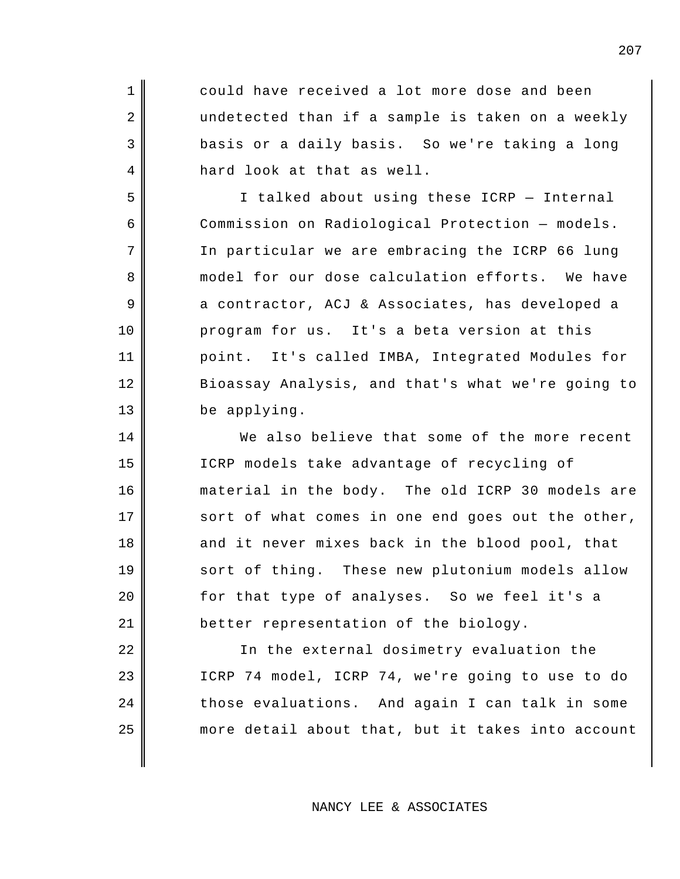could have received a lot more dose and been undetected than if a sample is taken on a weekly basis or a daily basis. So we're taking a long hard look at that as well.

I talked about using these ICRP — Internal Commission on Radiological Protection — models. In particular we are embracing the ICRP 66 lung model for our dose calculation efforts. We have a contractor, ACJ & Associates, has developed a program for us. It's a beta version at this point. It's called IMBA, Integrated Modules for Bioassay Analysis, and that's what we're going to be applying.

We also believe that some of the more recent ICRP models take advantage of recycling of material in the body. The old ICRP 30 models are sort of what comes in one end goes out the other, and it never mixes back in the blood pool, that sort of thing. These new plutonium models allow for that type of analyses. So we feel it's a better representation of the biology.

In the external dosimetry evaluation the ICRP 74 model, ICRP 74, we're going to use to do those evaluations. And again I can talk in some more detail about that, but it takes into account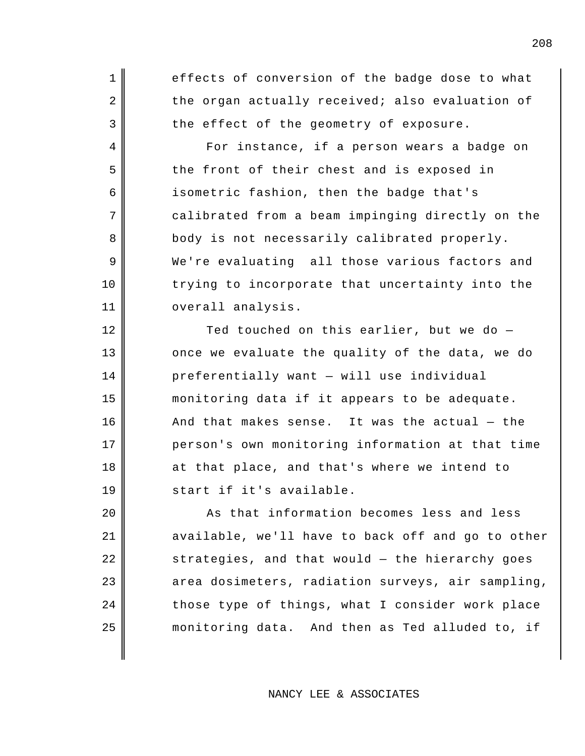effects of conversion of the badge dose to what the organ actually received; also evaluation of the effect of the geometry of exposure.

For instance, if a person wears a badge on the front of their chest and is exposed in isometric fashion, then the badge that's calibrated from a beam impinging directly on the body is not necessarily calibrated properly. We're evaluating all those various factors and trying to incorporate that uncertainty into the overall analysis.

Ted touched on this earlier, but we do — once we evaluate the quality of the data, we do preferentially want — will use individual monitoring data if it appears to be adequate. And that makes sense. It was the actual — the person's own monitoring information at that time at that place, and that's where we intend to start if it's available.

As that information becomes less and less available, we'll have to back off and go to other strategies, and that would — the hierarchy goes area dosimeters, radiation surveys, air sampling, those type of things, what I consider work place monitoring data. And then as Ted alluded to, if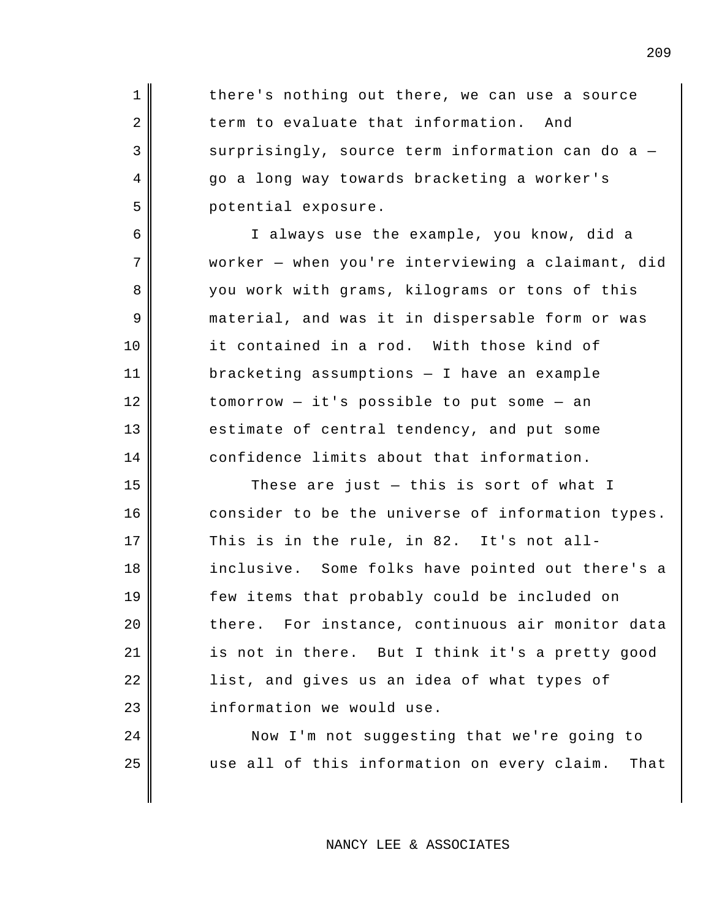there's nothing out there, we can use a source term to evaluate that information. And surprisingly, source term information can do a — go a long way towards bracketing a worker's potential exposure.

I always use the example, you know, did a worker — when you're interviewing a claimant, did you work with grams, kilograms or tons of this material, and was it in dispersable form or was it contained in a rod. With those kind of bracketing assumptions — I have an example tomorrow — it's possible to put some — an estimate of central tendency, and put some confidence limits about that information.

These are just — this is sort of what I consider to be the universe of information types. This is in the rule, in 82. It's not all-inclusive. Some folks have pointed out there's a few items that probably could be included on there. For instance, continuous air monitor data is not in there. But I think it's a pretty good list, and gives us an idea of what types of information we would use.

Now I'm not suggesting that we're going to use all of this information on every claim. That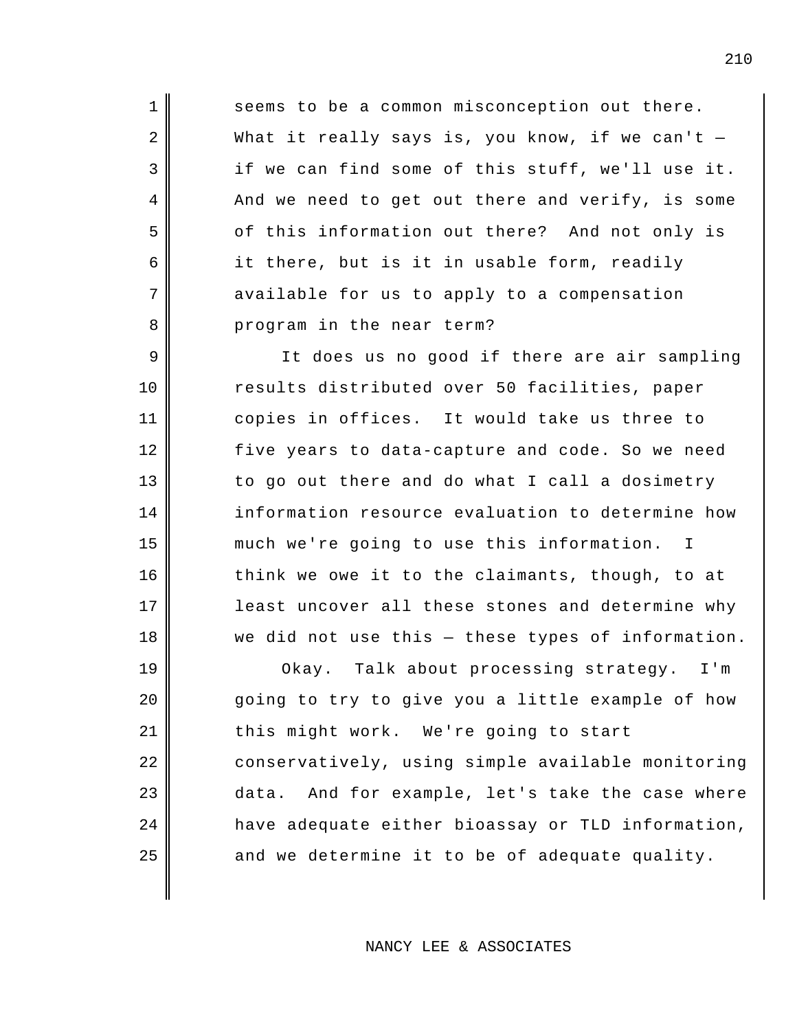seems to be a common misconception out there. What it really says is, you know, if we can't — if we can find some of this stuff, we'll use it. And we need to get out there and verify, is some of this information out there? And not only is it there, but is it in usable form, readily available for us to apply to a compensation program in the near term?

It does us no good if there are air sampling results distributed over 50 facilities, paper copies in offices. It would take us three to five years to data-capture and code. So we need to go out there and do what I call a dosimetry information resource evaluation to determine how much we're going to use this information. I think we owe it to the claimants, though, to at least uncover all these stones and determine why we did not use this — these types of information.

Okay. Talk about processing strategy. I'm going to try to give you a little example of how this might work. We're going to start conservatively, using simple available monitoring data. And for example, let's take the case where have adequate either bioassay or TLD information, and we determine it to be of adequate quality.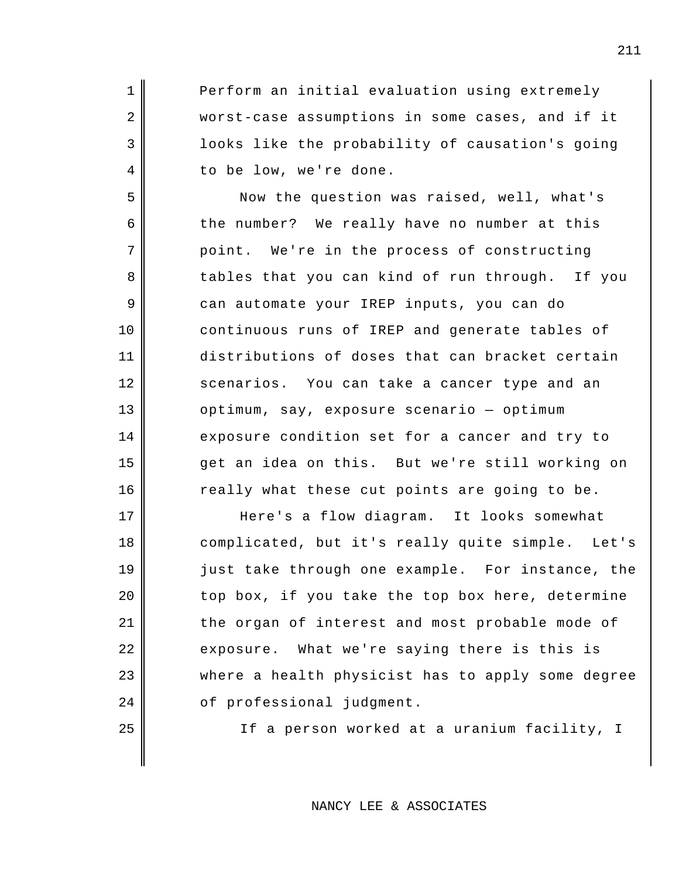Perform an initial evaluation using extremely worst-case assumptions in some cases, and if it looks like the probability of causation's going to be low, we're done.

Now the question was raised, well, what's the number? We really have no number at this point. We're in the process of constructing tables that you can kind of run through. If you can automate your IREP inputs, you can do continuous runs of IREP and generate tables of distributions of doses that can bracket certain scenarios. You can take a cancer type and an optimum, say, exposure scenario — optimum exposure condition set for a cancer and try to get an idea on this. But we're still working on really what these cut points are going to be.

Here's a flow diagram. It looks somewhat complicated, but it's really quite simple. Let's just take through one example. For instance, the top box, if you take the top box here, determine the organ of interest and most probable mode of exposure. What we're saying there is this is where a health physicist has to apply some degree of professional judgment.

If a person worked at a uranium facility, I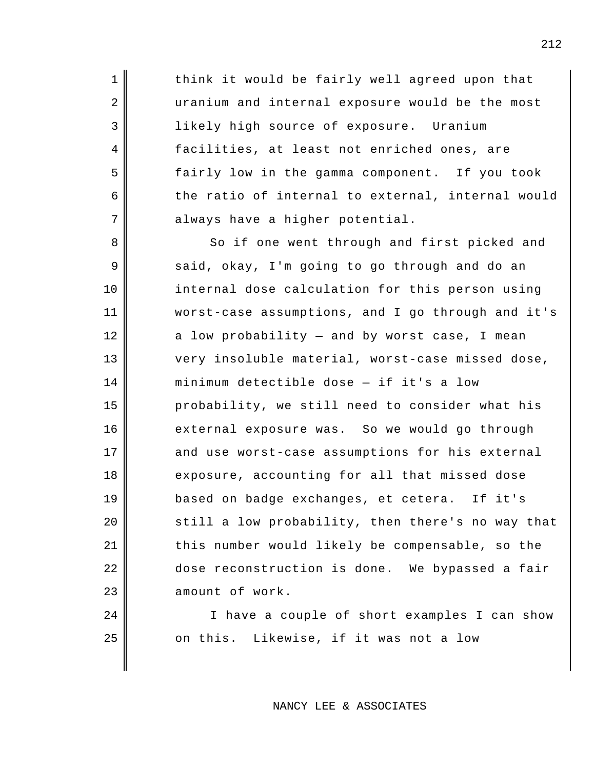think it would be fairly well agreed upon that uranium and internal exposure would be the most likely high source of exposure. Uranium facilities, at least not enriched ones, are fairly low in the gamma component. If you took the ratio of internal to external, internal would always have a higher potential.

So if one went through and first picked and said, okay, I'm going to go through and do an internal dose calculation for this person using worst-case assumptions, and I go through and it's a low probability — and by worst case, I mean very insoluble material, worst-case missed dose, minimum detectible dose — if it's a low probability, we still need to consider what his external exposure was. So we would go through and use worst-case assumptions for his external exposure, accounting for all that missed dose based on badge exchanges, et cetera. If it's still a low probability, then there's no way that this number would likely be compensable, so the dose reconstruction is done. We bypassed a fair amount of work.

I have a couple of short examples I can show on this. Likewise, if it was not a low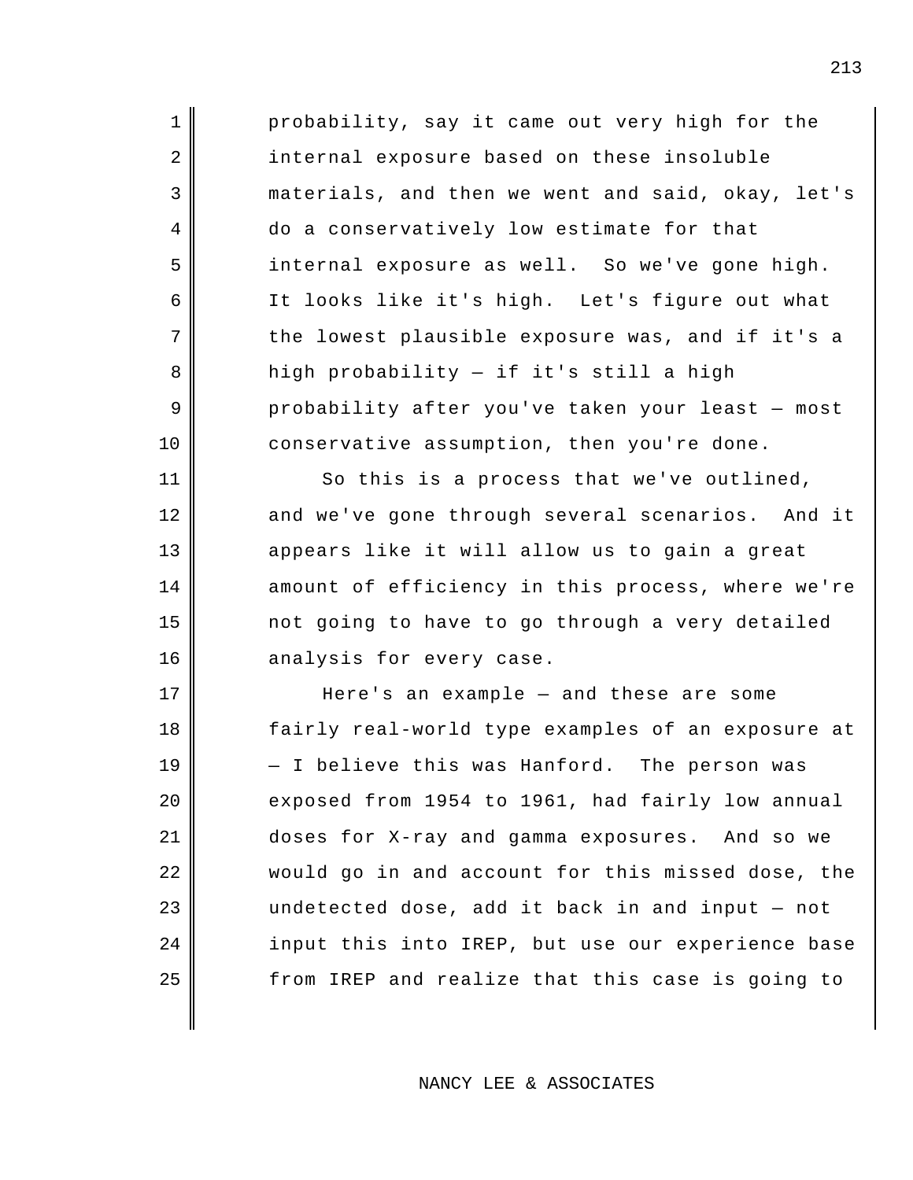probability, say it came out very high for the internal exposure based on these insoluble materials, and then we went and said, okay, let's do a conservatively low estimate for that internal exposure as well. So we've gone high. It looks like it's high. Let's figure out what the lowest plausible exposure was, and if it's a high probability — if it's still a high probability after you've taken your least — most conservative assumption, then you're done.

So this is a process that we've outlined, and we've gone through several scenarios. And it appears like it will allow us to gain a great amount of efficiency in this process, where we're not going to have to go through a very detailed analysis for every case.

Here's an example — and these are some fairly real-world type examples of an exposure at — I believe this was Hanford. The person was exposed from 1954 to 1961, had fairly low annual doses for X-ray and gamma exposures. And so we would go in and account for this missed dose, the undetected dose, add it back in and input — not input this into IREP, but use our experience base from IREP and realize that this case is going to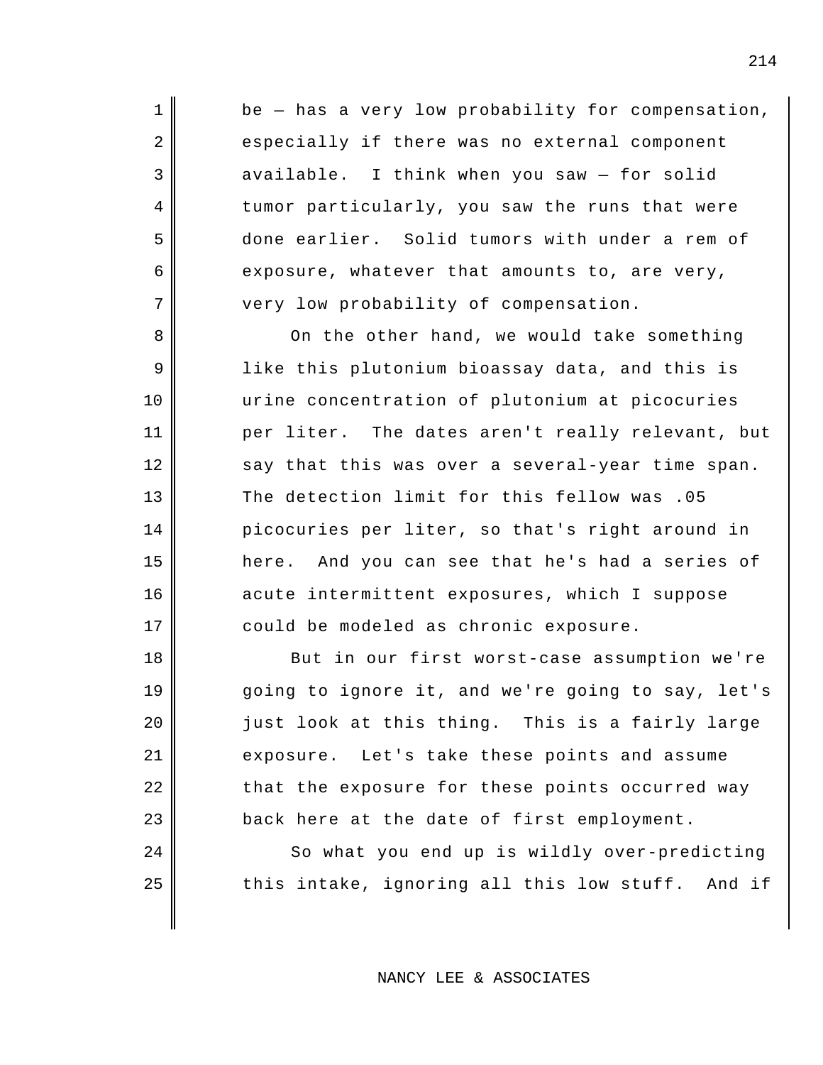be — has a very low probability for compensation, especially if there was no external component available. I think when you saw — for solid tumor particularly, you saw the runs that were done earlier. Solid tumors with under a rem of exposure, whatever that amounts to, are very, very low probability of compensation.

On the other hand, we would take something like this plutonium bioassay data, and this is urine concentration of plutonium at picocuries per liter. The dates aren't really relevant, but say that this was over a several-year time span. The detection limit for this fellow was .05 picocuries per liter, so that's right around in here. And you can see that he's had a series of acute intermittent exposures, which I suppose could be modeled as chronic exposure.

But in our first worst-case assumption we're going to ignore it, and we're going to say, let's just look at this thing. This is a fairly large exposure. Let's take these points and assume that the exposure for these points occurred way back here at the date of first employment.

So what you end up is wildly over-predicting this intake, ignoring all this low stuff. And if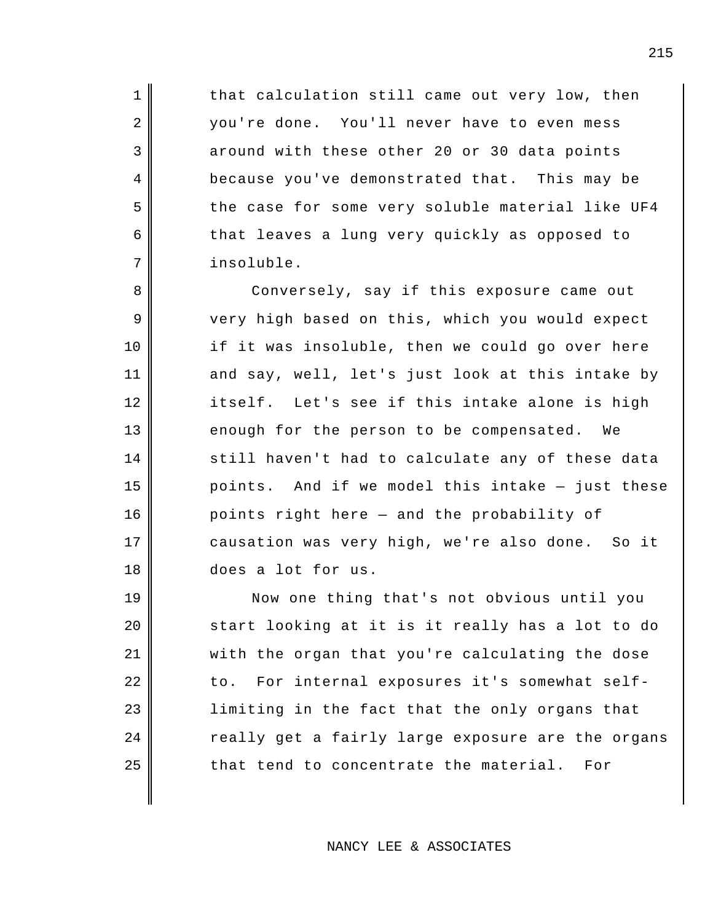that calculation still came out very low, then you're done. You'll never have to even mess around with these other 20 or 30 data points because you've demonstrated that. This may be the case for some very soluble material like $UF_4$ that leaves a lung very quickly as opposed to insoluble.

Conversely, say if this exposure came out very high based on this, which you would expect if it was insoluble, then we could go over here and say, well, let's just look at this intake by itself. Let's see if this intake alone is high enough for the person to be compensated. We still haven't had to calculate any of these data points. And if we model this intake — just these points right here — and the probability of causation was very high, we're also done. So it does a lot for us.

Now one thing that's not obvious until you start looking at it is it really has a lot to do with the organ that you're calculating the dose to. For internal exposures it's somewhat self-limiting in the fact that the only organs that really get a fairly large exposure are the organs that tend to concentrate the material. For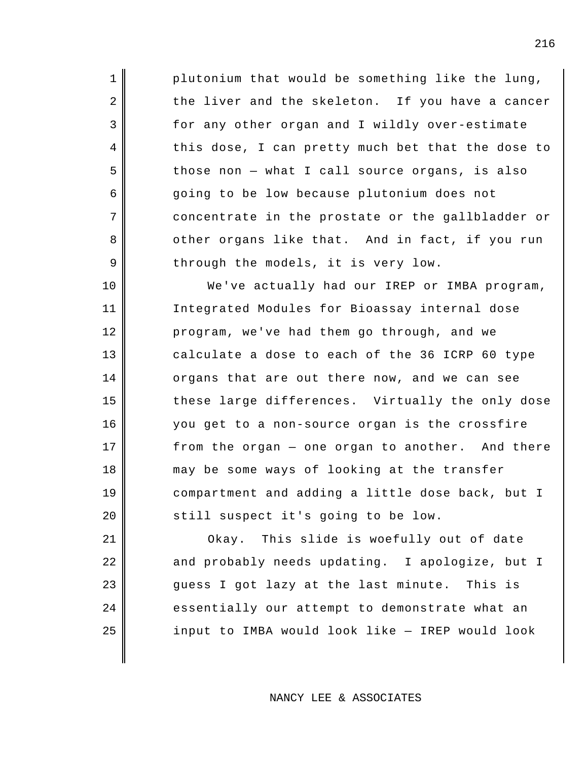plutonium that would be something like the lung, the liver and the skeleton. If you have a cancer for any other organ and I wildly over-estimate this dose, I can pretty much bet that the dose to those non — what I call source organs, is also going to be low because plutonium does not concentrate in the prostate or the gallbladder or other organs like that. And in fact, if you run through the models, it is very low.

We've actually had our IREP or IMBA program, Integrated Modules for Bioassay internal dose program, we've had them go through, and we calculate a dose to each of the 36 ICRP 60 type organs that are out there now, and we can see these large differences. Virtually the only dose you get to a non-source organ is the crossfire from the organ — one organ to another. And there may be some ways of looking at the transfer compartment and adding a little dose back, but I still suspect it's going to be low.

Okay. This slide is woefully out of date and probably needs updating. I apologize, but I guess I got lazy at the last minute. This is essentially our attempt to demonstrate what an input to IMBA would look like — IREP would look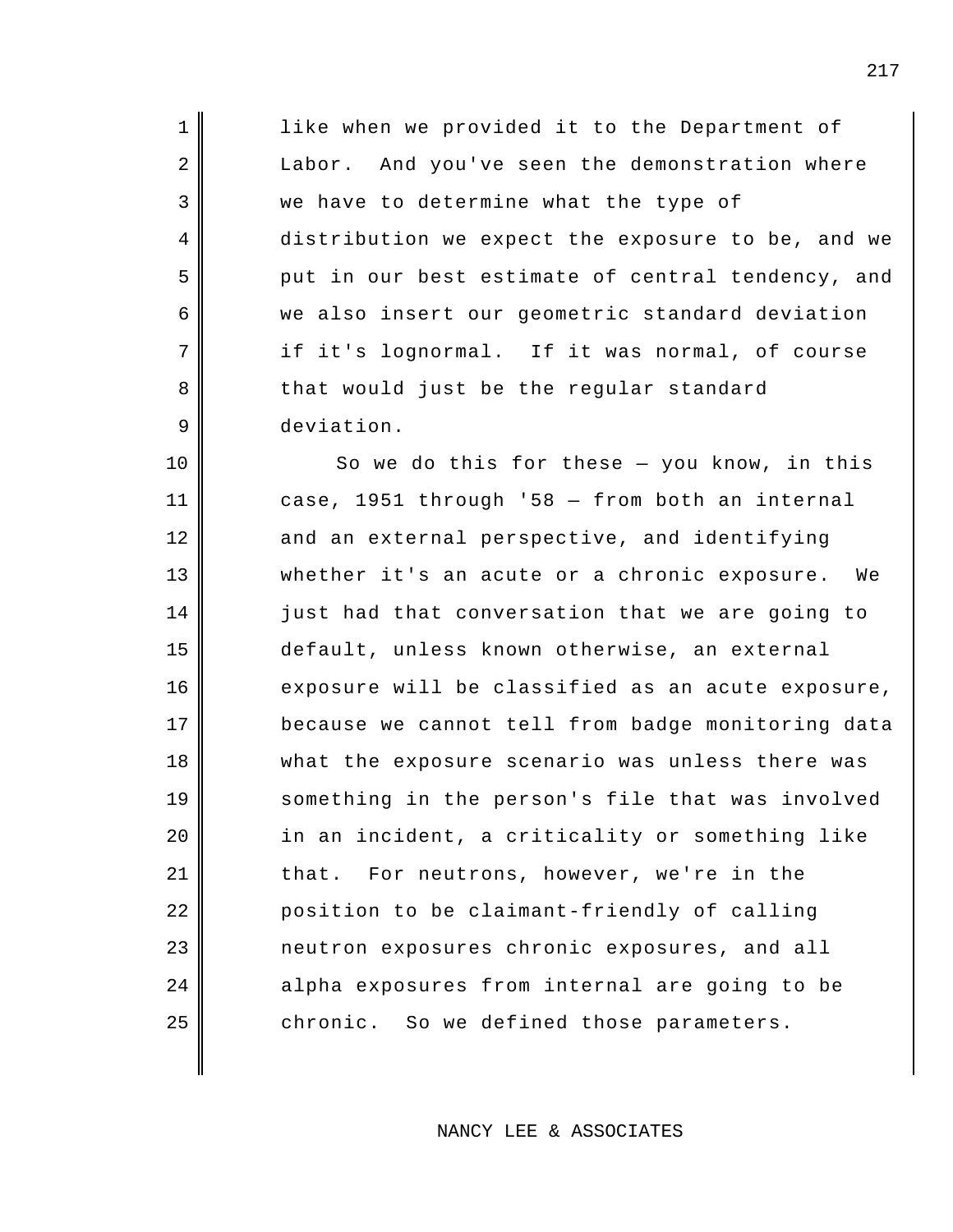like when we provided it to the Department of Labor. And you've seen the demonstration where we have to determine what the type of distribution we expect the exposure to be, and we put in our best estimate of central tendency, and we also insert our geometric standard deviation if it's lognormal. If it was normal, of course that would just be the regular standard deviation.

So we do this for these — you know, in this case, 1951 through '58 — from both an internal and an external perspective, and identifying whether it's an acute or a chronic exposure. We just had that conversation that we are going to default, unless known otherwise, an external exposure will be classified as an acute exposure, because we cannot tell from badge monitoring data what the exposure scenario was unless there was something in the person's file that was involved in an incident, a criticality or something like that. For neutrons, however, we're in the position to be claimant-friendly of calling neutron exposures chronic exposures, and all alpha exposures from internal are going to be chronic. So we defined those parameters.

NANCY LEE & ASSOCIATES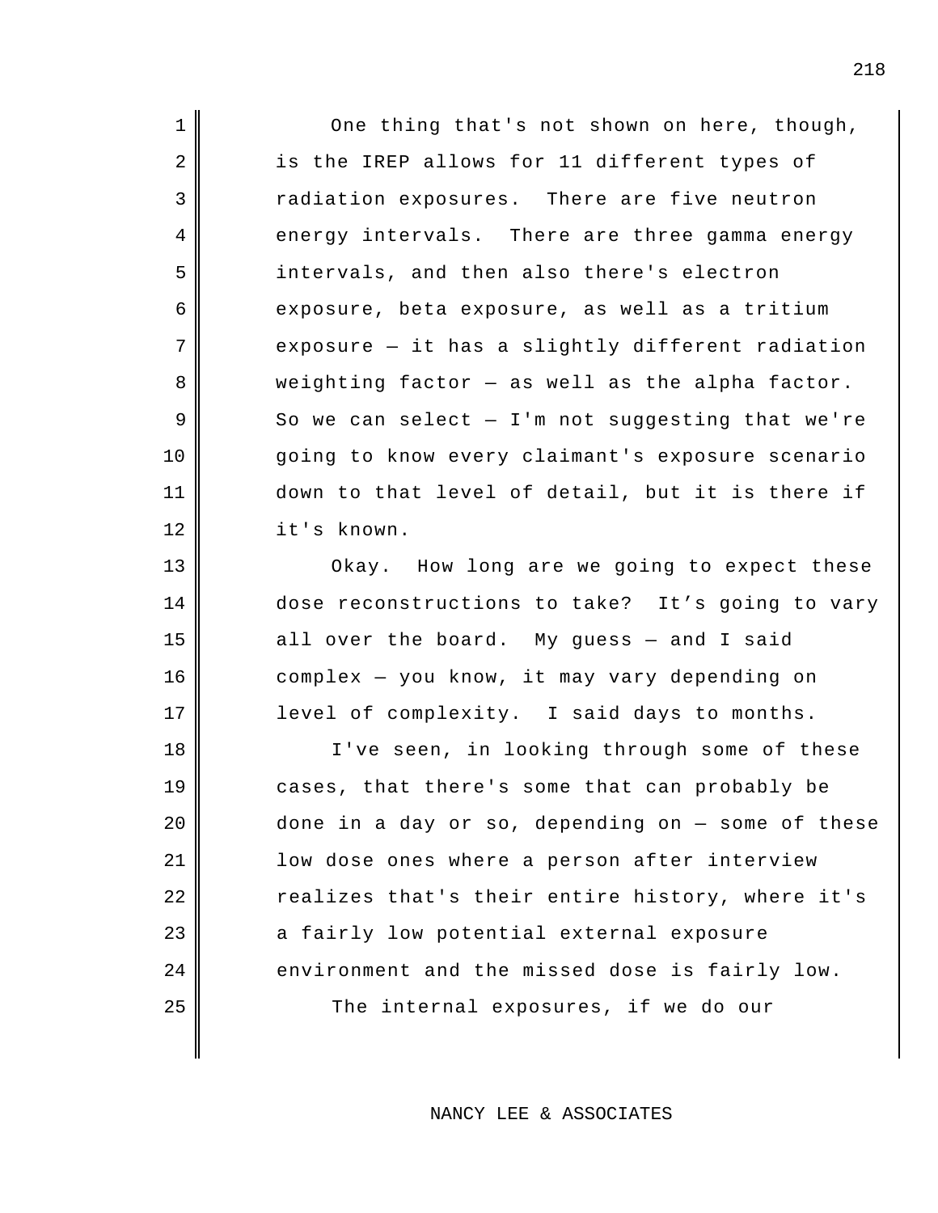One thing that's not shown on here, though, is the IREP allows for 11 different types of radiation exposures. There are five neutron energy intervals. There are three gamma energy intervals, and then also there's electron exposure, beta exposure, as well as a tritium exposure — it has a slightly different radiation weighting factor — as well as the alpha factor. So we can select — I'm not suggesting that we're going to know every claimant's exposure scenario down to that level of detail, but it is there if it's known.

Okay. How long are we going to expect these dose reconstructions to take? It's going to vary all over the board. My guess — and I said complex — you know, it may vary depending on level of complexity. I said days to months.

I've seen, in looking through some of these cases, that there's some that can probably be done in a day or so, depending on — some of these low dose ones where a person after interview realizes that's their entire history, where it's a fairly low potential external exposure environment and the missed dose is fairly low.

The internal exposures, if we do our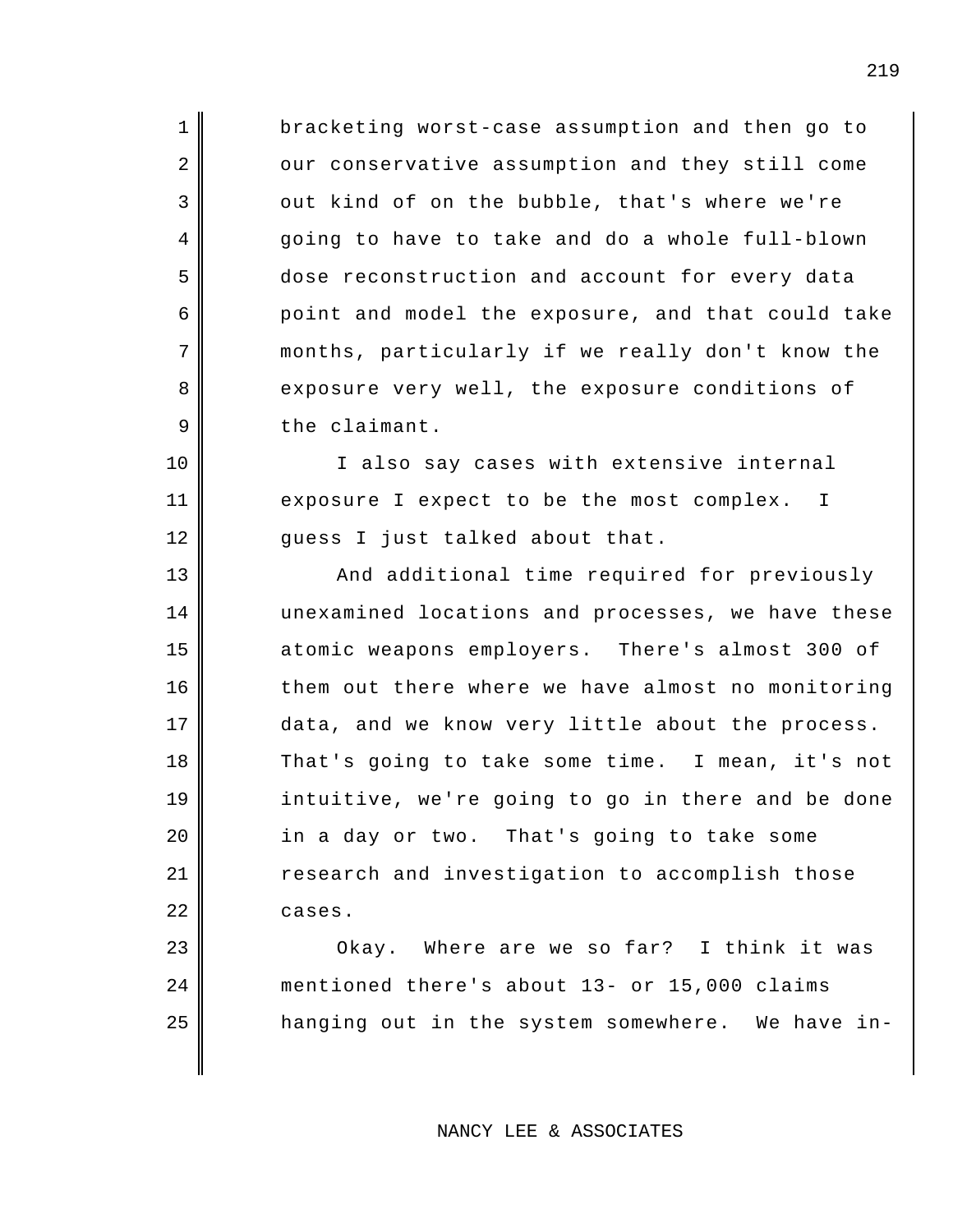bracketing worst-case assumption and then go to our conservative assumption and they still come out kind of on the bubble, that's where we're going to have to take and do a whole full-blown dose reconstruction and account for every data point and model the exposure, and that could take months, particularly if we really don't know the exposure very well, the exposure conditions of the claimant.

I also say cases with extensive internal exposure I expect to be the most complex. I guess I just talked about that.

And additional time required for previously unexamined locations and processes, we have these atomic weapons employers. There's almost 300 of them out there where we have almost no monitoring data, and we know very little about the process. That's going to take some time. I mean, it's not intuitive, we're going to go in there and be done in a day or two. That's going to take some research and investigation to accomplish those cases.

Okay. Where are we so far? I think it was mentioned there's about 13- or 15,000 claims hanging out in the system somewhere. We have in-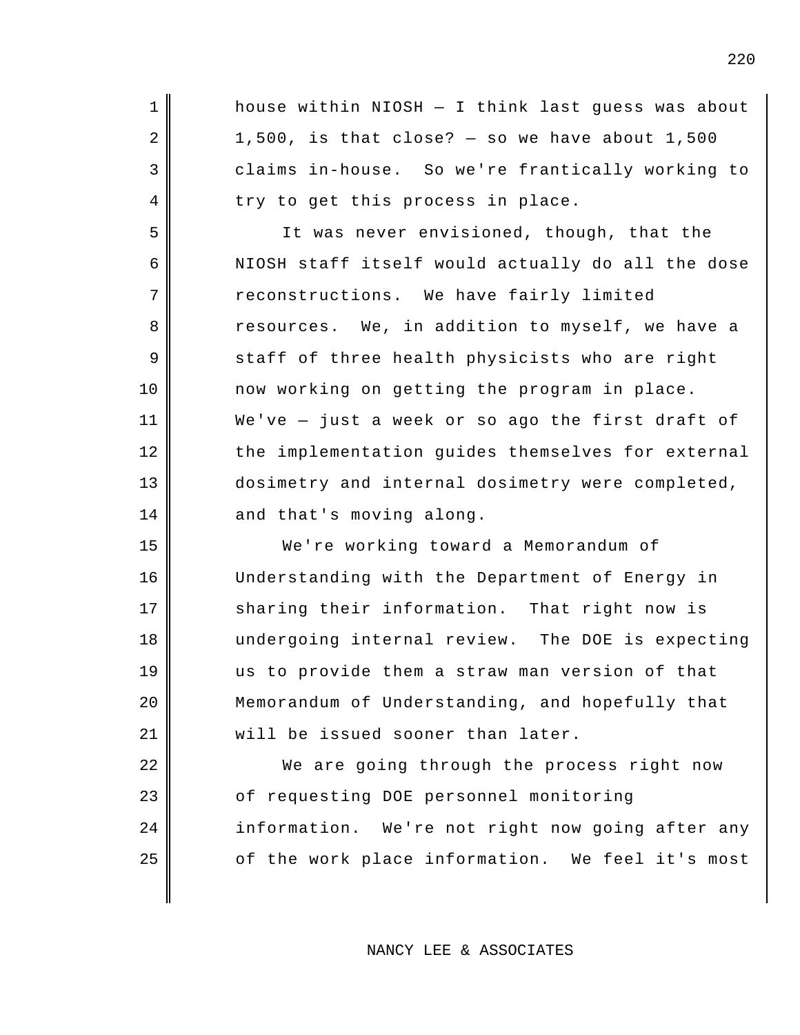house within NIOSH — I think last guess was about 1,500, is that close? — so we have about 1,500 claims in-house. So we're frantically working to try to get this process in place.

It was never envisioned, though, that the NIOSH staff itself would actually do all the dose reconstructions. We have fairly limited resources. We, in addition to myself, we have a staff of three health physicists who are right now working on getting the program in place. We've — just a week or so ago the first draft of the implementation guides themselves for external dosimetry and internal dosimetry were completed, and that's moving along.

We're working toward a Memorandum of Understanding with the Department of Energy in sharing their information. That right now is undergoing internal review. The DOE is expecting us to provide them a straw man version of that Memorandum of Understanding, and hopefully that will be issued sooner than later.

We are going through the process right now of requesting DOE personnel monitoring information. We're not right now going after any of the work place information. We feel it's most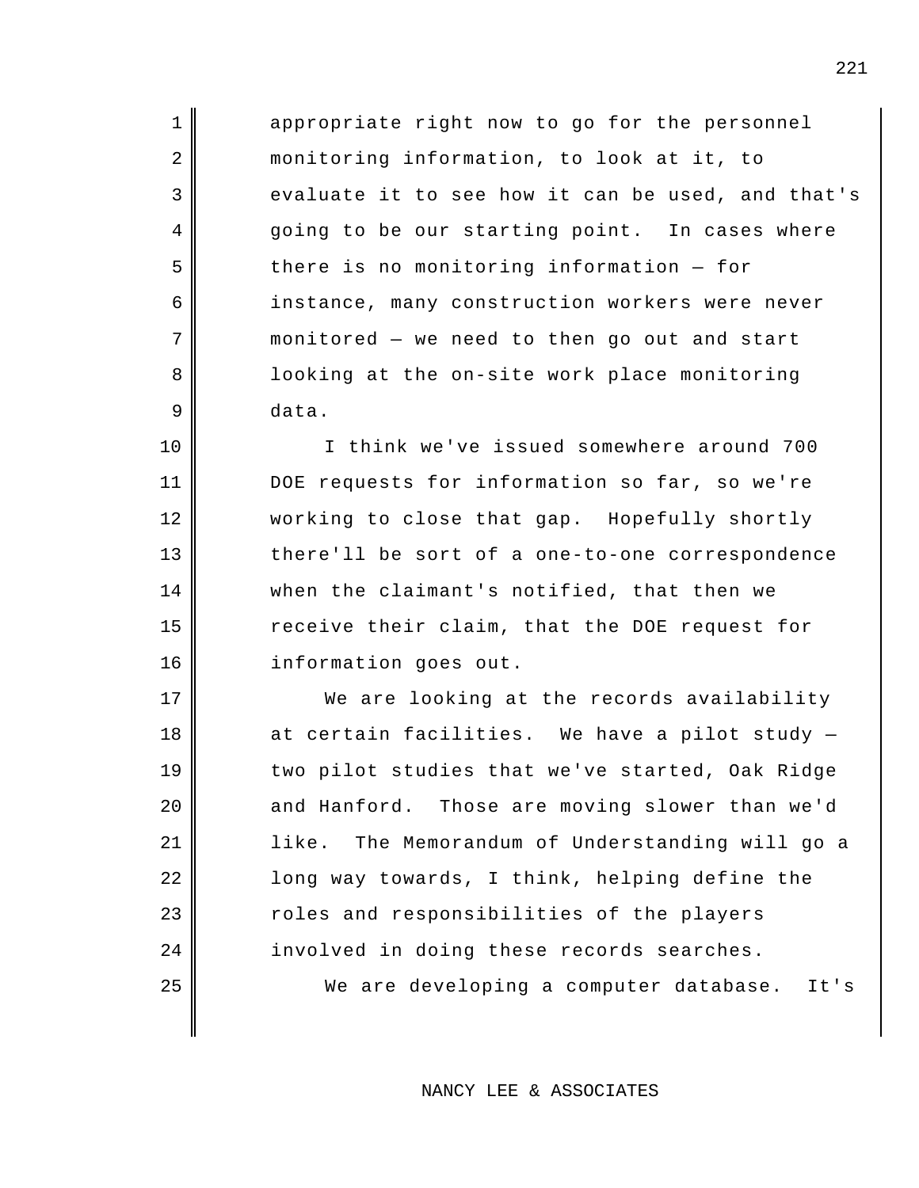appropriate right now to go for the personnel monitoring information, to look at it, to evaluate it to see how it can be used, and that's going to be our starting point. In cases where there is no monitoring information — for instance, many construction workers were never monitored — we need to then go out and start looking at the on-site work place monitoring data.

I think we've issued somewhere around 700 DOE requests for information so far, so we're working to close that gap. Hopefully shortly there'll be sort of a one-to-one correspondence when the claimant's notified, that then we receive their claim, that the DOE request for information goes out.

We are looking at the records availability at certain facilities. We have a pilot study — two pilot studies that we've started, Oak Ridge and Hanford. Those are moving slower than we'd like. The Memorandum of Understanding will go a long way towards, I think, helping define the roles and responsibilities of the players involved in doing these records searches.

We are developing a computer database. It's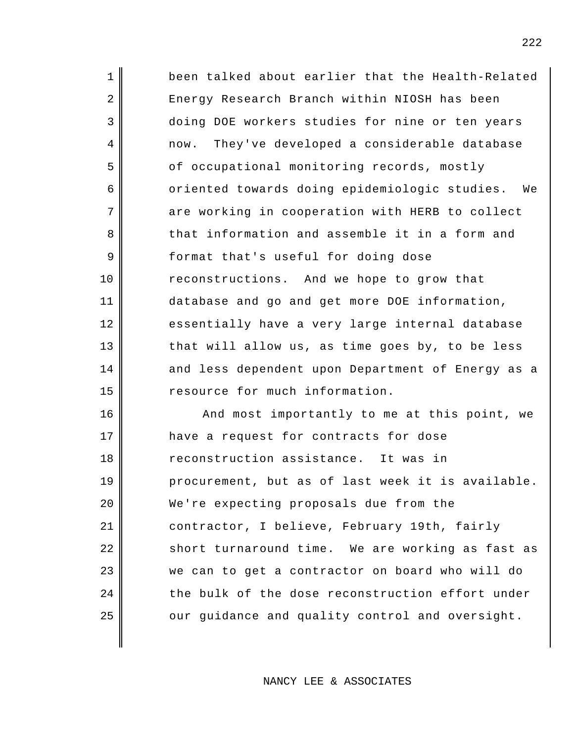been talked about earlier that the Health-Related Energy Research Branch within NIOSH has been doing DOE workers studies for nine or ten years now. They've developed a considerable database of occupational monitoring records, mostly oriented towards doing epidemiologic studies. We are working in cooperation with HERB to collect that information and assemble it in a form and format that's useful for doing dose reconstructions. And we hope to grow that database and go and get more DOE information, essentially have a very large internal database that will allow us, as time goes by, to be less and less dependent upon Department of Energy as a resource for much information.

And most importantly to me at this point, we have a request for contracts for dose reconstruction assistance. It was in procurement, but as of last week it is available. We're expecting proposals due from the contractor, I believe, February 19th, fairly short turnaround time. We are working as fast as we can to get a contractor on board who will do the bulk of the dose reconstruction effort under our guidance and quality control and oversight.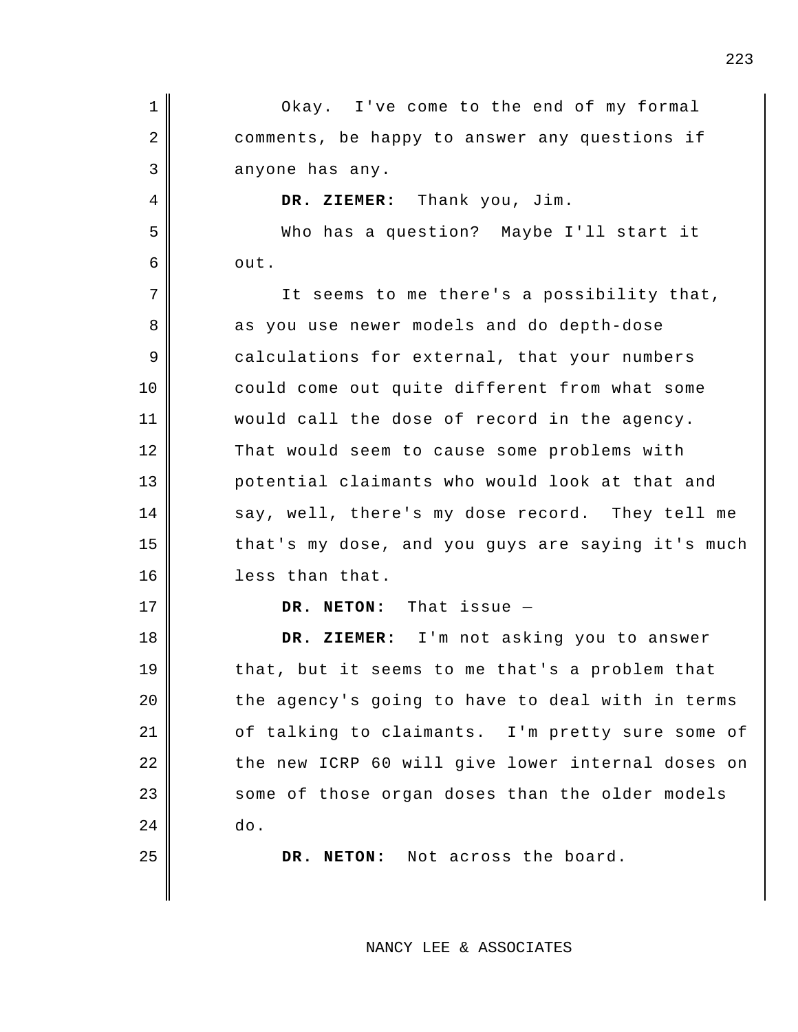Okay. I've come to the end of my formal comments, be happy to answer any questions if anyone has any.

**DR. ZIEMER:** Thank you, Jim.

Who has a question? Maybe I'll start it out.

It seems to me there's a possibility that, as you use newer models and do depth-dose calculations for external, that your numbers could come out quite different from what some would call the dose of record in the agency. That would seem to cause some problems with potential claimants who would look at that and say, well, there's my dose record. They tell me that's my dose, and you guys are saying it's much less than that.

**DR. NETON:** That issue —

**DR. ZIEMER:** I'm not asking you to answer that, but it seems to me that's a problem that the agency's going to have to deal with in terms of talking to claimants. I'm pretty sure some of the new ICRP 60 will give lower internal doses on some of those organ doses than the older models do.

**DR. NETON:** Not across the board.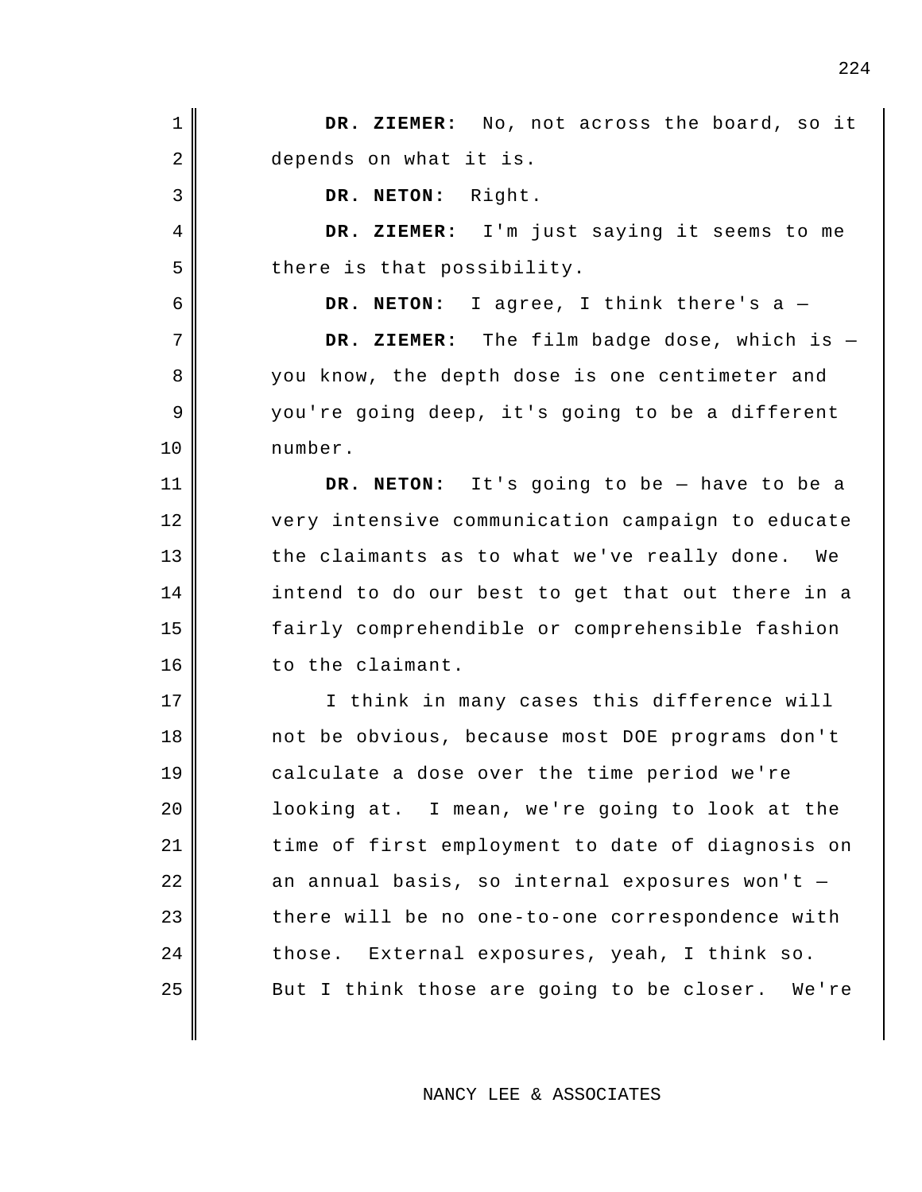**DR. ZIEMER:** No, not across the board, so it depends on what it is.

**DR. NETON:** Right.

**DR. ZIEMER:** I'm just saying it seems to me there is that possibility.

**DR. NETON:** I agree, I think there's a —

**DR. ZIEMER:** The film badge dose, which is — you know, the depth dose is one centimeter and you're going deep, it's going to be a different number.

**DR. NETON:** It's going to be — have to be a very intensive communication campaign to educate the claimants as to what we've really done. We intend to do our best to get that out there in a fairly comprehendible or comprehensible fashion to the claimant.

I think in many cases this difference will not be obvious, because most DOE programs don't calculate a dose over the time period we're looking at. I mean, we're going to look at the time of first employment to date of diagnosis on an annual basis, so internal exposures won't — there will be no one-to-one correspondence with those. External exposures, yeah, I think so. But I think those are going to be closer. We're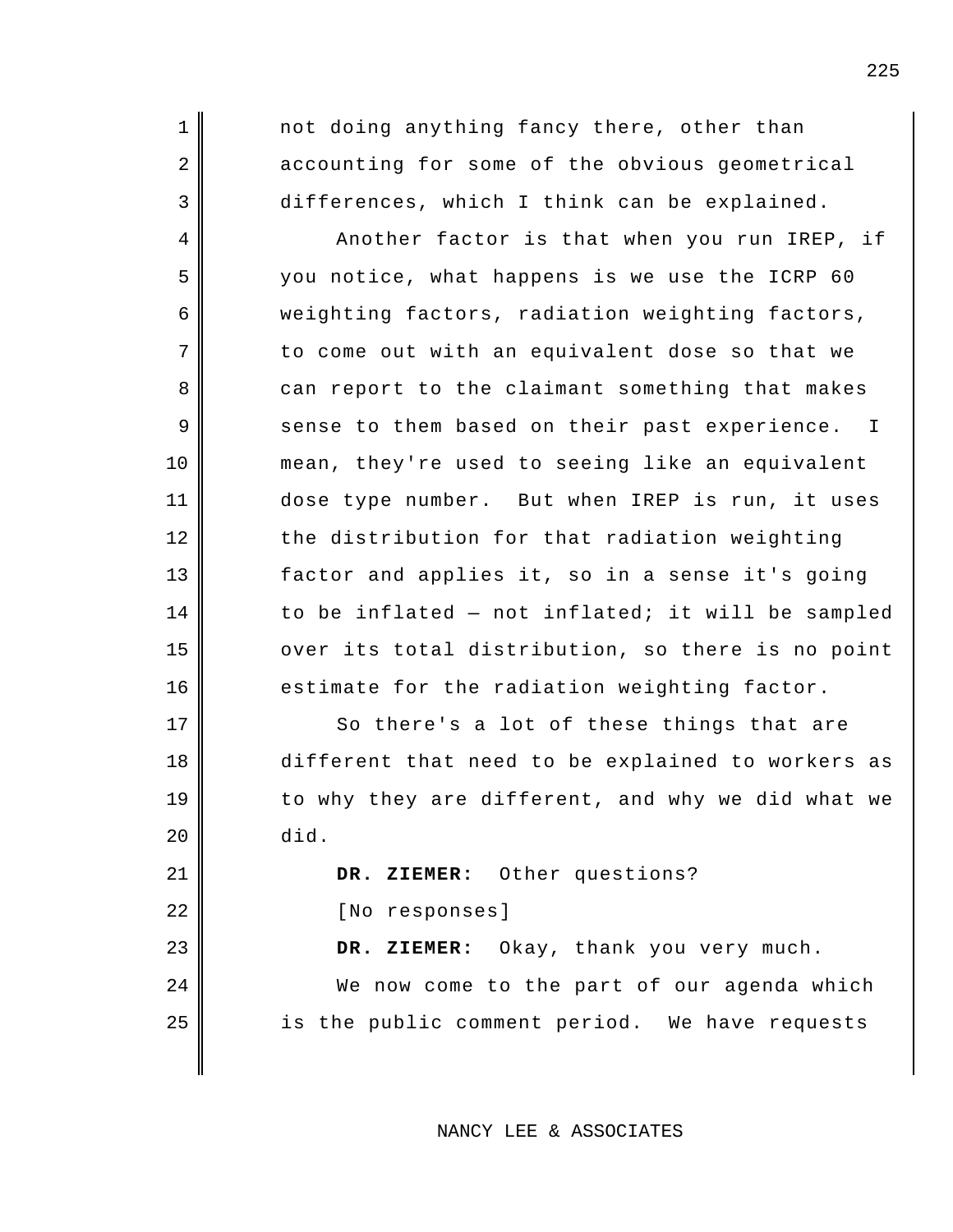not doing anything fancy there, other than accounting for some of the obvious geometrical differences, which I think can be explained.

Another factor is that when you run IREP, if you notice, what happens is we use the ICRP 60 weighting factors, radiation weighting factors, to come out with an equivalent dose so that we can report to the claimant something that makes sense to them based on their past experience. I mean, they're used to seeing like an equivalent dose type number. But when IREP is run, it uses the distribution for that radiation weighting factor and applies it, so in a sense it's going to be inflated — not inflated; it will be sampled over its total distribution, so there is no point estimate for the radiation weighting factor.

So there's a lot of these things that are different that need to be explained to workers as to why they are different, and why we did what we did.

**DR. ZIEMER:** Other questions?

[No responses]

**DR. ZIEMER:** Okay, thank you very much.

We now come to the part of our agenda which is the public comment period. We have requests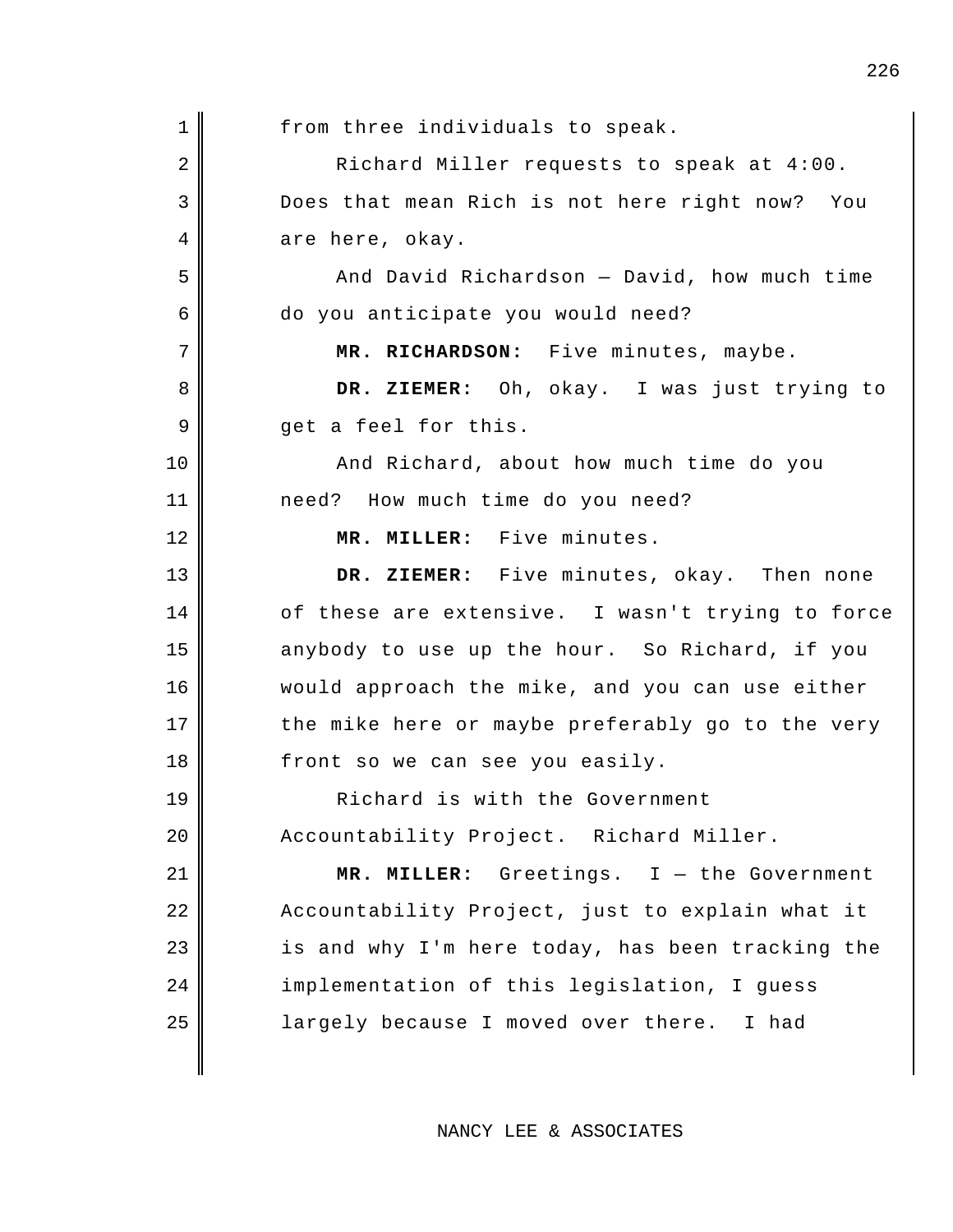from three individuals to speak.

Richard Miller requests to speak at 4:00. Does that mean Rich is not here right now? You are here, okay.

And David Richardson — David, how much time do you anticipate you would need?

**MR. RICHARDSON:** Five minutes, maybe.

**DR. ZIEMER:** Oh, okay. I was just trying to get a feel for this.

And Richard, about how much time do you need? How much time do you need?

**MR. MILLER:** Five minutes.

**DR. ZIEMER:** Five minutes, okay. Then none of these are extensive. I wasn't trying to force anybody to use up the hour. So Richard, if you would approach the mike, and you can use either the mike here or maybe preferably go to the very front so we can see you easily.

Richard is with the Government Accountability Project. Richard Miller.

**MR. MILLER:** Greetings. I — the Government Accountability Project, just to explain what it is and why I'm here today, has been tracking the implementation of this legislation, I guess largely because I moved over there. I had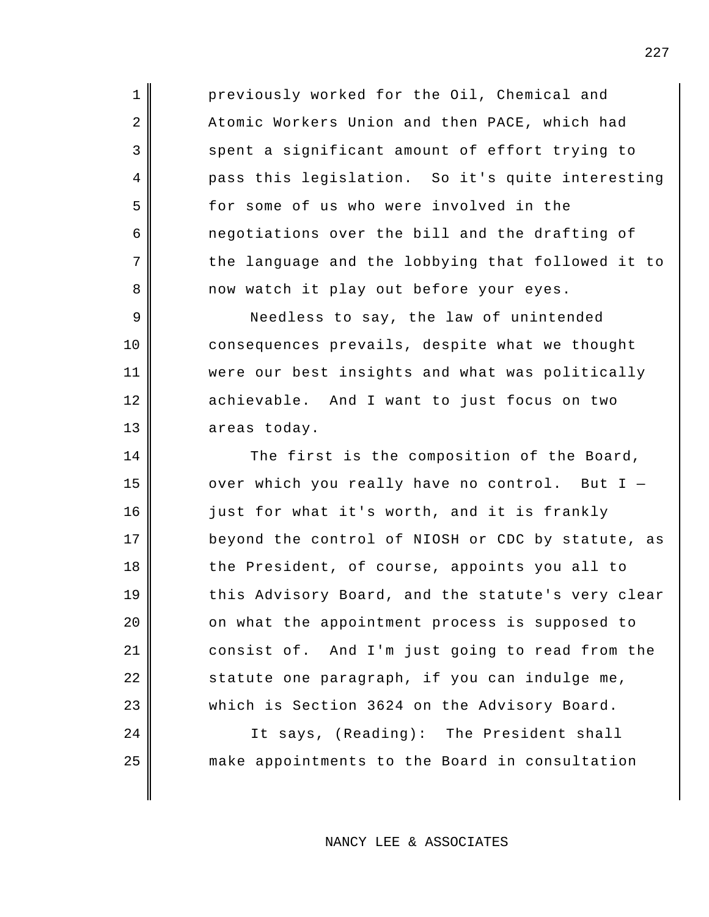previously worked for the Oil, Chemical and Atomic Workers Union and then PACE, which had spent a significant amount of effort trying to pass this legislation. So it's quite interesting for some of us who were involved in the negotiations over the bill and the drafting of the language and the lobbying that followed it to now watch it play out before your eyes.

Needless to say, the law of unintended consequences prevails, despite what we thought were our best insights and what was politically achievable. And I want to just focus on two areas today.

The first is the composition of the Board, over which you really have no control. But I — just for what it's worth, and it is frankly beyond the control of NIOSH or CDC by statute, as the President, of course, appoints you all to this Advisory Board, and the statute's very clear on what the appointment process is supposed to consist of. And I'm just going to read from the statute one paragraph, if you can indulge me, which is Section 3624 on the Advisory Board.

It says, (Reading): The President shall make appointments to the Board in consultation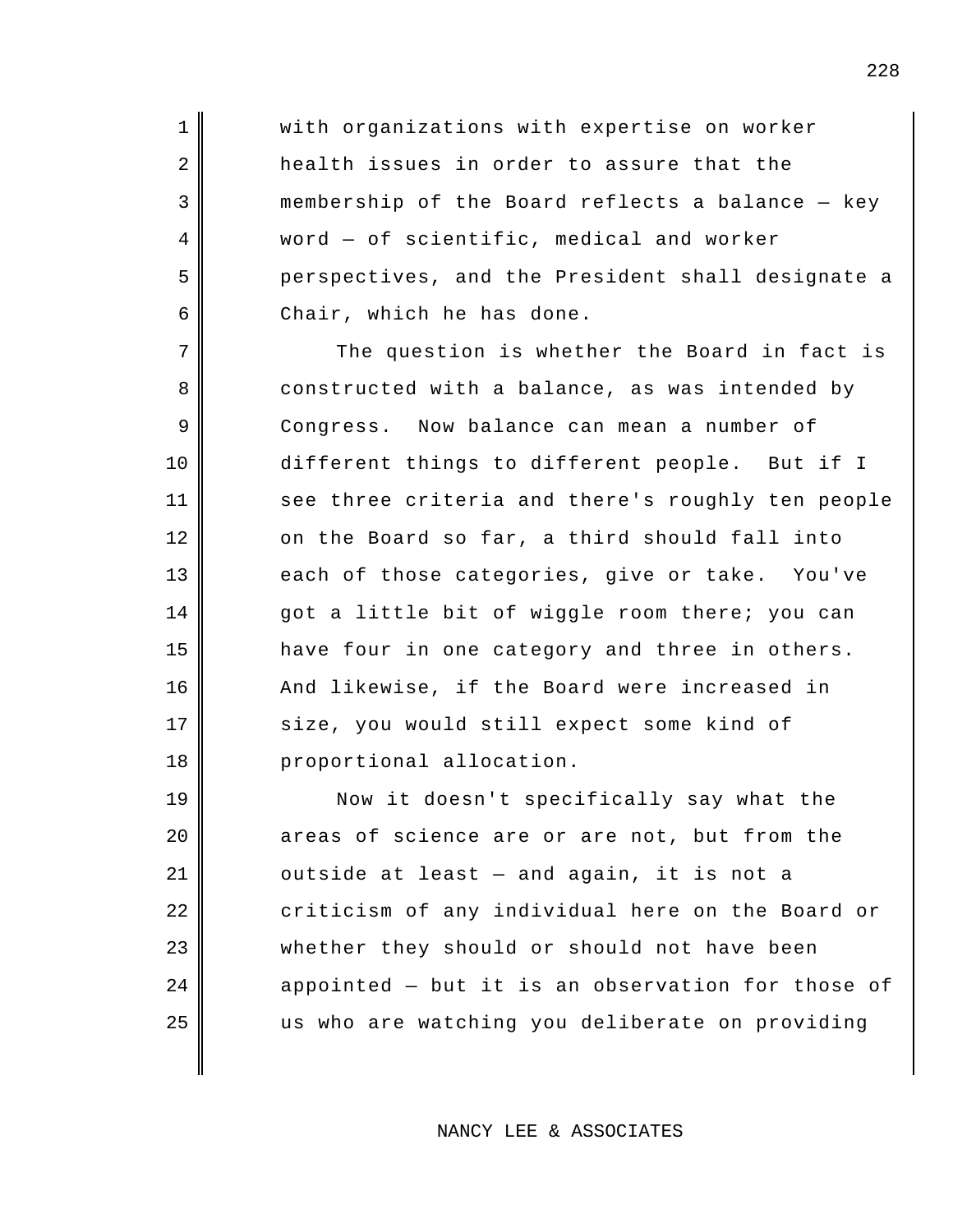with organizations with expertise on worker health issues in order to assure that the membership of the Board reflects a balance — key word — of scientific, medical and worker perspectives, and the President shall designate a Chair, which he has done.

The question is whether the Board in fact is constructed with a balance, as was intended by Congress. Now balance can mean a number of different things to different people. But if I see three criteria and there's roughly ten people on the Board so far, a third should fall into each of those categories, give or take. You've got a little bit of wiggle room there; you can have four in one category and three in others. And likewise, if the Board were increased in size, you would still expect some kind of proportional allocation.

Now it doesn't specifically say what the areas of science are or are not, but from the outside at least — and again, it is not a criticism of any individual here on the Board or whether they should or should not have been appointed — but it is an observation for those of us who are watching you deliberate on providing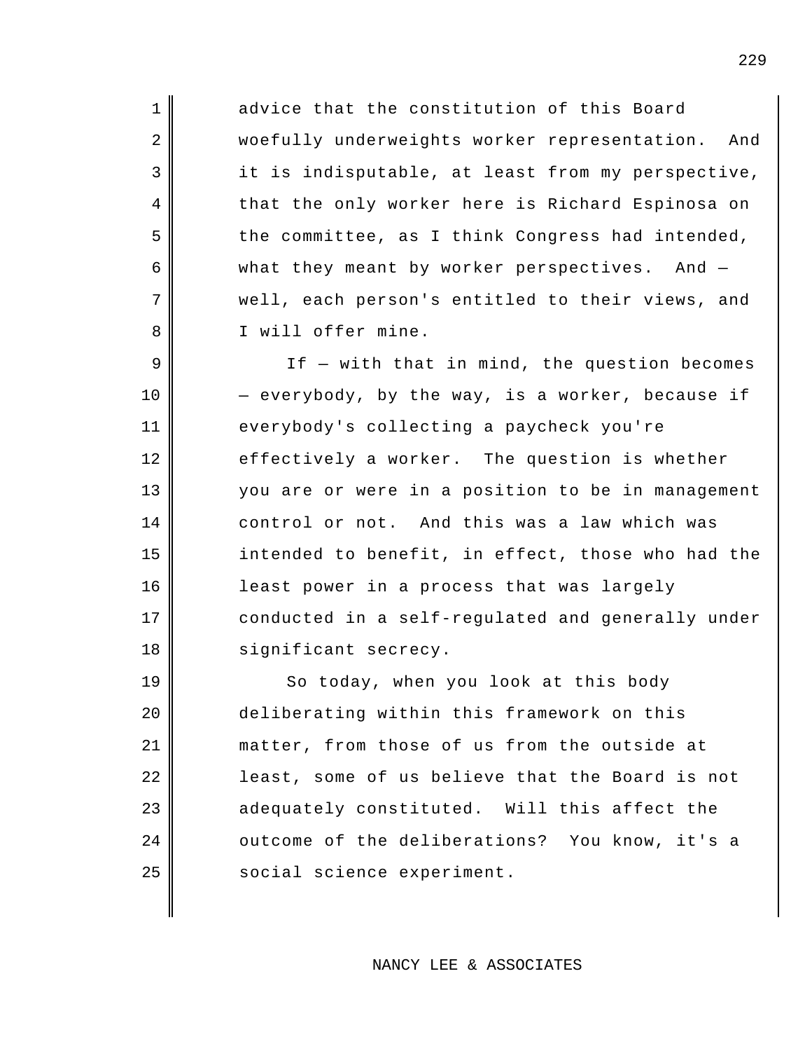advice that the constitution of this Board woefully underweights worker representation. And it is indisputable, at least from my perspective, that the only worker here is Richard Espinosa on the committee, as I think Congress had intended, what they meant by worker perspectives. And — well, each person's entitled to their views, and I will offer mine.

If — with that in mind, the question becomes — everybody, by the way, is a worker, because if everybody's collecting a paycheck you're effectively a worker. The question is whether you are or were in a position to be in management control or not. And this was a law which was intended to benefit, in effect, those who had the least power in a process that was largely conducted in a self-regulated and generally under significant secrecy.

So today, when you look at this body deliberating within this framework on this matter, from those of us from the outside at least, some of us believe that the Board is not adequately constituted. Will this affect the outcome of the deliberations? You know, it's a social science experiment.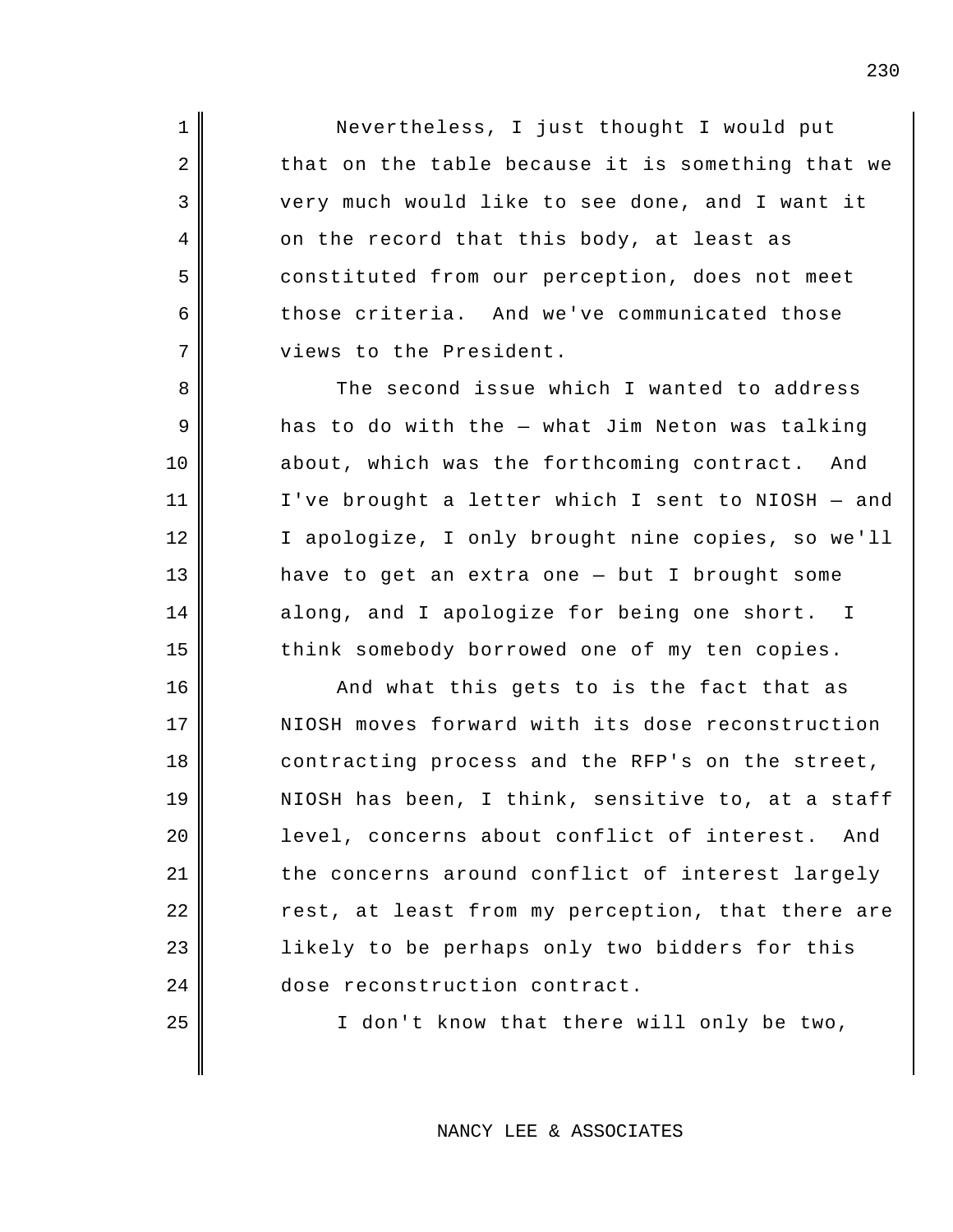Nevertheless, I just thought I would put that on the table because it is something that we very much would like to see done, and I want it on the record that this body, at least as constituted from our perception, does not meet those criteria. And we've communicated those views to the President.

The second issue which I wanted to address has to do with the — what Jim Neton was talking about, which was the forthcoming contract. And I've brought a letter which I sent to NIOSH — and I apologize, I only brought nine copies, so we'll have to get an extra one — but I brought some along, and I apologize for being one short. I think somebody borrowed one of my ten copies.

And what this gets to is the fact that as NIOSH moves forward with its dose reconstruction contracting process and the RFP's on the street, NIOSH has been, I think, sensitive to, at a staff level, concerns about conflict of interest. And the concerns around conflict of interest largely rest, at least from my perception, that there are likely to be perhaps only two bidders for this dose reconstruction contract.

I don't know that there will only be two,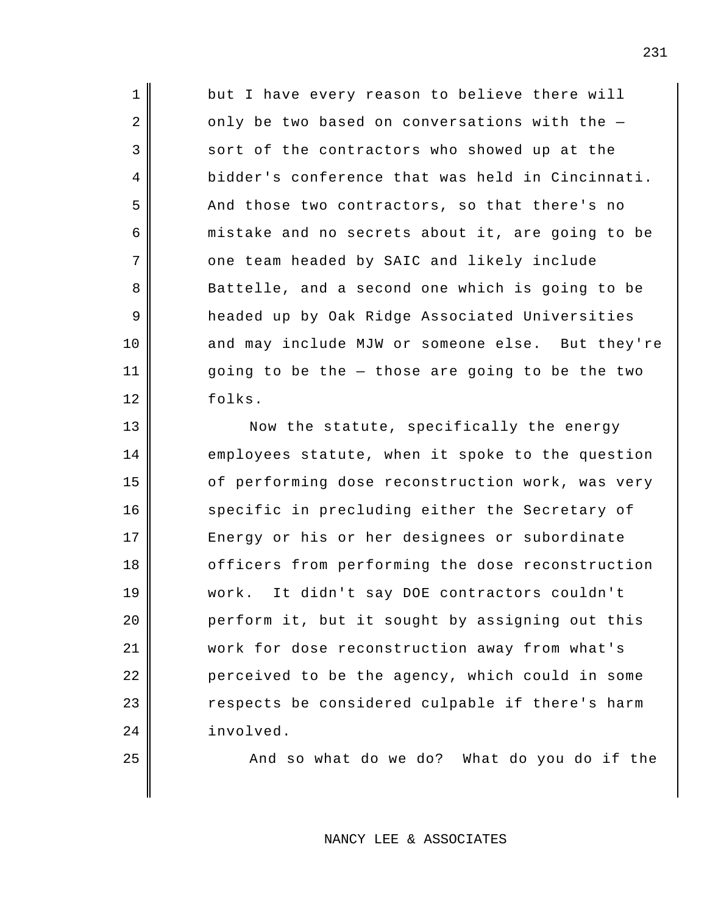but I have every reason to believe there will only be two based on conversations with the — sort of the contractors who showed up at the bidder's conference that was held in Cincinnati. And those two contractors, so that there's no mistake and no secrets about it, are going to be one team headed by SAIC and likely include Battelle, and a second one which is going to be headed up by Oak Ridge Associated Universities and may include MJW or someone else. But they're going to be the — those are going to be the two folks.

Now the statute, specifically the energy employees statute, when it spoke to the question of performing dose reconstruction work, was very specific in precluding either the Secretary of Energy or his or her designees or subordinate officers from performing the dose reconstruction work. It didn't say DOE contractors couldn't perform it, but it sought by assigning out this work for dose reconstruction away from what's perceived to be the agency, which could in some respects be considered culpable if there's harm involved.

And so what do we do? What do you do if the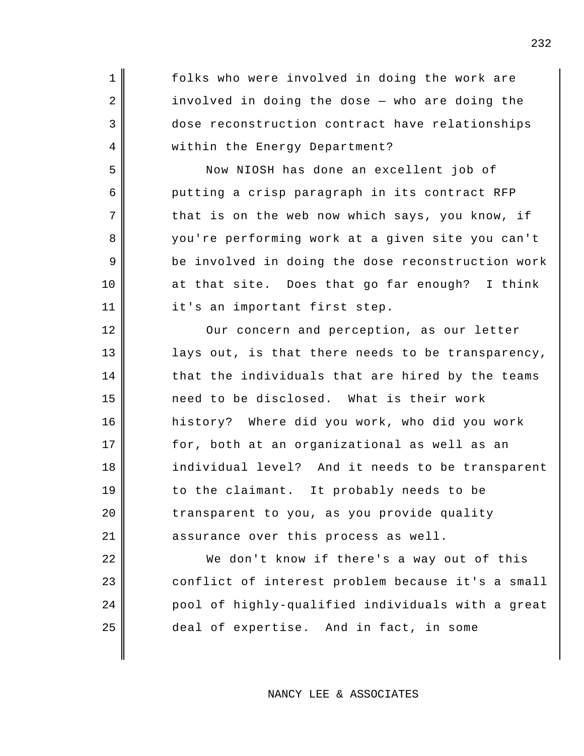folks who were involved in doing the work are involved in doing the dose — who are doing the dose reconstruction contract have relationships within the Energy Department?

Now NIOSH has done an excellent job of putting a crisp paragraph in its contract RFP that is on the web now which says, you know, if you're performing work at a given site you can't be involved in doing the dose reconstruction work at that site. Does that go far enough? I think it's an important first step.

Our concern and perception, as our letter lays out, is that there needs to be transparency, that the individuals that are hired by the teams need to be disclosed. What is their work history? Where did you work, who did you work for, both at an organizational as well as an individual level? And it needs to be transparent to the claimant. It probably needs to be transparent to you, as you provide quality assurance over this process as well.

We don't know if there's a way out of this conflict of interest problem because it's a small pool of highly-qualified individuals with a great deal of expertise. And in fact, in some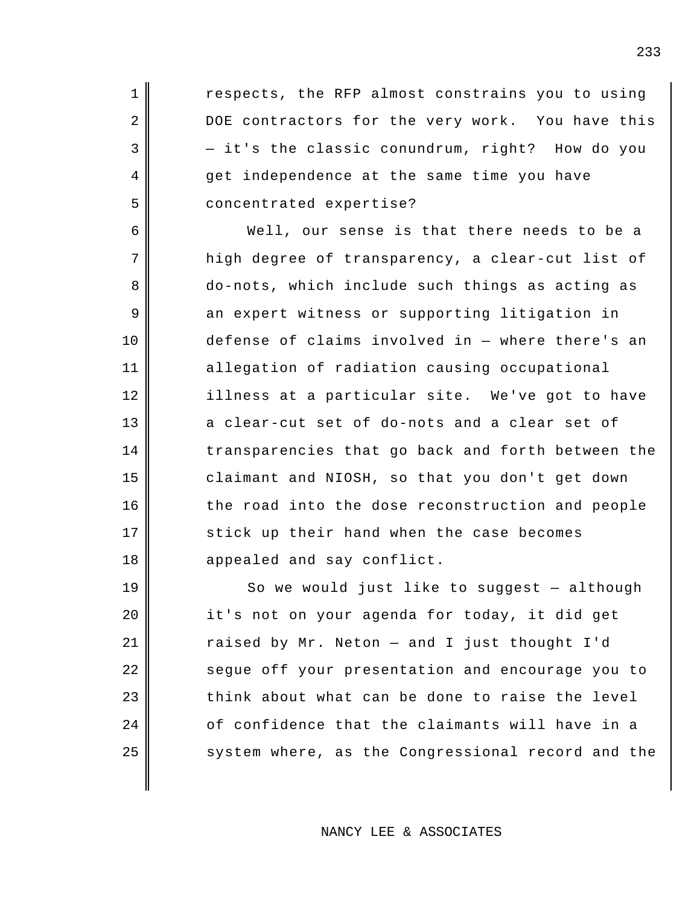respects, the RFP almost constrains you to using DOE contractors for the very work. You have this — it's the classic conundrum, right? How do you get independence at the same time you have concentrated expertise?

Well, our sense is that there needs to be a high degree of transparency, a clear-cut list of do-nots, which include such things as acting as an expert witness or supporting litigation in defense of claims involved in — where there's an allegation of radiation causing occupational illness at a particular site. We've got to have a clear-cut set of do-nots and a clear set of transparencies that go back and forth between the claimant and NIOSH, so that you don't get down the road into the dose reconstruction and people stick up their hand when the case becomes appealed and say conflict.

So we would just like to suggest — although it's not on your agenda for today, it did get raised by Mr. Neton — and I just thought I'd segue off your presentation and encourage you to think about what can be done to raise the level of confidence that the claimants will have in a system where, as the Congressional record and the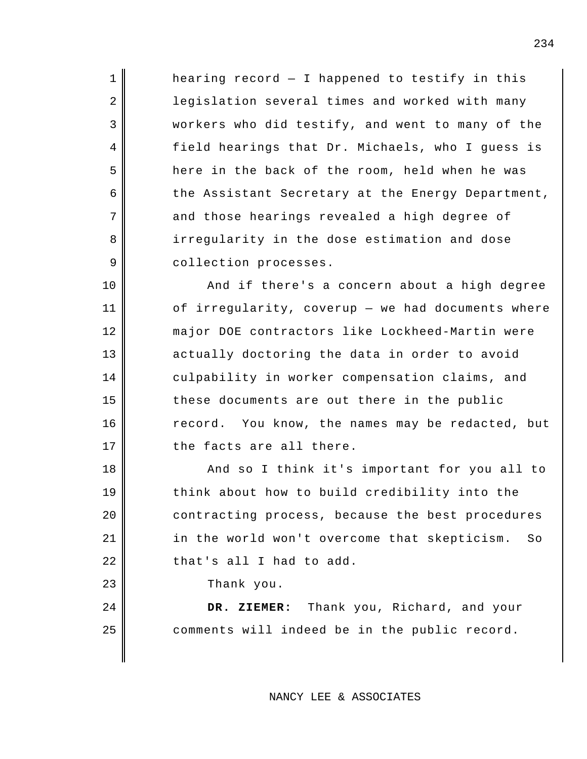hearing record — I happened to testify in this legislation several times and worked with many workers who did testify, and went to many of the field hearings that Dr. Michaels, who I guess is here in the back of the room, held when he was the Assistant Secretary at the Energy Department, and those hearings revealed a high degree of irregularity in the dose estimation and dose collection processes.

And if there's a concern about a high degree of irregularity, coverup — we had documents where major DOE contractors like Lockheed-Martin were actually doctoring the data in order to avoid culpability in worker compensation claims, and these documents are out there in the public record. You know, the names may be redacted, but the facts are all there.

And so I think it's important for you all to think about how to build credibility into the contracting process, because the best procedures in the world won't overcome that skepticism. So that's all I had to add.

Thank you.

**DR. ZIEMER:** Thank you, Richard, and your comments will indeed be in the public record.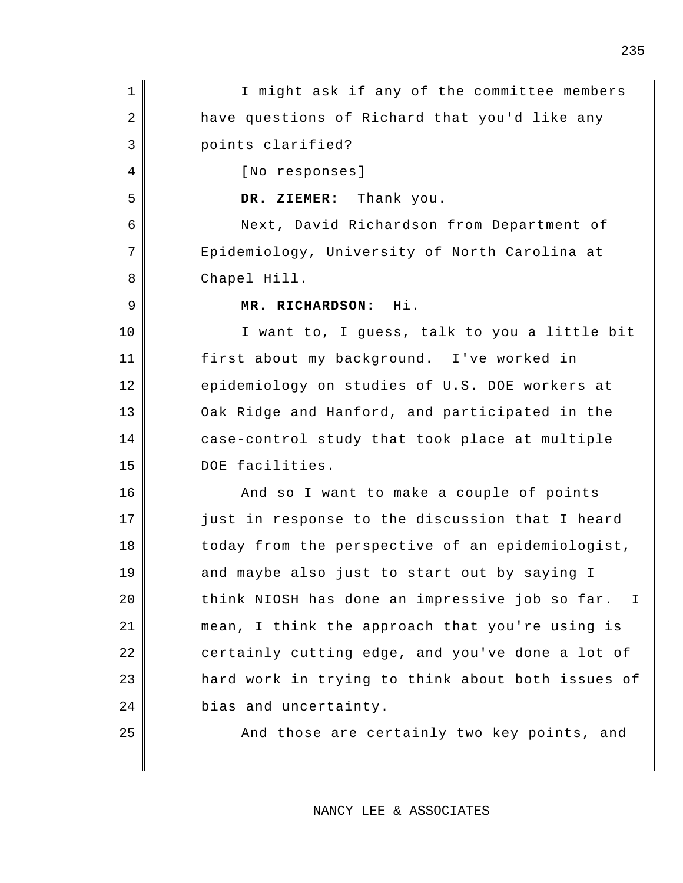I might ask if any of the committee members have questions of Richard that you'd like any points clarified?

[No responses]

**DR. ZIEMER:** Thank you.

Next, David Richardson from Department of Epidemiology, University of North Carolina at Chapel Hill.

**MR. RICHARDSON:** Hi.

I want to, I guess, talk to you a little bit first about my background. I've worked in epidemiology on studies of U.S. DOE workers at Oak Ridge and Hanford, and participated in the case-control study that took place at multiple DOE facilities.

And so I want to make a couple of points just in response to the discussion that I heard today from the perspective of an epidemiologist, and maybe also just to start out by saying I think NIOSH has done an impressive job so far. I mean, I think the approach that you're using is certainly cutting edge, and you've done a lot of hard work in trying to think about both issues of bias and uncertainty.

And those are certainly two key points, and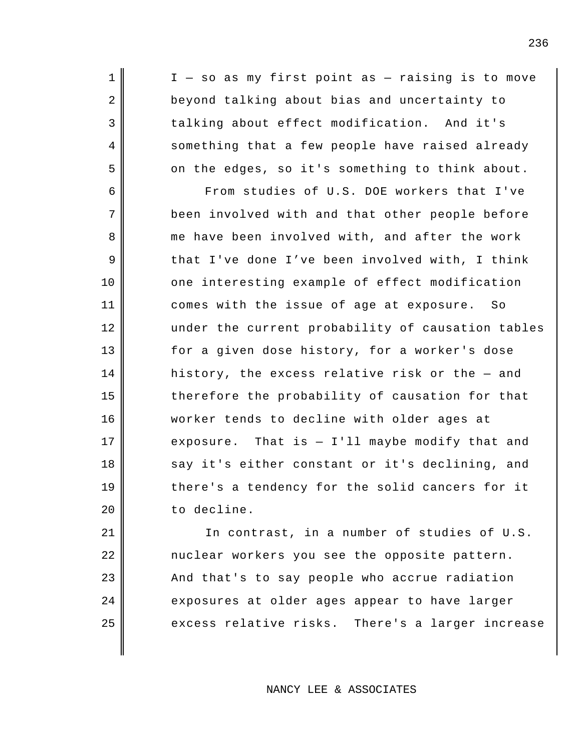I — so as my first point as — raising is to move beyond talking about bias and uncertainty to talking about effect modification. And it's something that a few people have raised already on the edges, so it's something to think about.

From studies of U.S. DOE workers that I've been involved with and that other people before me have been involved with, and after the work that I've done I've been involved with, I think one interesting example of effect modification comes with the issue of age at exposure. So under the current probability of causation tables for a given dose history, for a worker's dose history, the excess relative risk or the — and therefore the probability of causation for that worker tends to decline with older ages at exposure. That is — I'll maybe modify that and say it's either constant or it's declining, and there's a tendency for the solid cancers for it to decline.

In contrast, in a number of studies of U.S. nuclear workers you see the opposite pattern. And that's to say people who accrue radiation exposures at older ages appear to have larger excess relative risks. There's a larger increase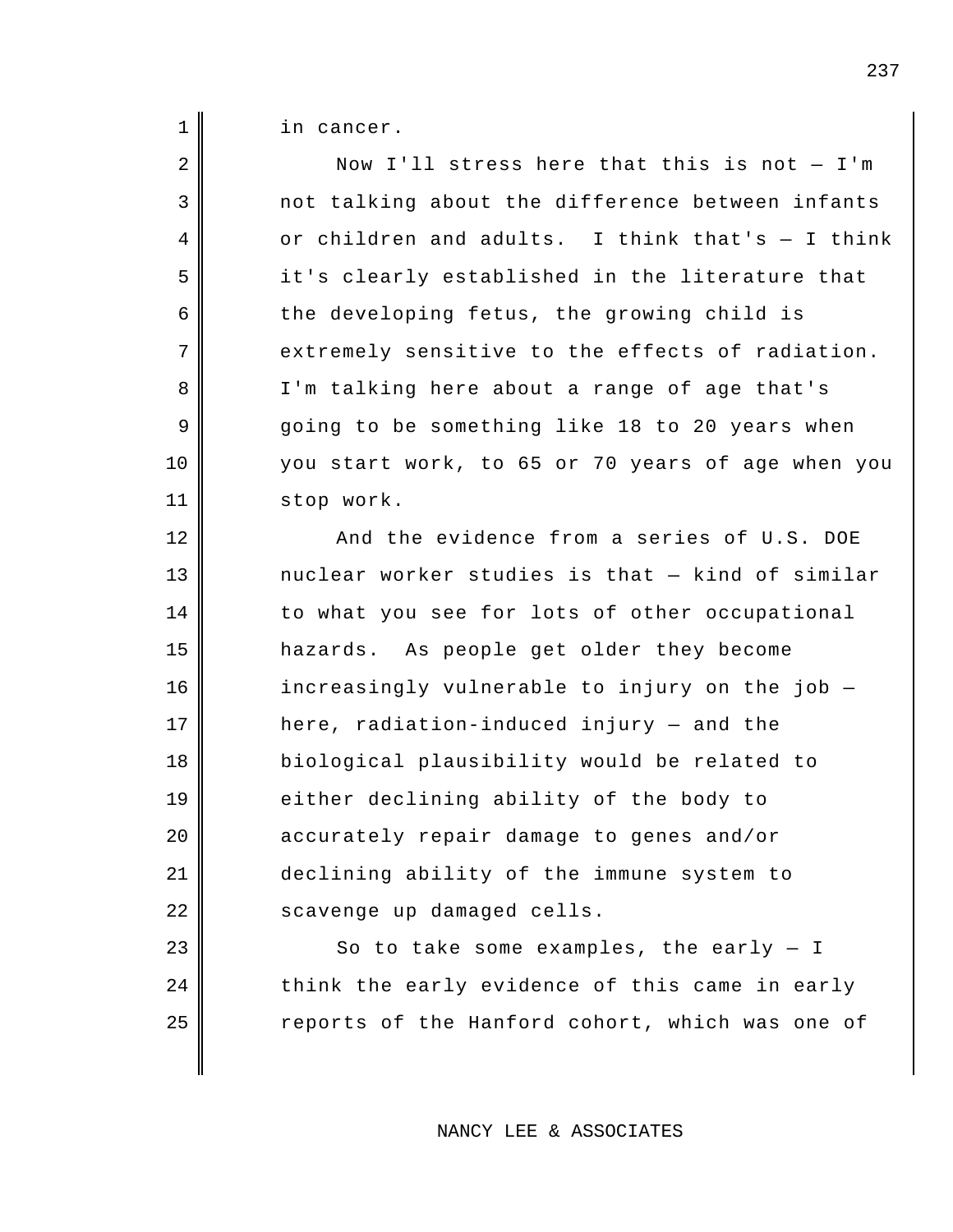in cancer.

Now I'll stress here that this is not — I'm not talking about the difference between infants or children and adults. I think that's — I think it's clearly established in the literature that the developing fetus, the growing child is extremely sensitive to the effects of radiation. I'm talking here about a range of age that's going to be something like 18 to 20 years when you start work, to 65 or 70 years of age when you stop work.

And the evidence from a series of U.S. DOE nuclear worker studies is that — kind of similar to what you see for lots of other occupational hazards. As people get older they become increasingly vulnerable to injury on the job — here, radiation-induced injury — and the biological plausibility would be related to either declining ability of the body to accurately repair damage to genes and/or declining ability of the immune system to scavenge up damaged cells.

So to take some examples, the early — I think the early evidence of this came in early reports of the Hanford cohort, which was one of

NANCY LEE & ASSOCIATES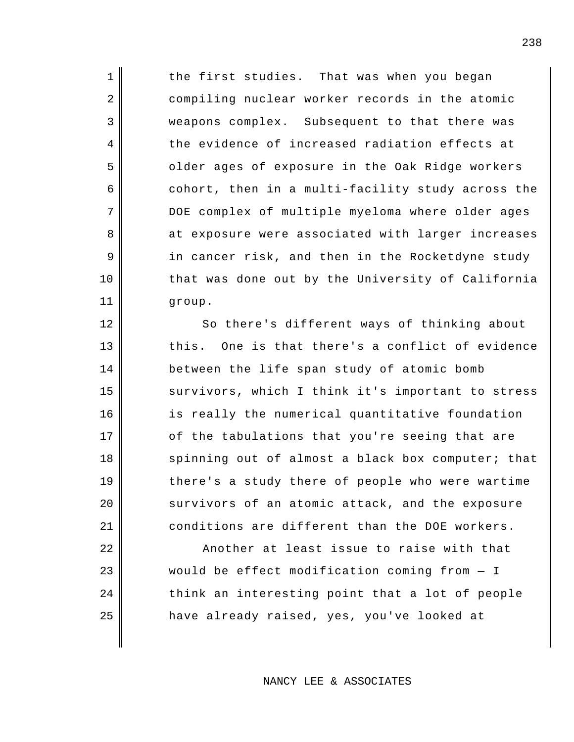the first studies. That was when you began compiling nuclear worker records in the atomic weapons complex. Subsequent to that there was the evidence of increased radiation effects at older ages of exposure in the Oak Ridge workers cohort, then in a multi-facility study across the DOE complex of multiple myeloma where older ages at exposure were associated with larger increases in cancer risk, and then in the Rocketdyne study that was done out by the University of California group.

So there's different ways of thinking about this. One is that there's a conflict of evidence between the life span study of atomic bomb survivors, which I think it's important to stress is really the numerical quantitative foundation of the tabulations that you're seeing that are spinning out of almost a black box computer; that there's a study there of people who were wartime survivors of an atomic attack, and the exposure conditions are different than the DOE workers.

Another at least issue to raise with that would be effect modification coming from — I think an interesting point that a lot of people have already raised, yes, you've looked at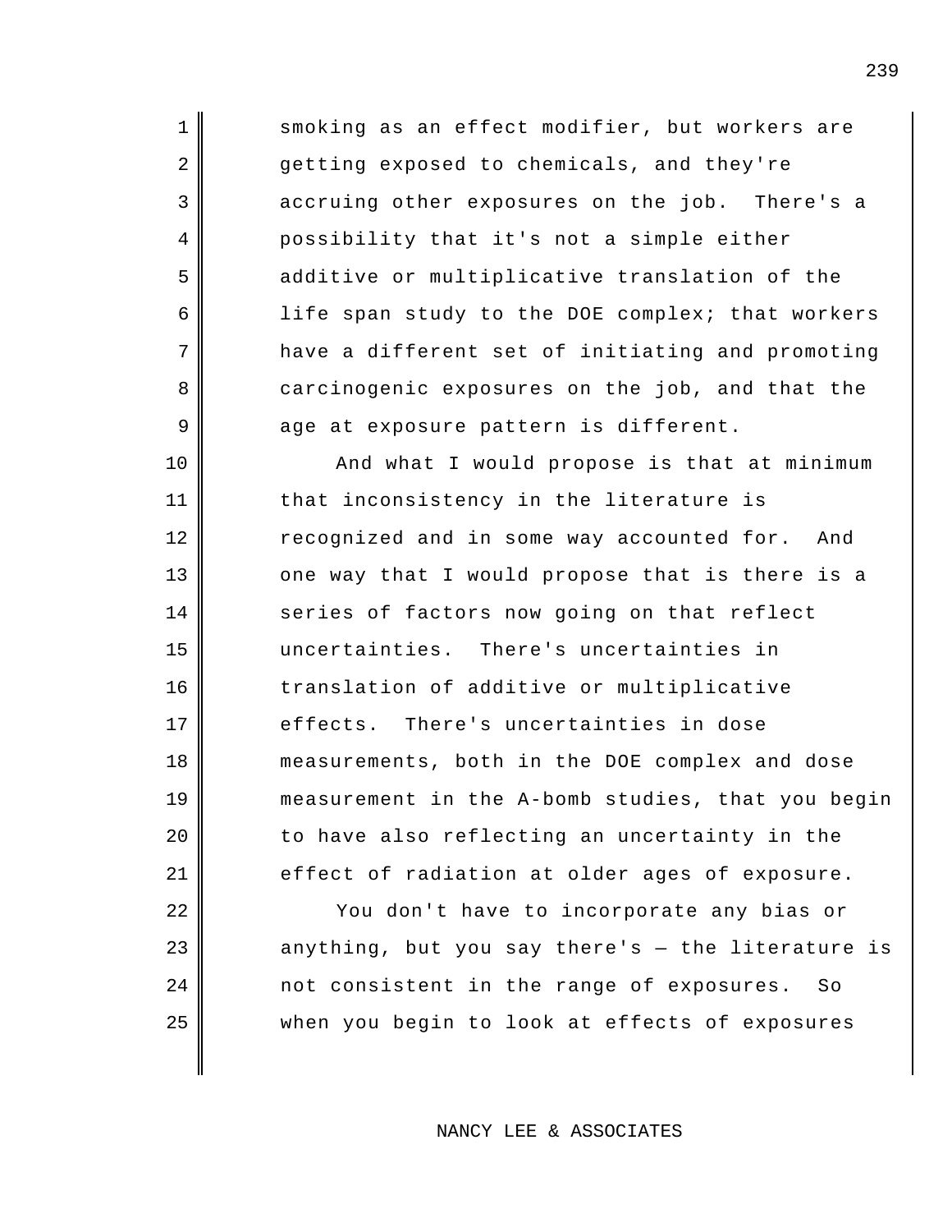smoking as an effect modifier, but workers are getting exposed to chemicals, and they're accruing other exposures on the job. There's a possibility that it's not a simple either additive or multiplicative translation of the life span study to the DOE complex; that workers have a different set of initiating and promoting carcinogenic exposures on the job, and that the age at exposure pattern is different.

And what I would propose is that at minimum that inconsistency in the literature is recognized and in some way accounted for. And one way that I would propose that is there is a series of factors now going on that reflect uncertainties. There's uncertainties in translation of additive or multiplicative effects. There's uncertainties in dose measurements, both in the DOE complex and dose measurement in the A-bomb studies, that you begin to have also reflecting an uncertainty in the effect of radiation at older ages of exposure.

You don't have to incorporate any bias or anything, but you say there's — the literature is not consistent in the range of exposures. So when you begin to look at effects of exposures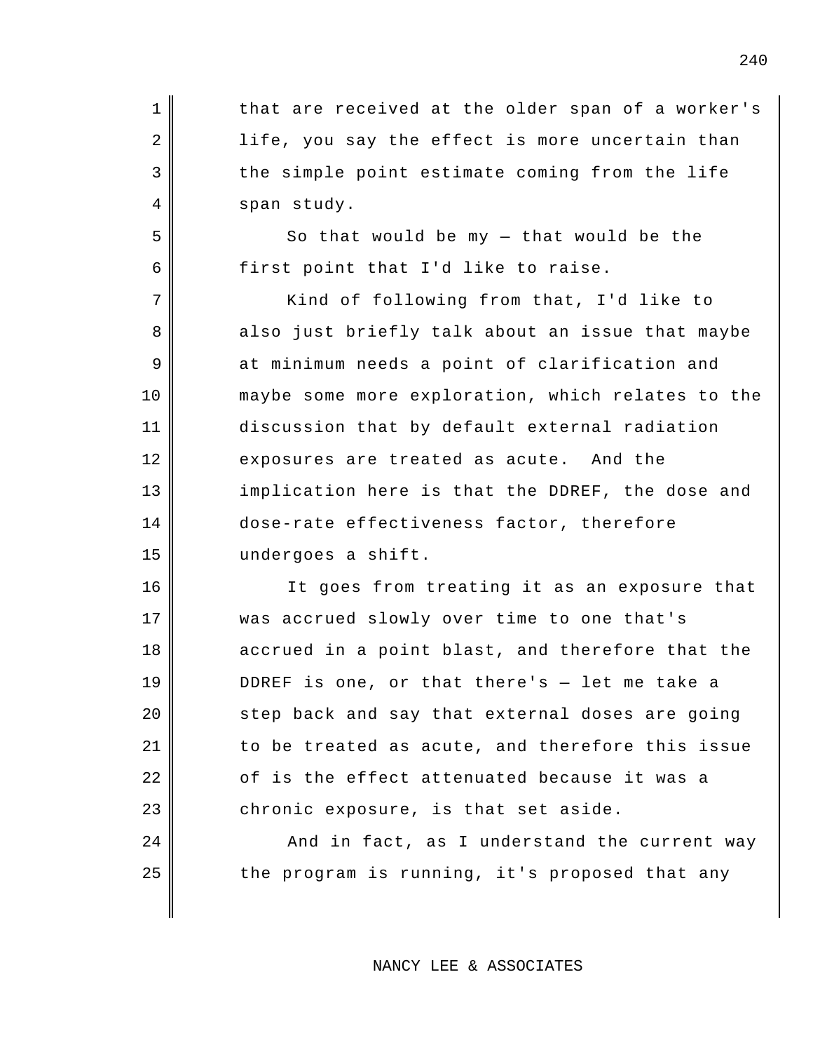that are received at the older span of a worker's life, you say the effect is more uncertain than the simple point estimate coming from the life span study.

So that would be my — that would be the first point that I'd like to raise.

Kind of following from that, I'd like to also just briefly talk about an issue that maybe at minimum needs a point of clarification and maybe some more exploration, which relates to the discussion that by default external radiation exposures are treated as acute. And the implication here is that the DDREF, the dose and dose-rate effectiveness factor, therefore undergoes a shift.

It goes from treating it as an exposure that was accrued slowly over time to one that's accrued in a point blast, and therefore that the DDREF is one, or that there's — let me take a step back and say that external doses are going to be treated as acute, and therefore this issue of is the effect attenuated because it was a chronic exposure, is that set aside.

And in fact, as I understand the current way the program is running, it's proposed that any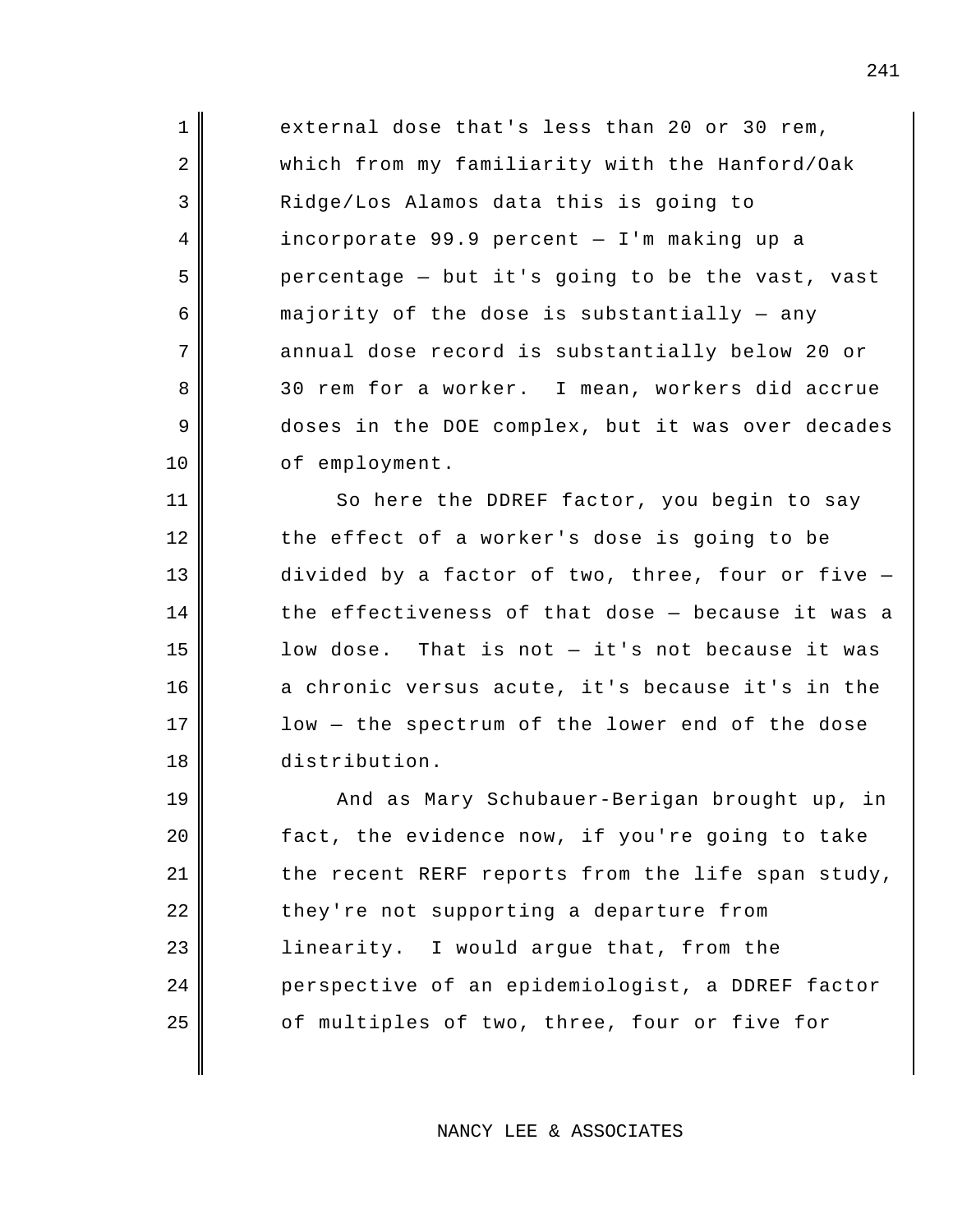external dose that's less than 20 or 30 rem, which from my familiarity with the Hanford/Oak Ridge/Los Alamos data this is going to incorporate 99.9 percent — I'm making up a percentage — but it's going to be the vast, vast majority of the dose is substantially — any annual dose record is substantially below 20 or 30 rem for a worker. I mean, workers did accrue doses in the DOE complex, but it was over decades of employment.

So here the DDREF factor, you begin to say the effect of a worker's dose is going to be divided by a factor of two, three, four or five — the effectiveness of that dose — because it was a low dose. That is not — it's not because it was a chronic versus acute, it's because it's in the low — the spectrum of the lower end of the dose distribution.

And as Mary Schubauer-Berigan brought up, in fact, the evidence now, if you're going to take the recent RERF reports from the life span study, they're not supporting a departure from linearity. I would argue that, from the perspective of an epidemiologist, a DDREF factor of multiples of two, three, four or five for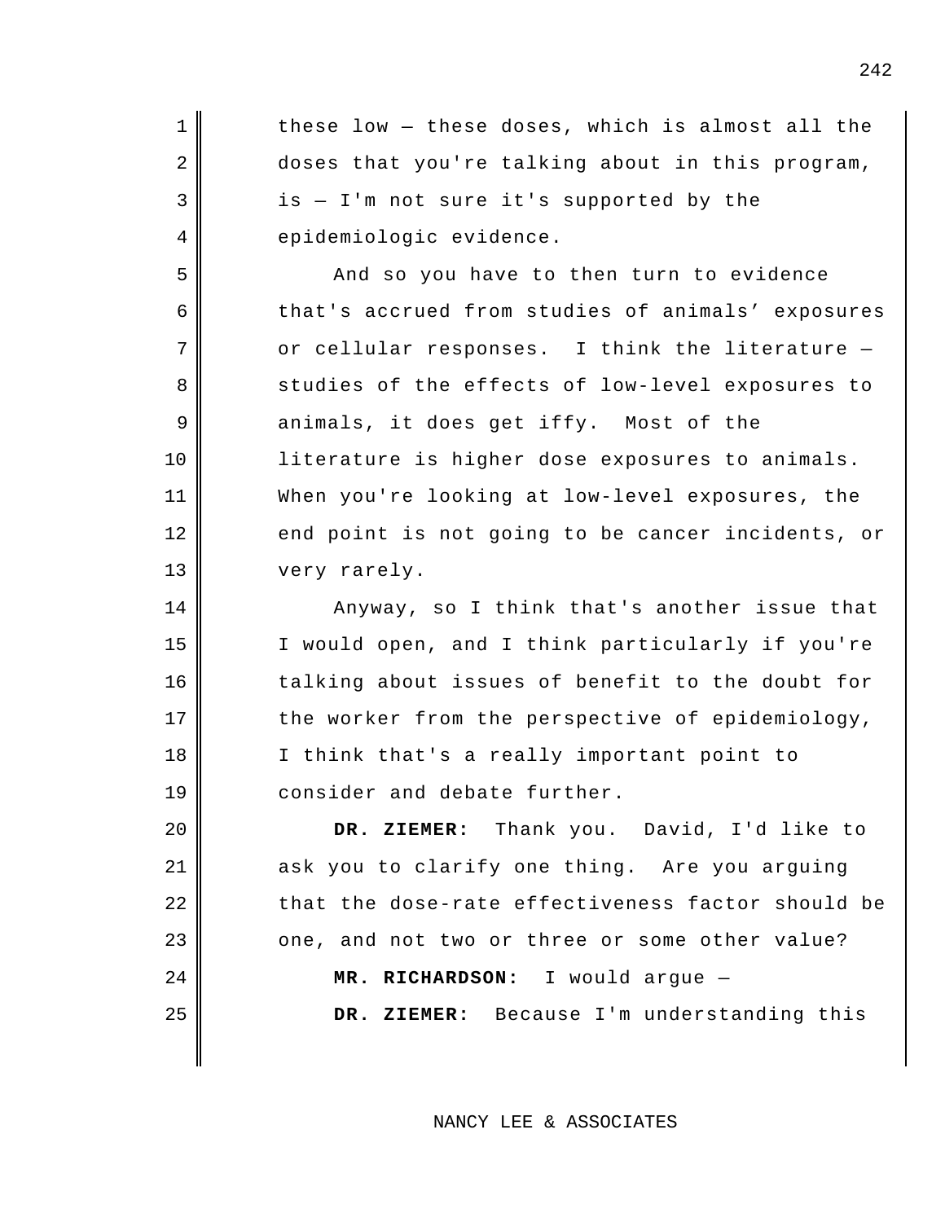these low — these doses, which is almost all the doses that you're talking about in this program, is — I'm not sure it's supported by the epidemiologic evidence.

And so you have to then turn to evidence that's accrued from studies of animals' exposures or cellular responses. I think the literature — studies of the effects of low-level exposures to animals, it does get iffy. Most of the literature is higher dose exposures to animals. When you're looking at low-level exposures, the end point is not going to be cancer incidents, or very rarely.

Anyway, so I think that's another issue that I would open, and I think particularly if you're talking about issues of benefit to the doubt for the worker from the perspective of epidemiology, I think that's a really important point to consider and debate further.

**DR. ZIEMER:** Thank you. David, I'd like to ask you to clarify one thing. Are you arguing that the dose-rate effectiveness factor should be one, and not two or three or some other value?

**MR. RICHARDSON:** I would argue —

**DR. ZIEMER:** Because I'm understanding this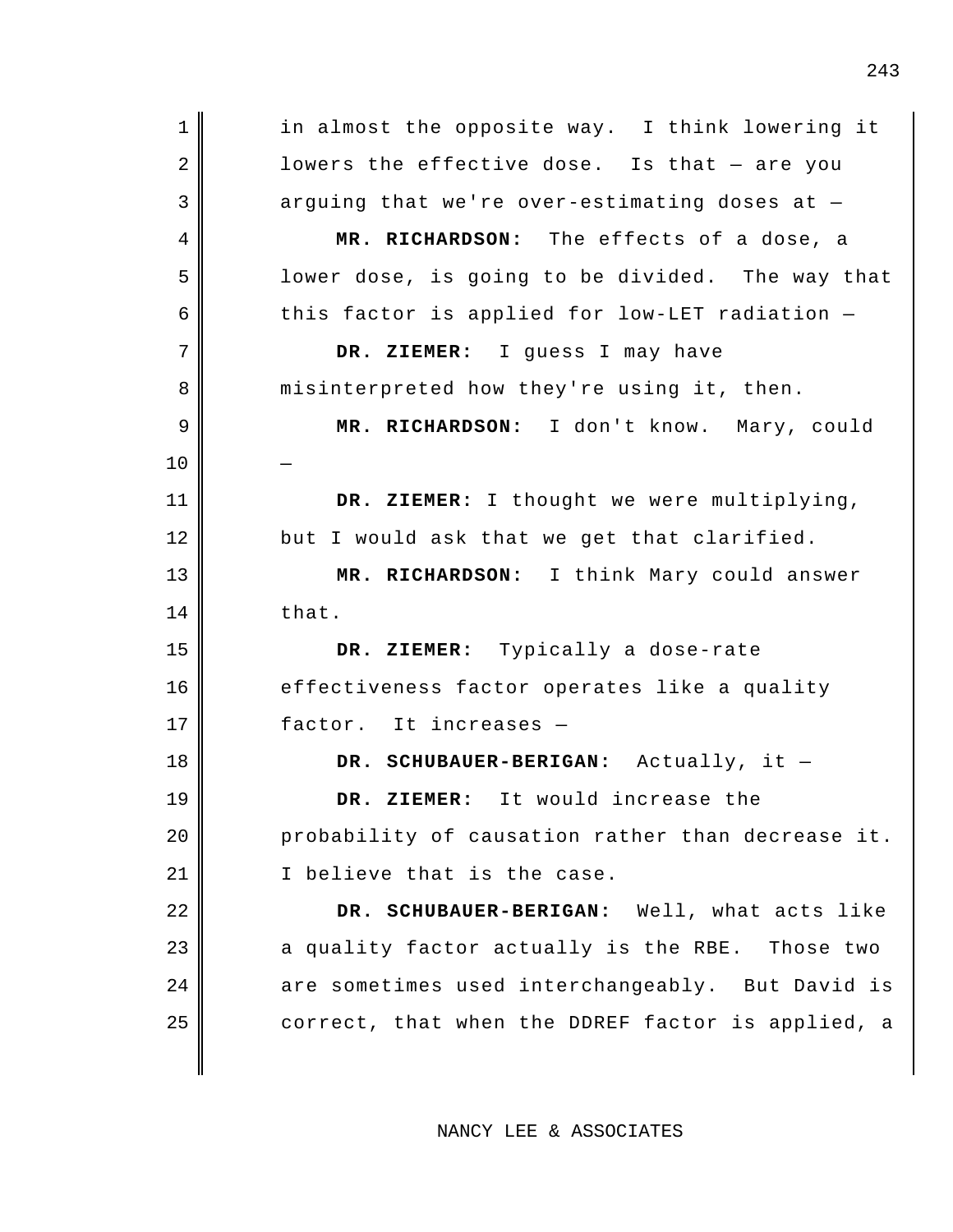in almost the opposite way. I think lowering it lowers the effective dose. Is that — are you arguing that we're over-estimating doses at —

**MR. RICHARDSON:** The effects of a dose, a lower dose, is going to be divided. The way that this factor is applied for low-LET radiation —

**DR. ZIEMER:** I guess I may have misinterpreted how they're using it, then.

**MR. RICHARDSON:** I don't know. Mary, could —

**DR. ZIEMER:** I thought we were multiplying, but I would ask that we get that clarified.

**MR. RICHARDSON:** I think Mary could answer that.

**DR. ZIEMER:** Typically a dose-rate effectiveness factor operates like a quality factor. It increases —

**DR. SCHUBAUER-BERIGAN:** Actually, it —

**DR. ZIEMER:** It would increase the probability of causation rather than decrease it. I believe that is the case.

**DR. SCHUBAUER-BERIGAN:** Well, what acts like a quality factor actually is the RBE. Those two are sometimes used interchangeably. But David is correct, that when the DDREF factor is applied, a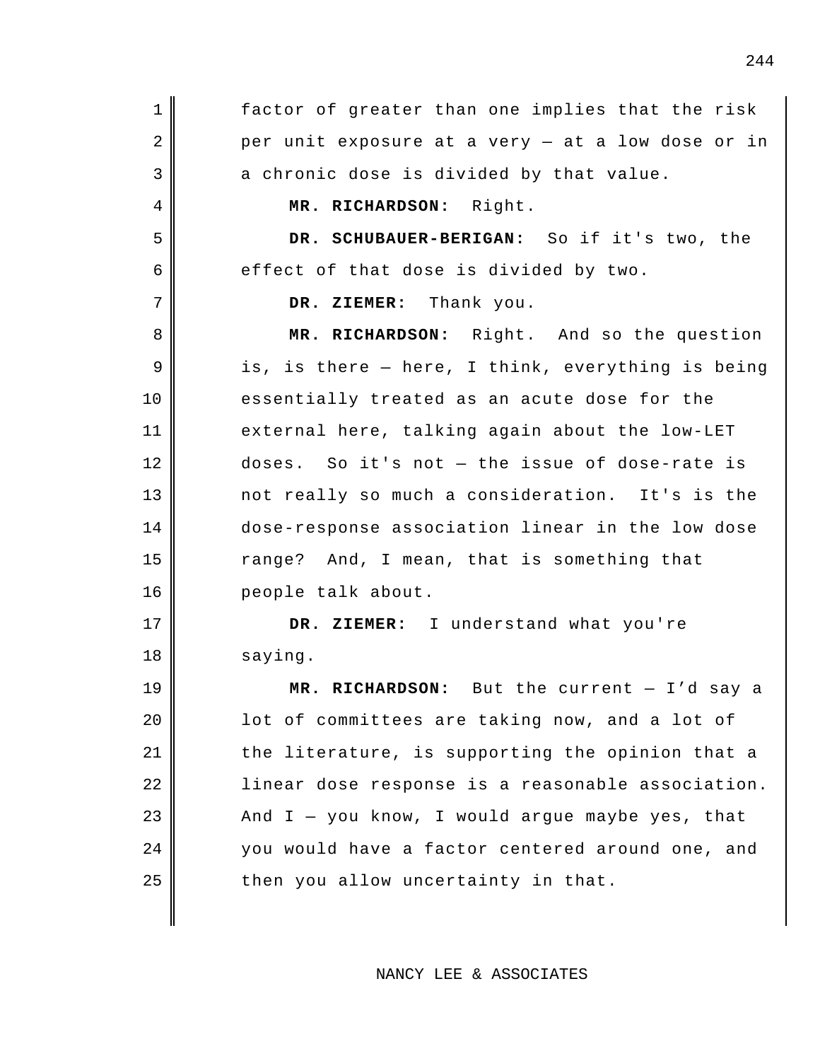factor of greater than one implies that the risk per unit exposure at a very — at a low dose or in a chronic dose is divided by that value.

**MR. RICHARDSON:** Right.

**DR. SCHUBAUER-BERIGAN:** So if it's two, the effect of that dose is divided by two.

**DR. ZIEMER:** Thank you.

**MR. RICHARDSON:** Right. And so the question is, is there — here, I think, everything is being essentially treated as an acute dose for the external here, talking again about the low-LET doses. So it's not — the issue of dose-rate is not really so much a consideration. It's is the dose-response association linear in the low dose range? And, I mean, that is something that people talk about.

**DR. ZIEMER:** I understand what you're saying.

**MR. RICHARDSON:** But the current — I'd say a lot of committees are taking now, and a lot of the literature, is supporting the opinion that a linear dose response is a reasonable association. And I — you know, I would argue maybe yes, that you would have a factor centered around one, and then you allow uncertainty in that.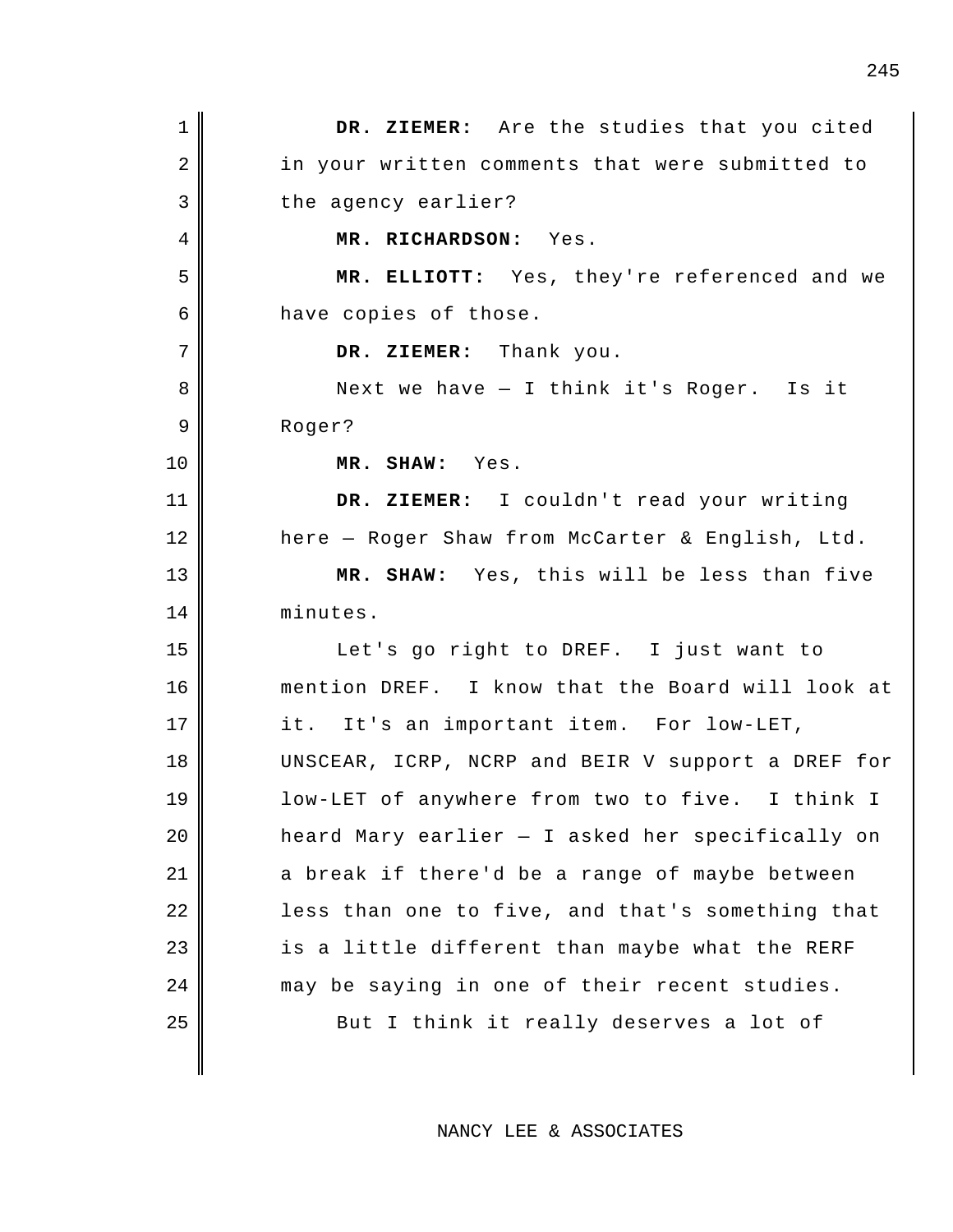**DR. ZIEMER:** Are the studies that you cited in your written comments that were submitted to the agency earlier?

**MR. RICHARDSON:** Yes.

**MR. ELLIOTT:** Yes, they're referenced and we have copies of those.

**DR. ZIEMER:** Thank you.

Next we have — I think it's Roger. Is it Roger?

**MR. SHAW:** Yes.

**DR. ZIEMER:** I couldn't read your writing here — Roger Shaw from McCarter & English, Ltd.

**MR. SHAW:** Yes, this will be less than five minutes.

Let's go right to DREF. I just want to mention DREF. I know that the Board will look at it. It's an important item. For low-LET, UNSCEAR, ICRP, NCRP and BEIR V support a DREF for low-LET of anywhere from two to five. I think I heard Mary earlier — I asked her specifically on a break if there'd be a range of maybe between less than one to five, and that's something that is a little different than maybe what the RERF may be saying in one of their recent studies.

But I think it really deserves a lot of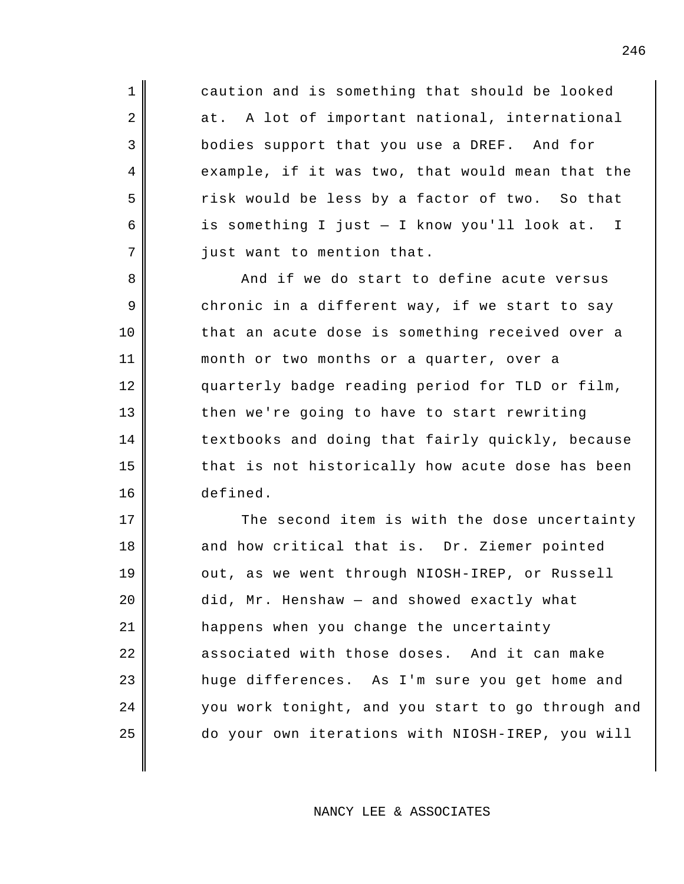caution and is something that should be looked at. A lot of important national, international bodies support that you use a DREF. And for example, if it was two, that would mean that the risk would be less by a factor of two. So that is something I just — I know you'll look at. I just want to mention that.

And if we do start to define acute versus chronic in a different way, if we start to say that an acute dose is something received over a month or two months or a quarter, over a quarterly badge reading period for TLD or film, then we're going to have to start rewriting textbooks and doing that fairly quickly, because that is not historically how acute dose has been defined.

The second item is with the dose uncertainty and how critical that is. Dr. Ziemer pointed out, as we went through NIOSH-IREP, or Russell did, Mr. Henshaw — and showed exactly what happens when you change the uncertainty associated with those doses. And it can make huge differences. As I'm sure you get home and you work tonight, and you start to go through and do your own iterations with NIOSH-IREP, you will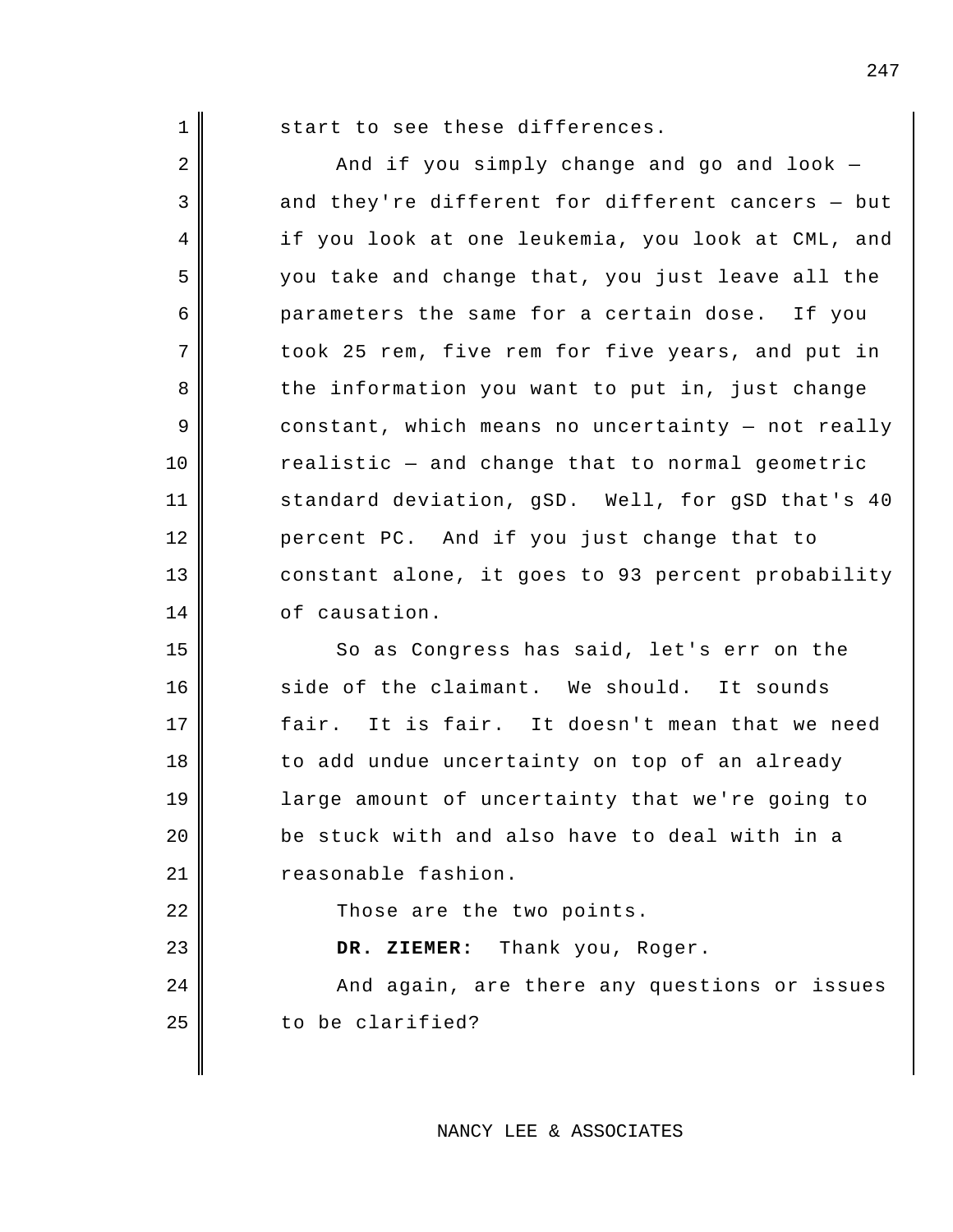start to see these differences.

And if you simply change and go and look — and they're different for different cancers — but if you look at one leukemia, you look at CML, and you take and change that, you just leave all the parameters the same for a certain dose. If you took 25 rem, five rem for five years, and put in the information you want to put in, just change constant, which means no uncertainty — not really realistic — and change that to normal geometric standard deviation, gSD. Well, for gSD that's 40 percent PC. And if you just change that to constant alone, it goes to 93 percent probability of causation.

So as Congress has said, let's err on the side of the claimant. We should. It sounds fair. It is fair. It doesn't mean that we need to add undue uncertainty on top of an already large amount of uncertainty that we're going to be stuck with and also have to deal with in a reasonable fashion.

Those are the two points.

**DR. ZIEMER:** Thank you, Roger.

And again, are there any questions or issues to be clarified?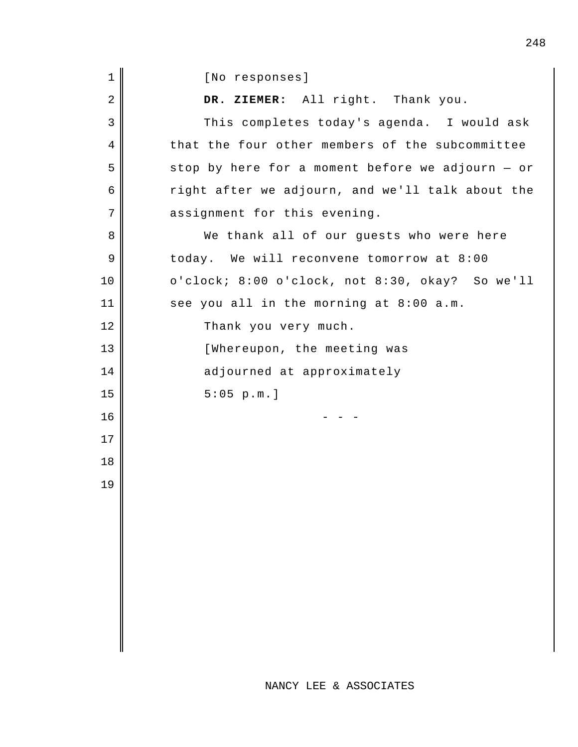[No responses]

**DR. ZIEMER:** All right. Thank you.

This completes today's agenda. I would ask that the four other members of the subcommittee stop by here for a moment before we adjourn — or right after we adjourn, and we'll talk about the assignment for this evening.

We thank all of our guests who were here today. We will reconvene tomorrow at 8:00 o'clock; 8:00 o'clock, not 8:30, okay? So we'll see you all in the morning at 8:00 a.m.

Thank you very much.

[Whereupon, the meeting was adjourned at approximately 5:05 p.m.]

\- - -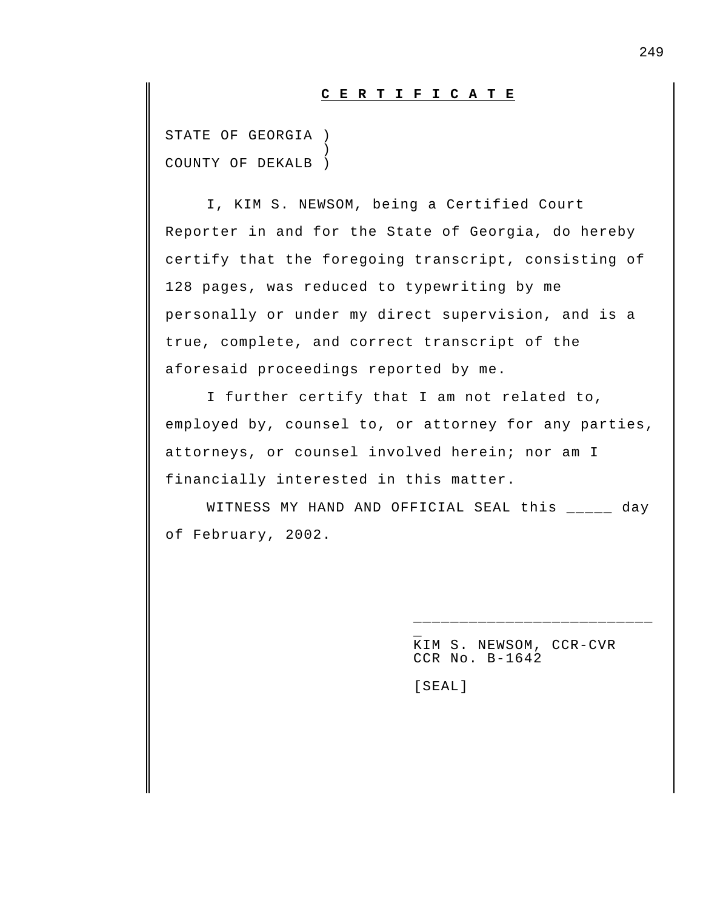**C E R T I F I C A T E**

STATE OF GEORGIA )
)
COUNTY OF DEKALB )

I, KIM S. NEWSOM, being a Certified Court Reporter in and for the State of Georgia, do hereby certify that the foregoing transcript, consisting of 128 pages, was reduced to typewriting by me personally or under my direct supervision, and is a true, complete, and correct transcript of the aforesaid proceedings reported by me.

I further certify that I am not related to, employed by, counsel to, or attorney for any parties, attorneys, or counsel involved herein; nor am I financially interested in this matter.

WITNESS MY HAND AND OFFICIAL SEAL this _____ day of February, 2002.

__________________________
KIM S. NEWSOM, CCR-CVR
CCR No. B-1642

[SEAL]